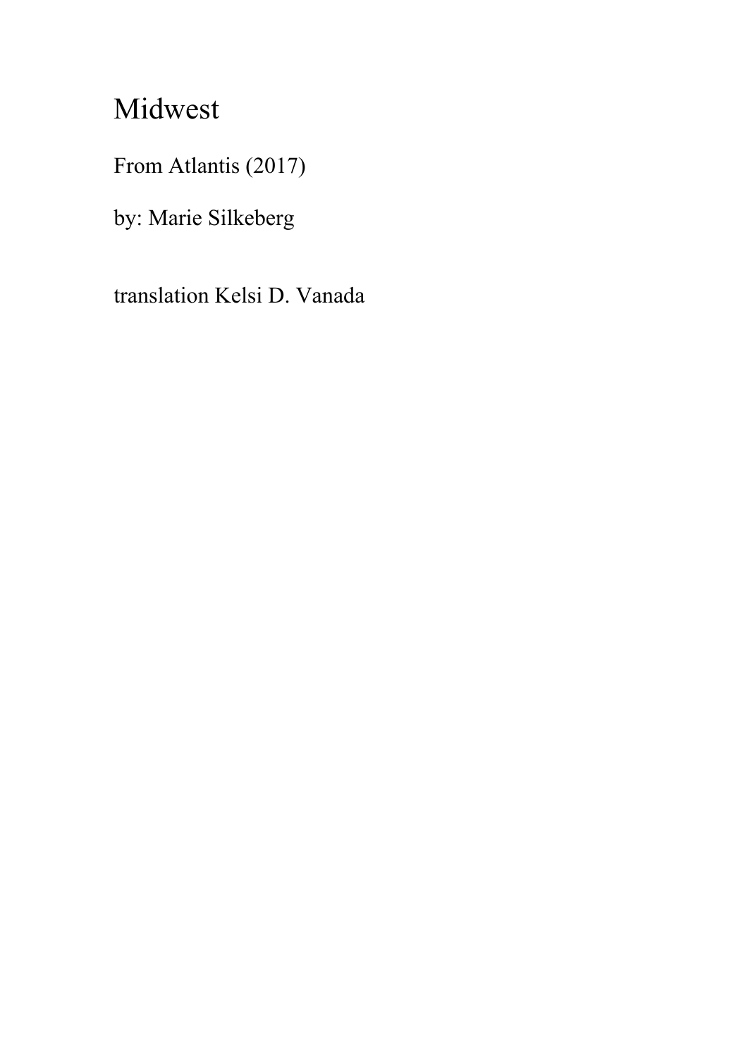# Midwest

From Atlantis (2017)

by: Marie Silkeberg

translation Kelsi D. Vanada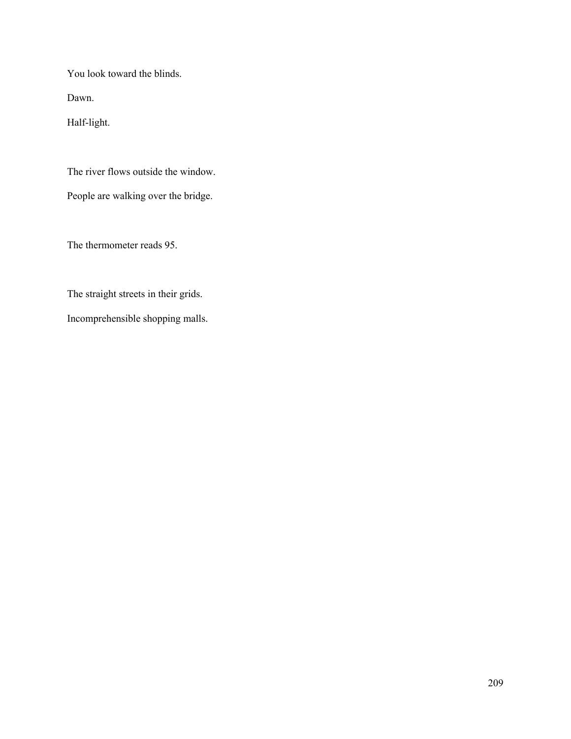You look toward the blinds.

Dawn.

Half-light.

The river flows outside the window.

People are walking over the bridge.

The thermometer reads 95.

The straight streets in their grids.

Incomprehensible shopping malls.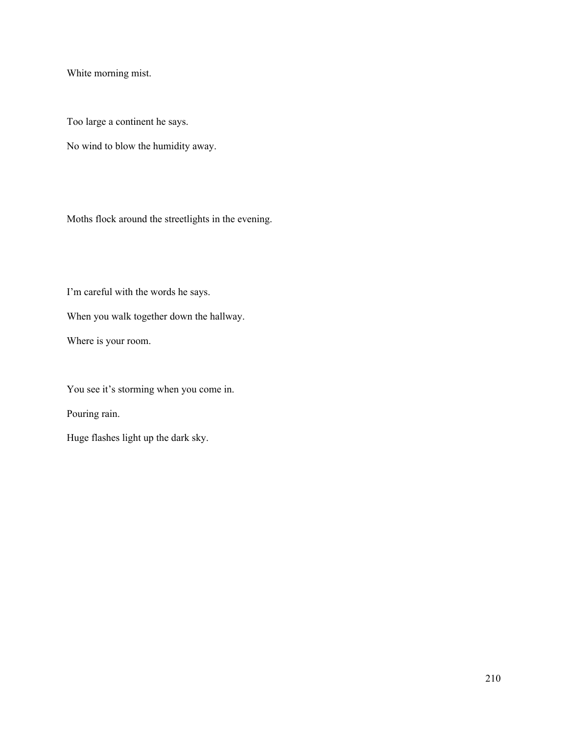White morning mist.

Too large a continent he says.

No wind to blow the humidity away.

Moths flock around the streetlights in the evening.

I'm careful with the words he says.

When you walk together down the hallway.

Where is your room.

You see it's storming when you come in.

Pouring rain.

Huge flashes light up the dark sky.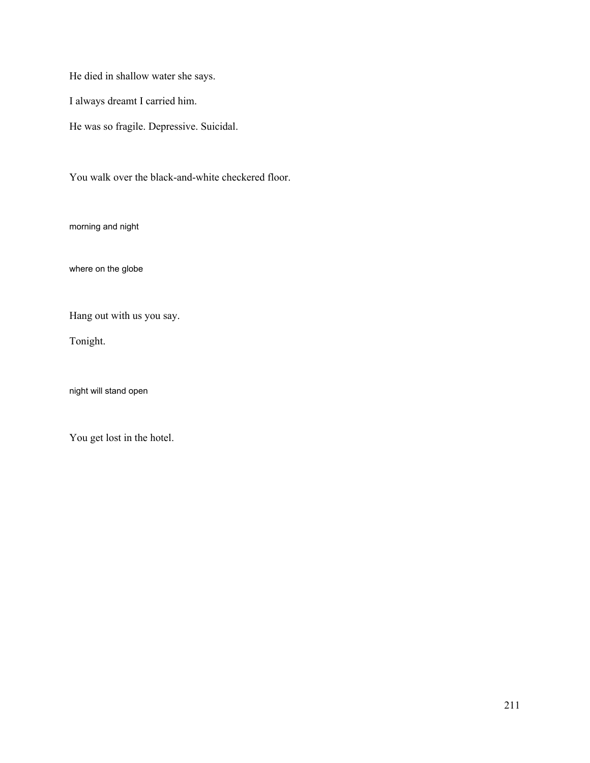He died in shallow water she says.

I always dreamt I carried him.

He was so fragile. Depressive. Suicidal.

You walk over the black-and-white checkered floor.

morning and night

where on the globe

Hang out with us you say.

Tonight.

night will stand open

You get lost in the hotel.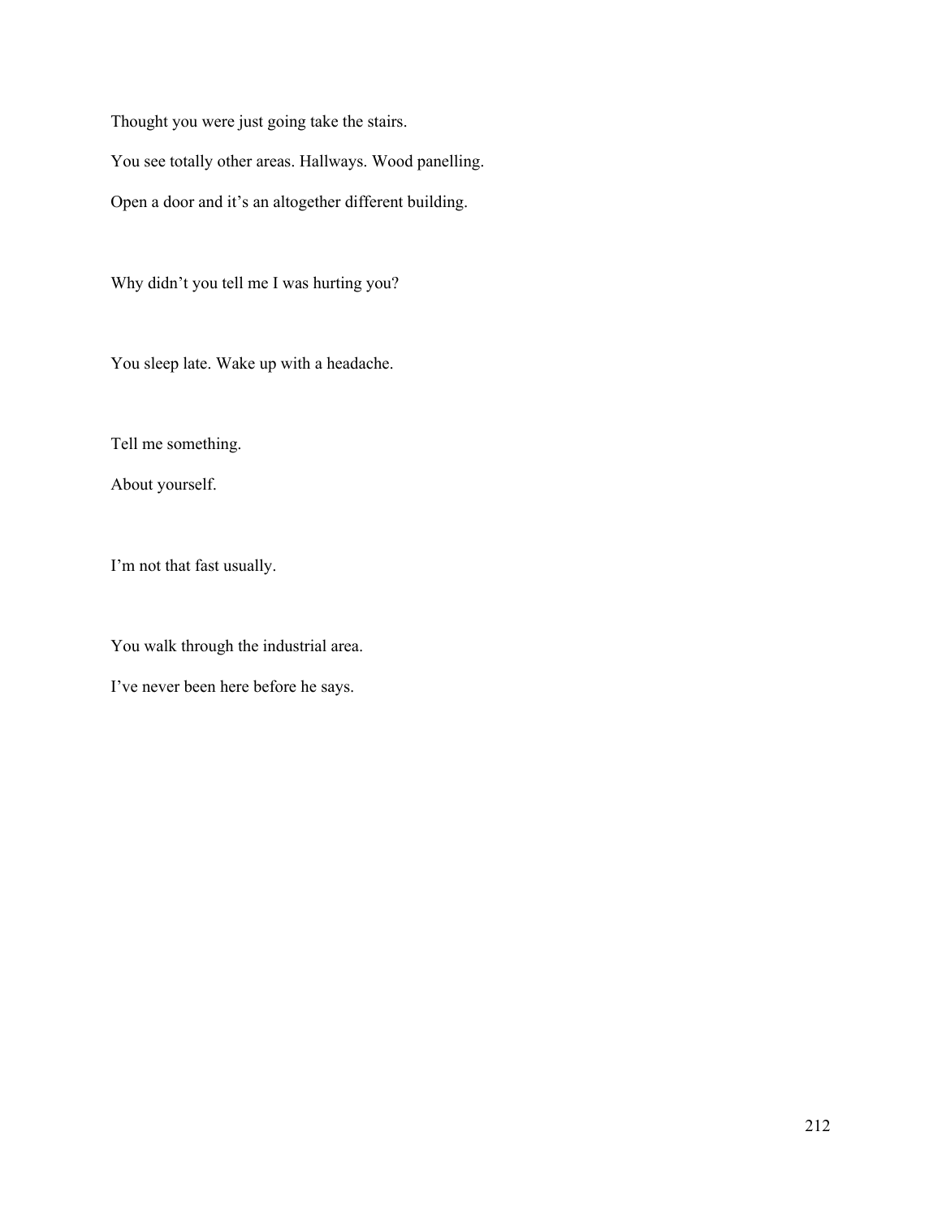Thought you were just going take the stairs.

You see totally other areas. Hallways. Wood panelling.

Open a door and it's an altogether different building.

Why didn't you tell me I was hurting you?

You sleep late. Wake up with a headache.

Tell me something.

About yourself.

I'm not that fast usually.

You walk through the industrial area.

I've never been here before he says.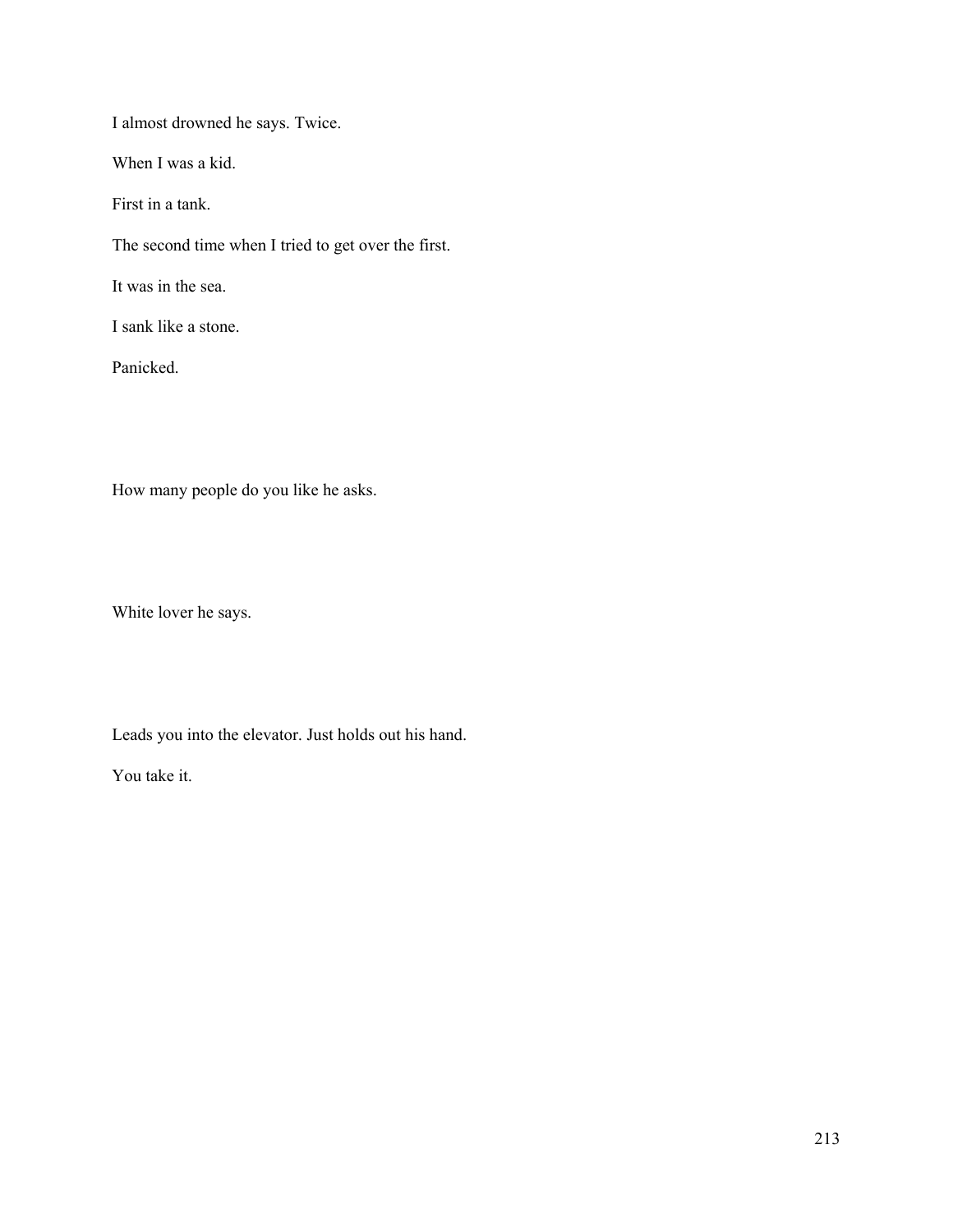I almost drowned he says. Twice.

When I was a kid.

First in a tank.

The second time when I tried to get over the first.

It was in the sea.

I sank like a stone.

Panicked.

How many people do you like he asks.

White lover he says.

Leads you into the elevator. Just holds out his hand.

You take it.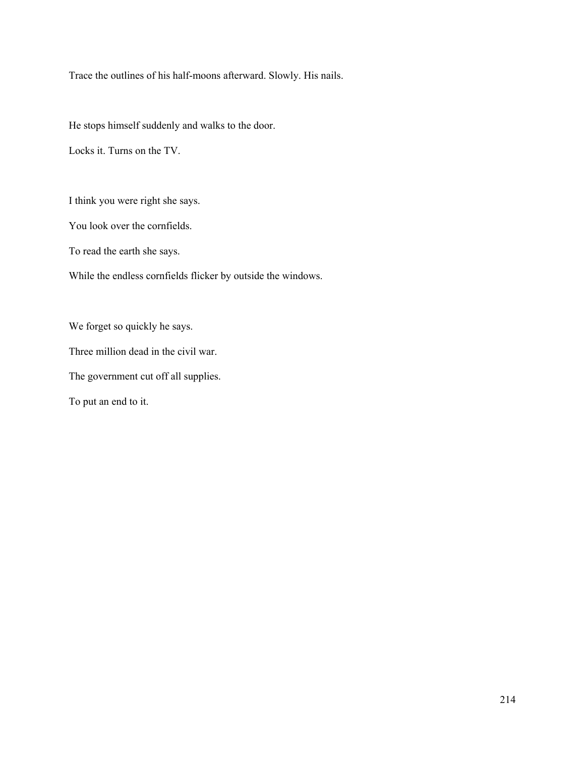Trace the outlines of his half-moons afterward. Slowly. His nails.

He stops himself suddenly and walks to the door.

Locks it. Turns on the TV.

I think you were right she says.

You look over the cornfields.

To read the earth she says.

While the endless cornfields flicker by outside the windows.

We forget so quickly he says.

Three million dead in the civil war.

The government cut off all supplies.

To put an end to it.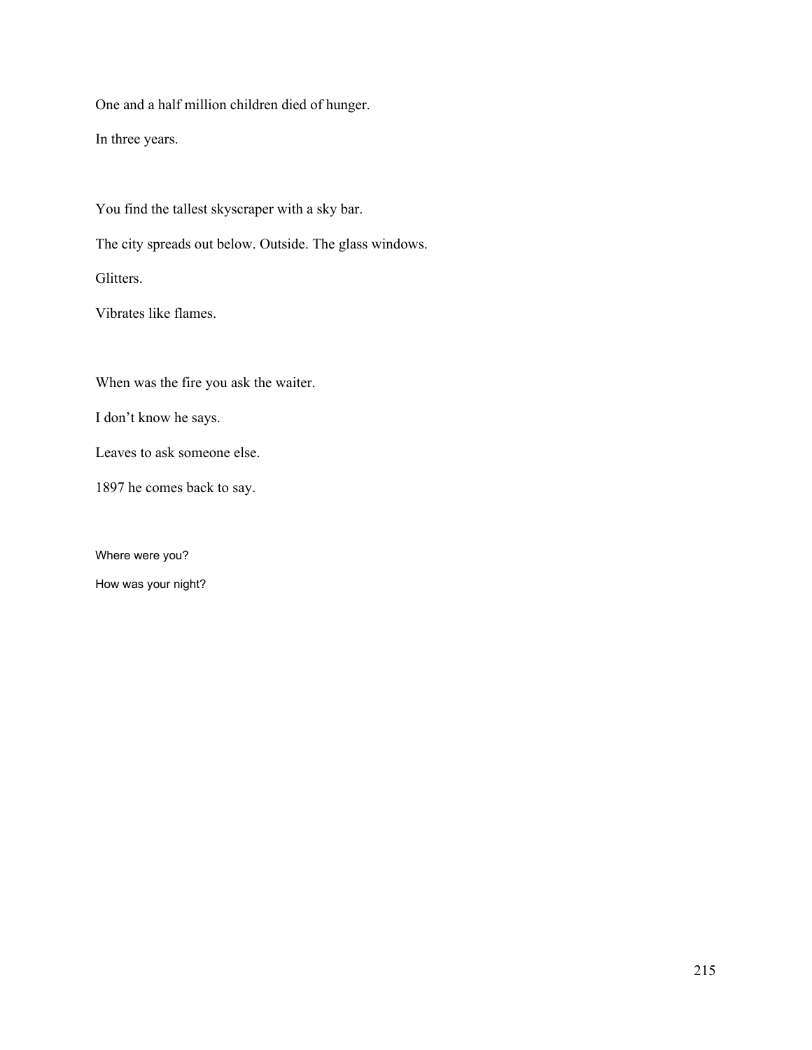One and a half million children died of hunger.

In three years.

You find the tallest skyscraper with a sky bar.

The city spreads out below. Outside. The glass windows.

Glitters.

Vibrates like flames.

When was the fire you ask the waiter.

I don't know he says.

Leaves to ask someone else.

1897 he comes back to say.

Where were you?

How was your night?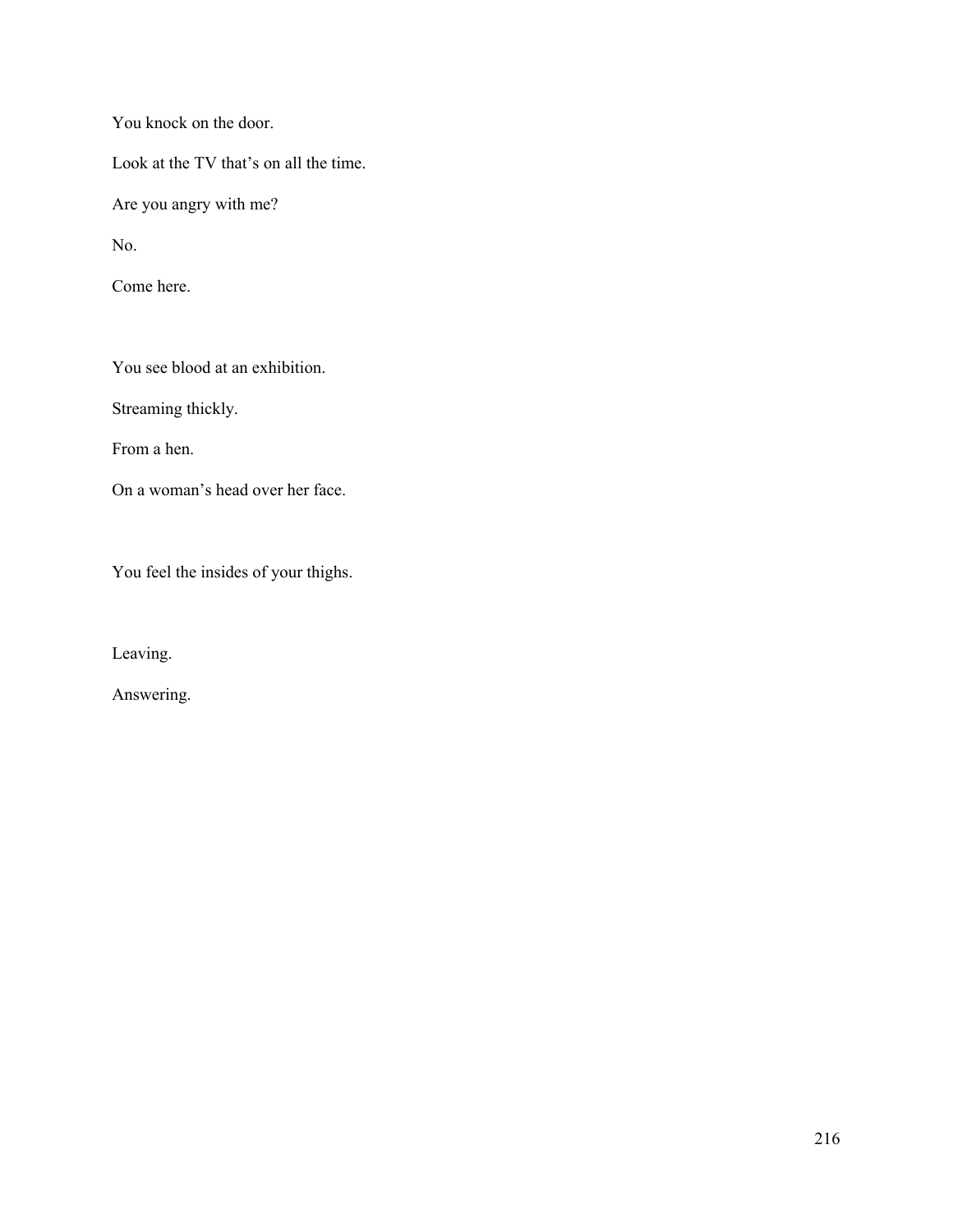You knock on the door.

Look at the TV that's on all the time.

Are you angry with me?

No.

Come here.

You see blood at an exhibition.

Streaming thickly.

From a hen.

On a woman's head over her face.

You feel the insides of your thighs.

Leaving.

Answering.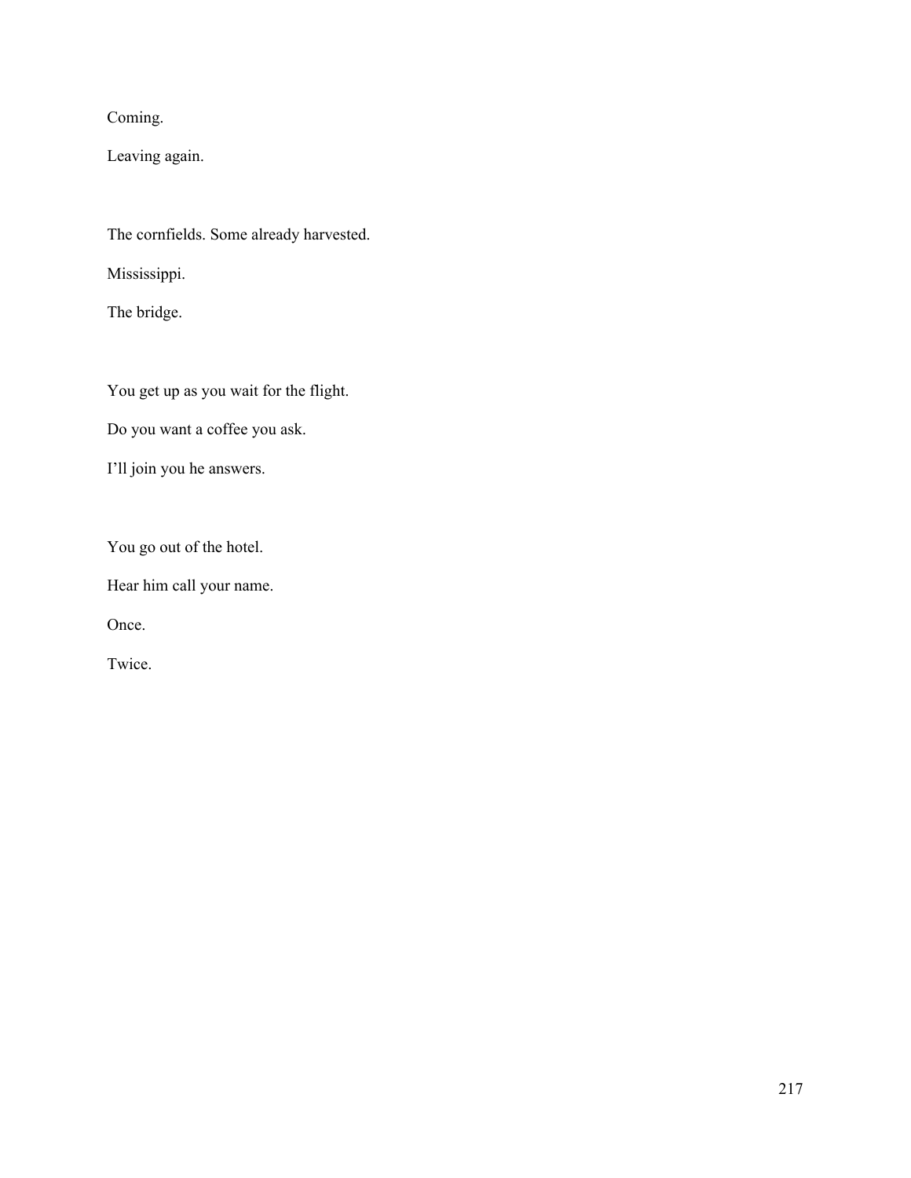Coming.

Leaving again.

The cornfields. Some already harvested.

Mississippi.

The bridge.

You get up as you wait for the flight.

Do you want a coffee you ask.

I'll join you he answers.

You go out of the hotel.

Hear him call your name.

Once.

Twice.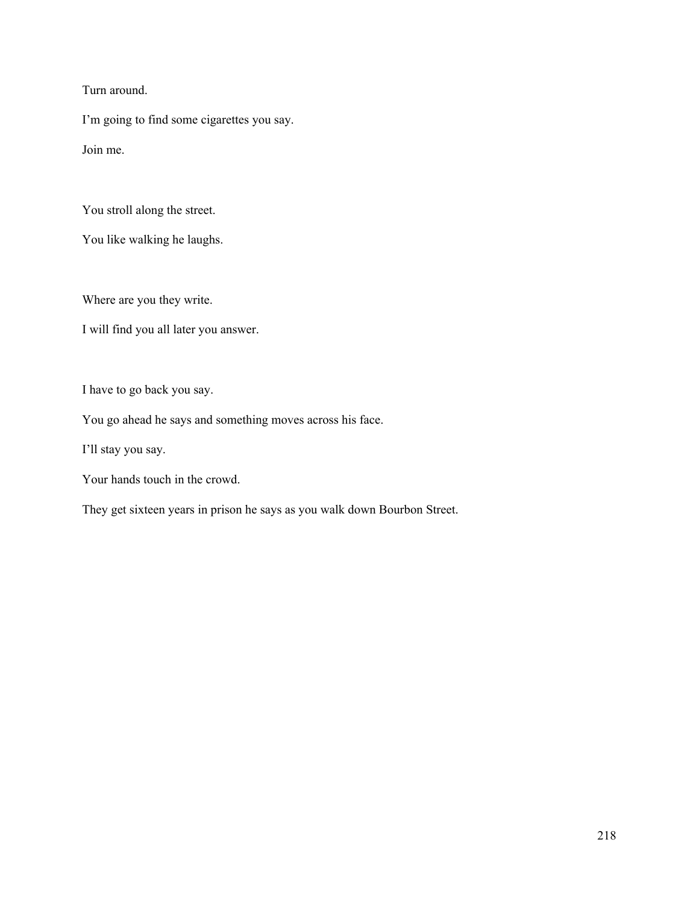Turn around.

I'm going to find some cigarettes you say.

Join me.

You stroll along the street.

You like walking he laughs.

Where are you they write.

I will find you all later you answer.

I have to go back you say.

You go ahead he says and something moves across his face.

I'll stay you say.

Your hands touch in the crowd.

They get sixteen years in prison he says as you walk down Bourbon Street.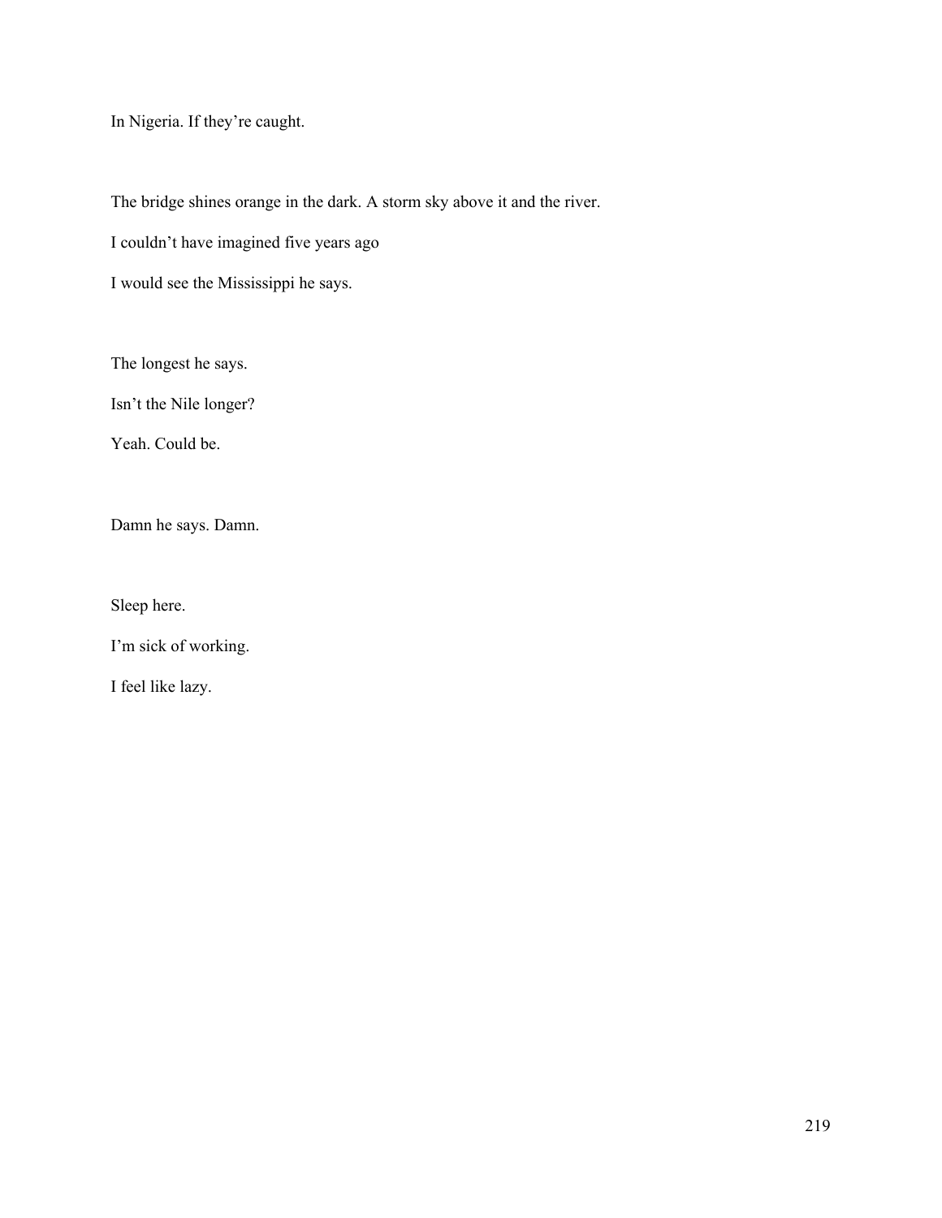In Nigeria. If they're caught.

The bridge shines orange in the dark. A storm sky above it and the river.

I couldn't have imagined five years ago

I would see the Mississippi he says.

The longest he says.

Isn't the Nile longer?

Yeah. Could be.

Damn he says. Damn.

Sleep here.

I'm sick of working.

I feel like lazy.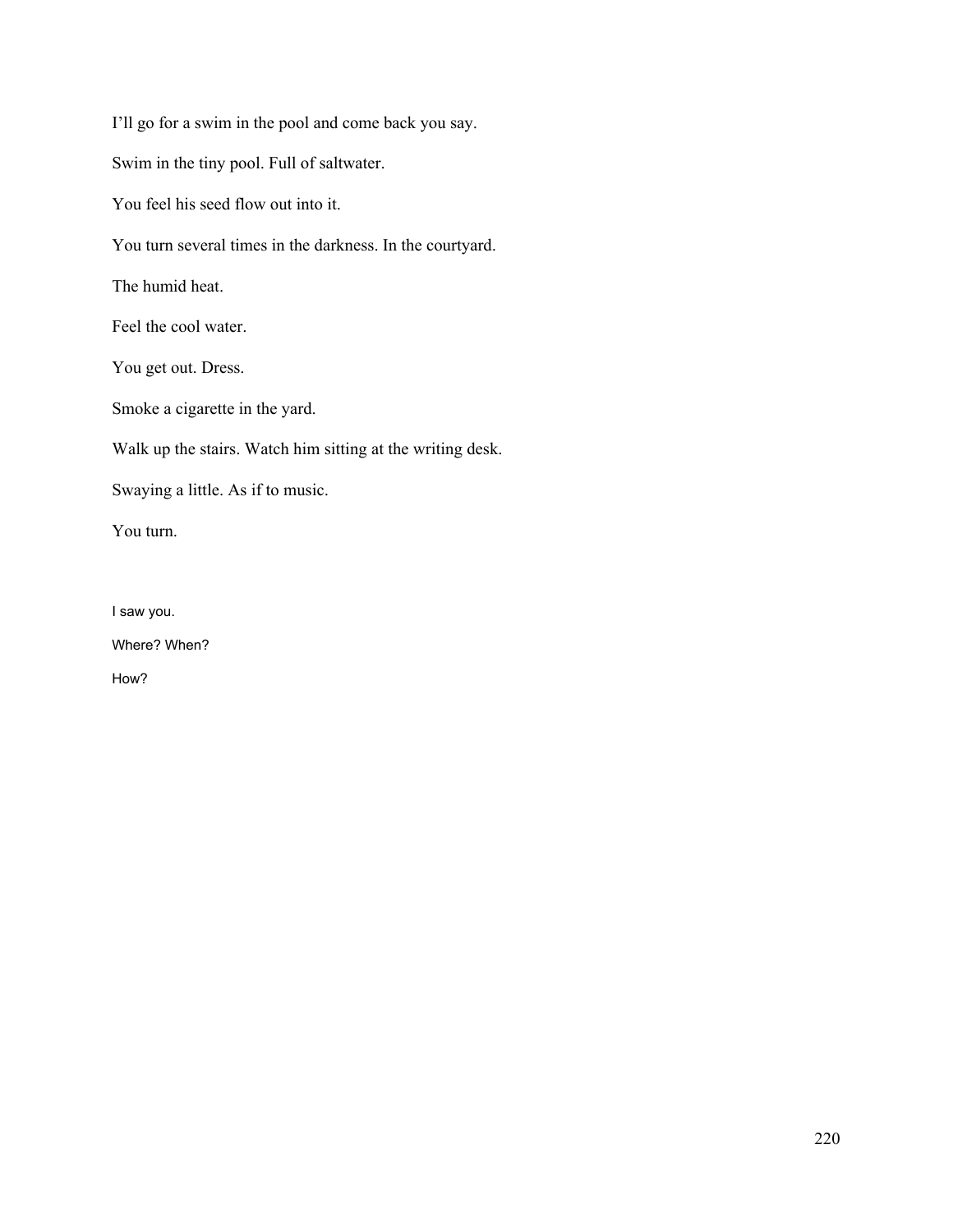I'll go for a swim in the pool and come back you say.

Swim in the tiny pool. Full of saltwater.

You feel his seed flow out into it.

You turn several times in the darkness. In the courtyard.

The humid heat.

Feel the cool water.

You get out. Dress.

Smoke a cigarette in the yard.

Walk up the stairs. Watch him sitting at the writing desk.

Swaying a little. As if to music.

You turn.

I saw you.

Where? When?

How?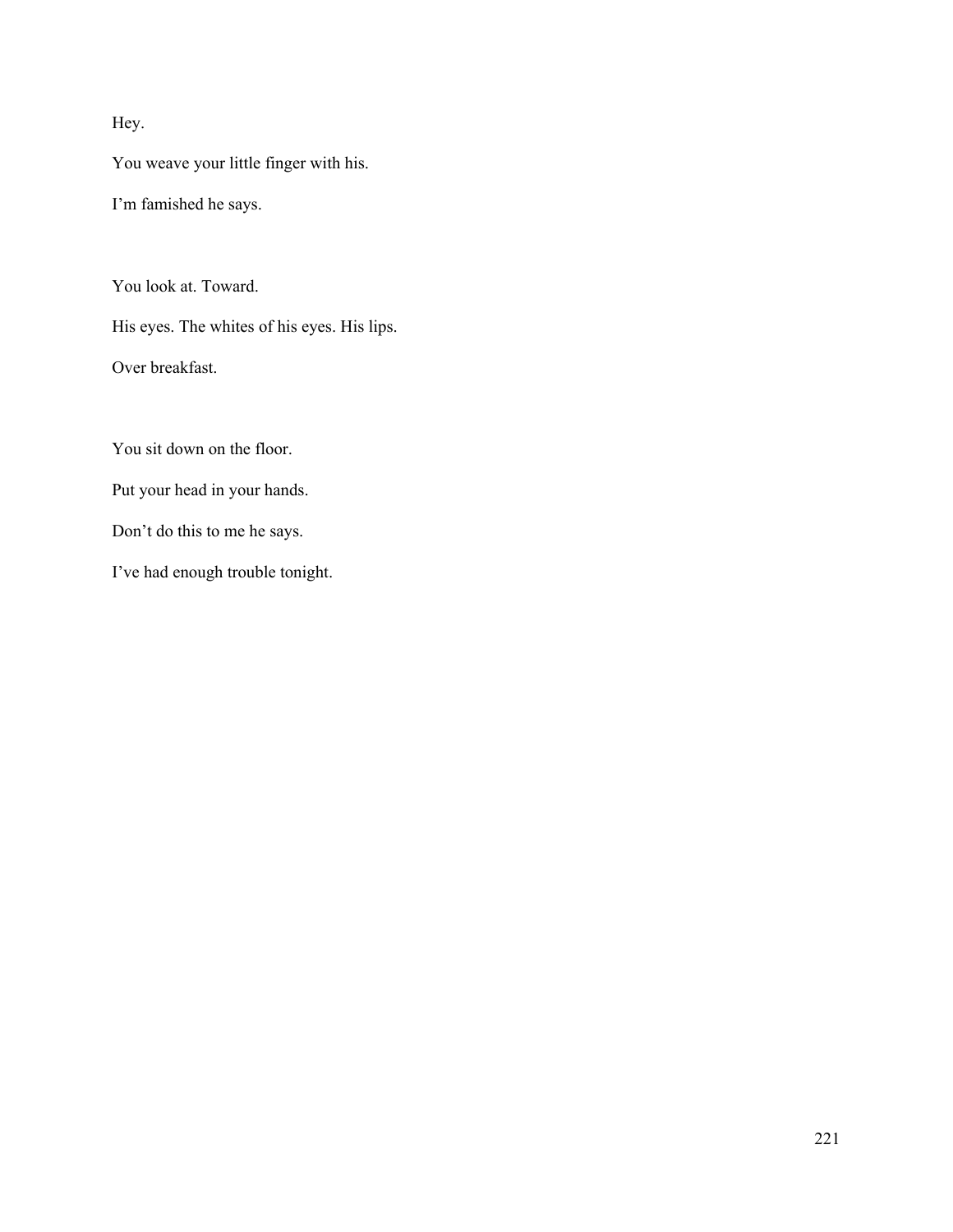Hey.

You weave your little finger with his.

I'm famished he says.

You look at. Toward.

His eyes. The whites of his eyes. His lips.

Over breakfast.

You sit down on the floor.

Put your head in your hands.

Don't do this to me he says.

I've had enough trouble tonight.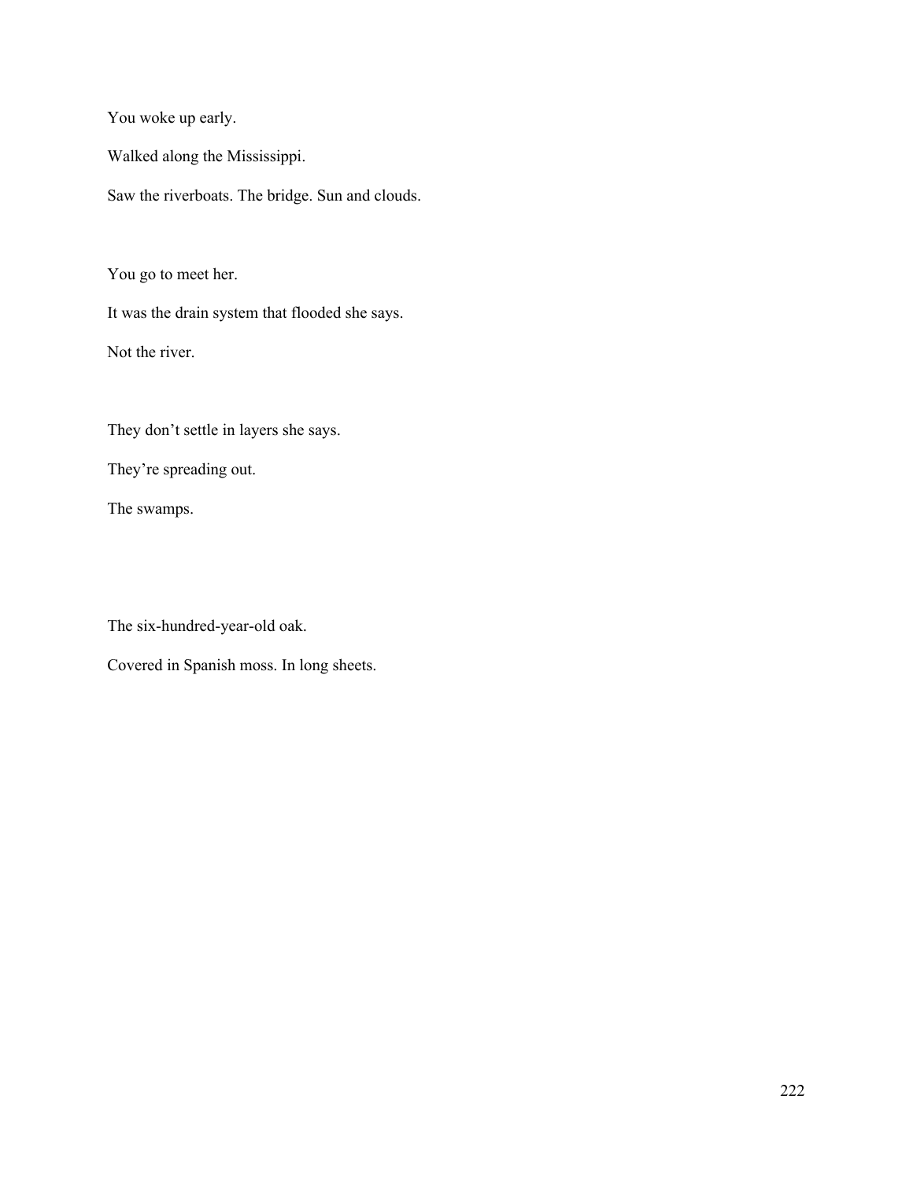You woke up early.

Walked along the Mississippi.

Saw the riverboats. The bridge. Sun and clouds.

You go to meet her.

It was the drain system that flooded she says.

Not the river.

They don't settle in layers she says.

They're spreading out.

The swamps.

The six-hundred-year-old oak.

Covered in Spanish moss. In long sheets.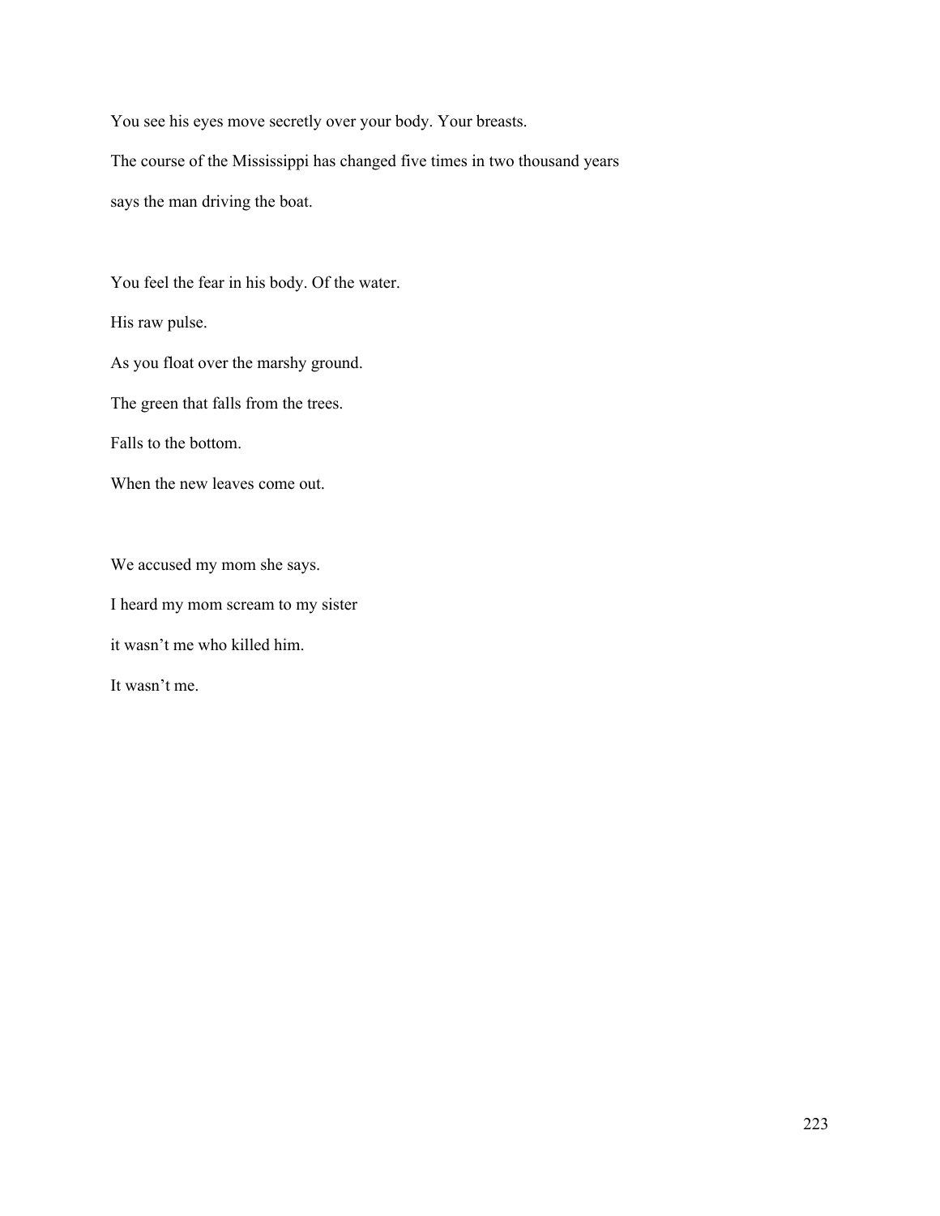You see his eyes move secretly over your body. Your breasts.

The course of the Mississippi has changed five times in two thousand years

says the man driving the boat.

You feel the fear in his body. Of the water.

His raw pulse.

As you float over the marshy ground.

The green that falls from the trees.

Falls to the bottom.

When the new leaves come out.

We accused my mom she says.

I heard my mom scream to my sister

it wasn't me who killed him.

It wasn't me.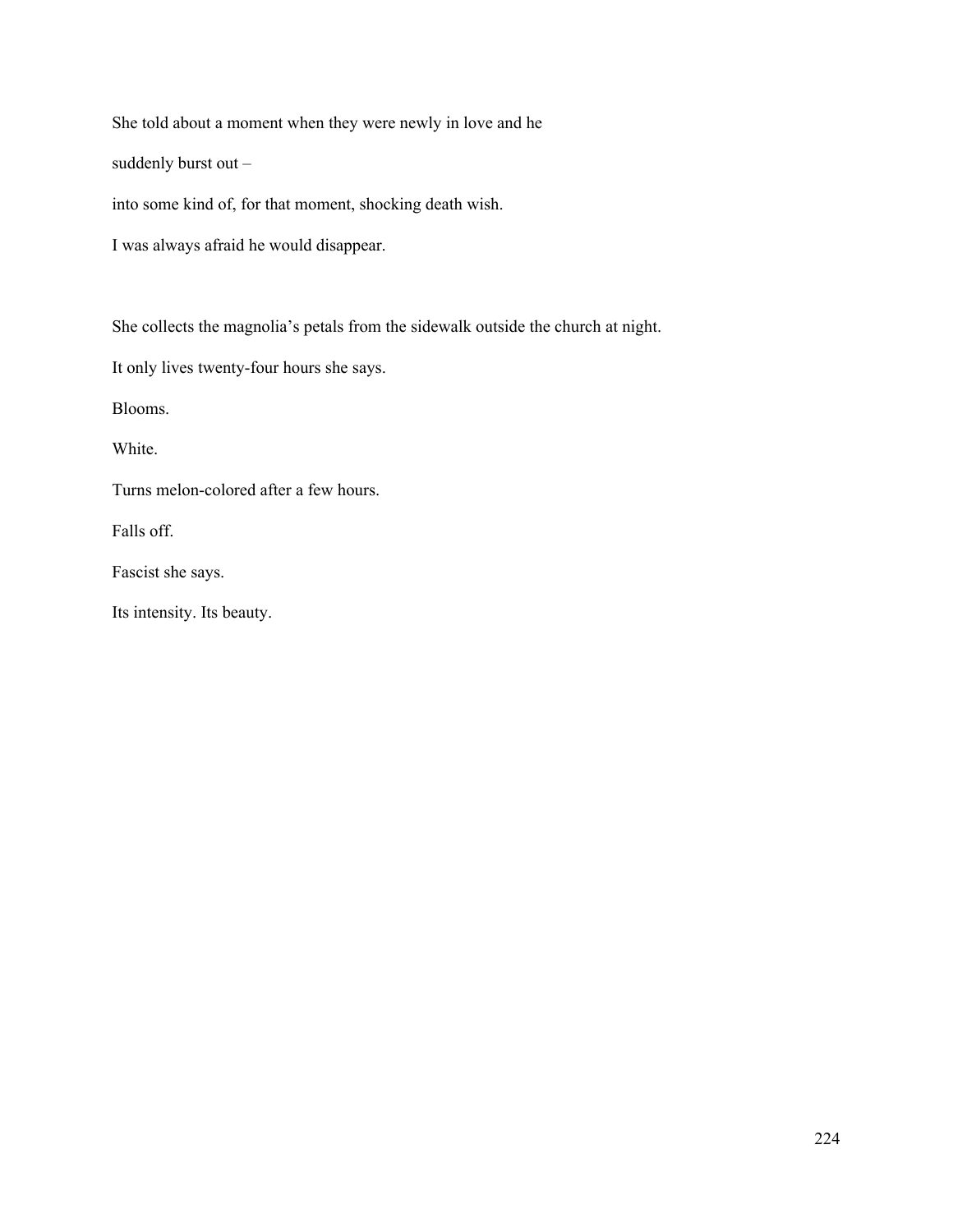She told about a moment when they were newly in love and he

suddenly burst out –

into some kind of, for that moment, shocking death wish.

I was always afraid he would disappear.

She collects the magnolia's petals from the sidewalk outside the church at night.

It only lives twenty-four hours she says.

Blooms.

White.

Turns melon-colored after a few hours.

Falls off.

Fascist she says.

Its intensity. Its beauty.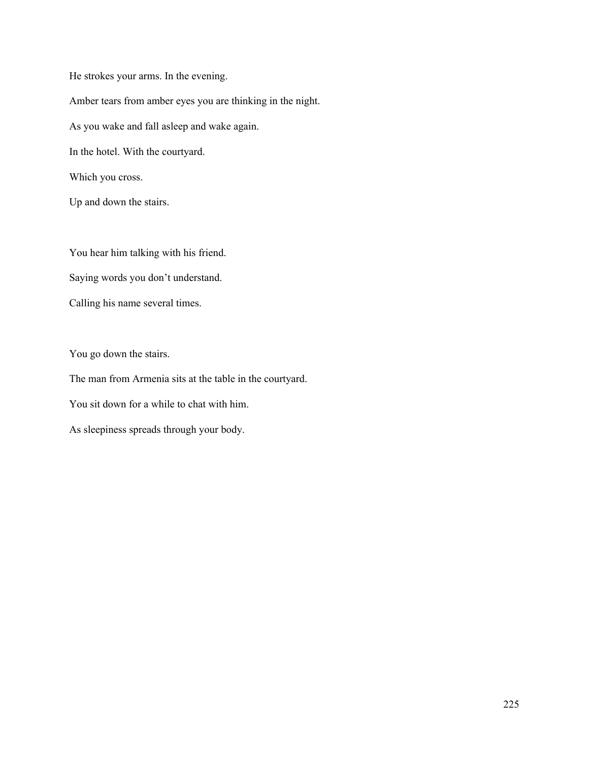He strokes your arms. In the evening.

Amber tears from amber eyes you are thinking in the night.

As you wake and fall asleep and wake again.

In the hotel. With the courtyard.

Which you cross.

Up and down the stairs.

You hear him talking with his friend.

Saying words you don't understand.

Calling his name several times.

You go down the stairs.

The man from Armenia sits at the table in the courtyard.

You sit down for a while to chat with him.

As sleepiness spreads through your body.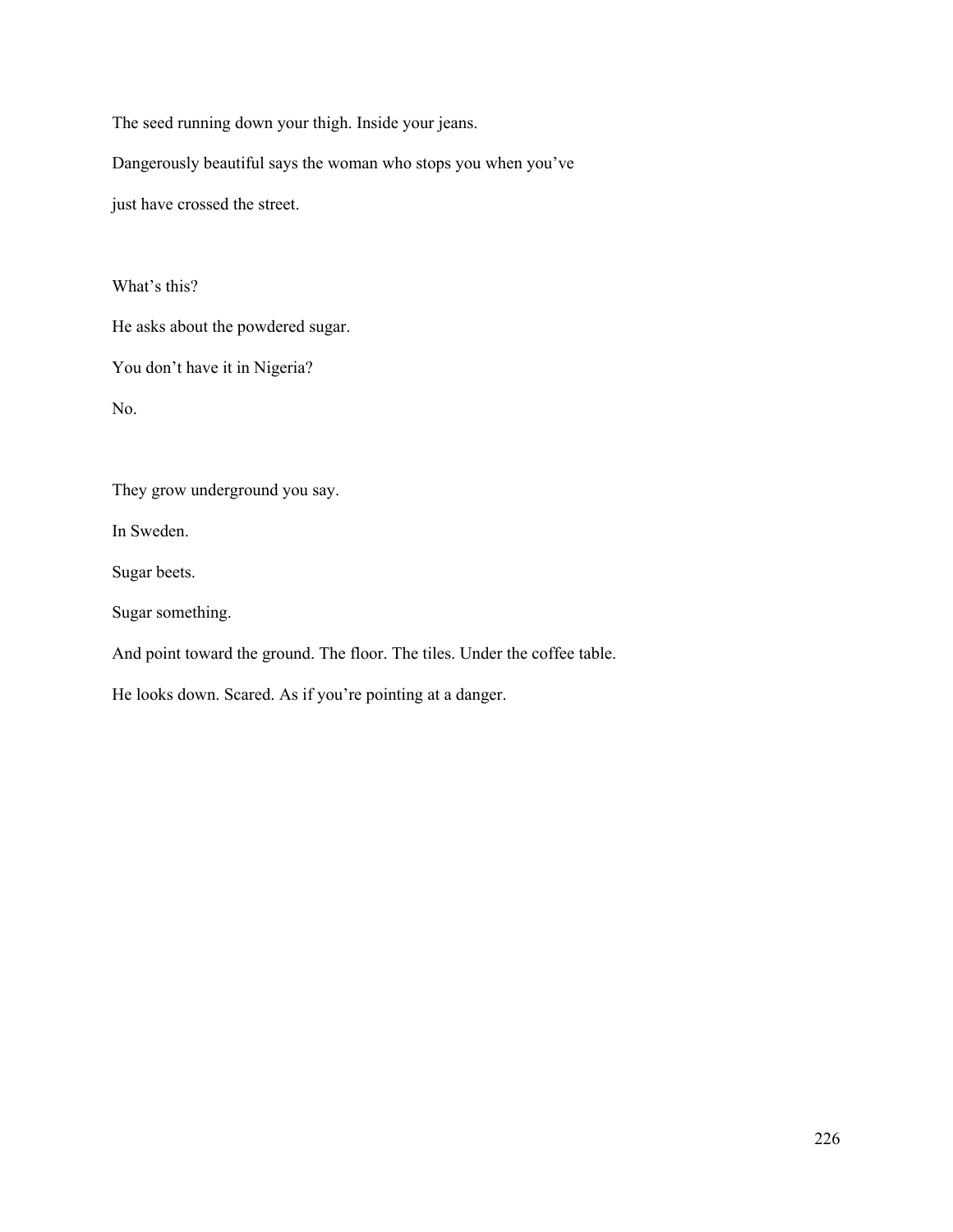The seed running down your thigh. Inside your jeans.

Dangerously beautiful says the woman who stops you when you've
just have crossed the street.

What's this?

He asks about the powdered sugar.

You don't have it in Nigeria?

No.

They grow underground you say.

In Sweden.

Sugar beets.

Sugar something.

And point toward the ground. The floor. The tiles. Under the coffee table.

He looks down. Scared. As if you're pointing at a danger.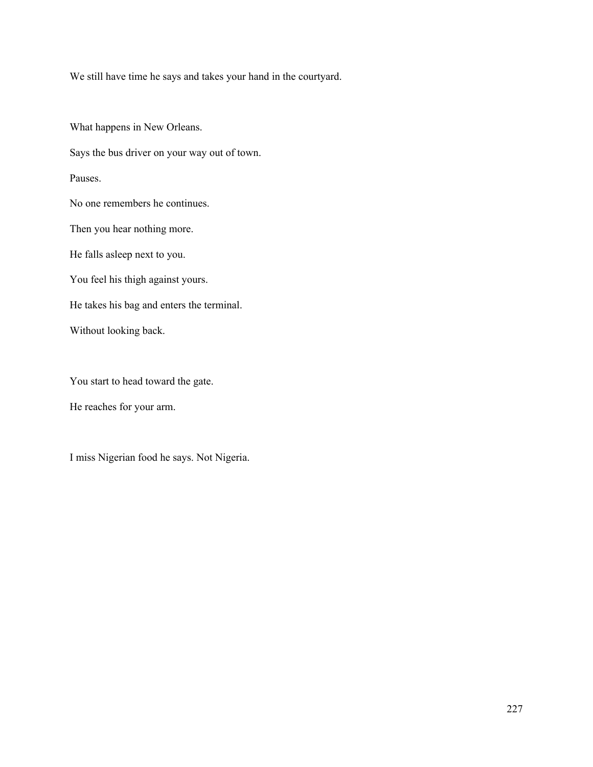We still have time he says and takes your hand in the courtyard.

What happens in New Orleans.

Says the bus driver on your way out of town.

Pauses.

No one remembers he continues.

Then you hear nothing more.

He falls asleep next to you.

You feel his thigh against yours.

He takes his bag and enters the terminal.

Without looking back.

You start to head toward the gate.

He reaches for your arm.

I miss Nigerian food he says. Not Nigeria.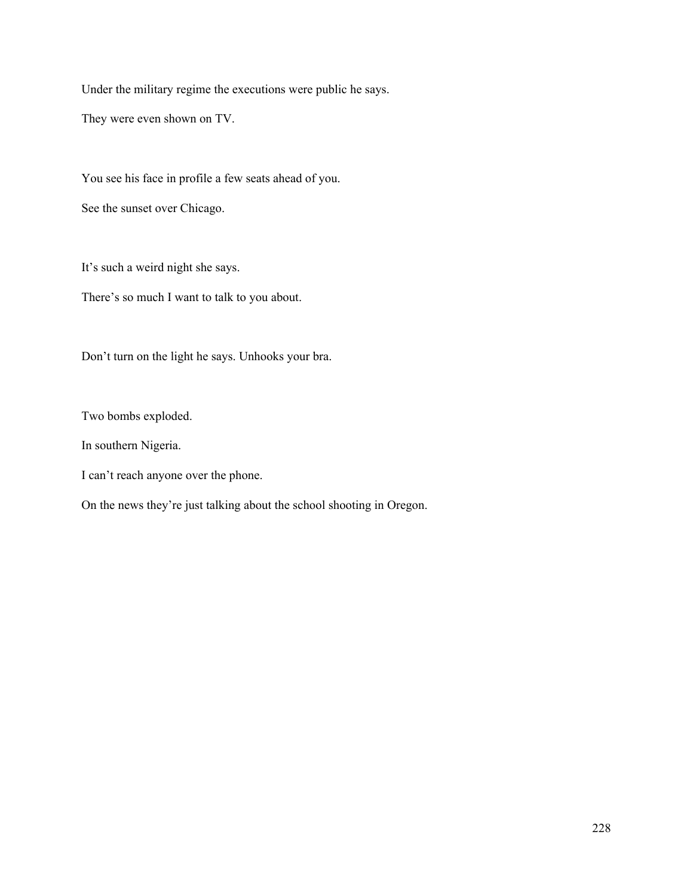Under the military regime the executions were public he says.

They were even shown on TV.

You see his face in profile a few seats ahead of you.

See the sunset over Chicago.

It's such a weird night she says.

There's so much I want to talk to you about.

Don't turn on the light he says. Unhooks your bra.

Two bombs exploded.

In southern Nigeria.

I can't reach anyone over the phone.

On the news they're just talking about the school shooting in Oregon.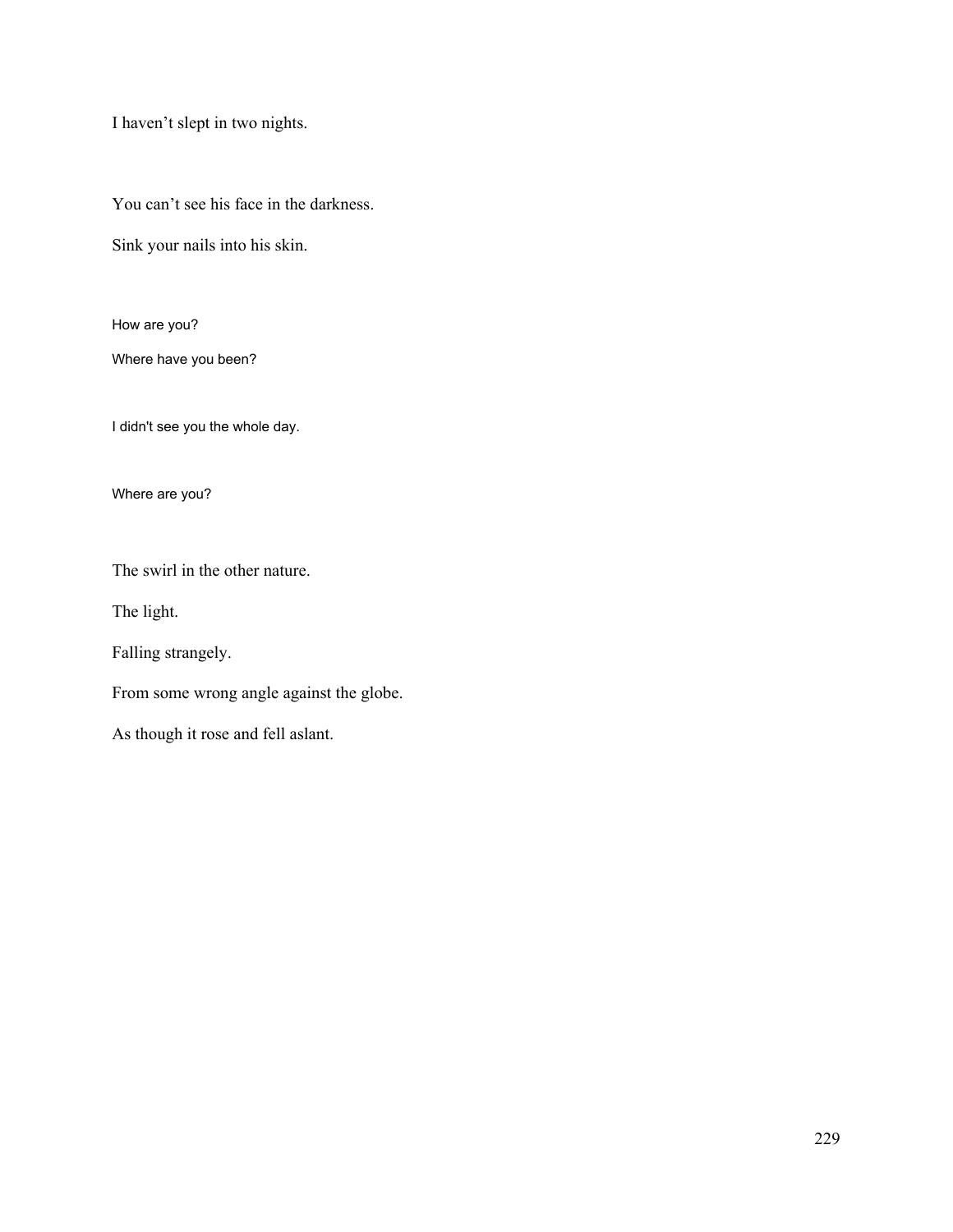I haven't slept in two nights.

You can't see his face in the darkness.

Sink your nails into his skin.

How are you?

Where have you been?

I didn't see you the whole day.

Where are you?

The swirl in the other nature.

The light.

Falling strangely.

From some wrong angle against the globe.

As though it rose and fell aslant.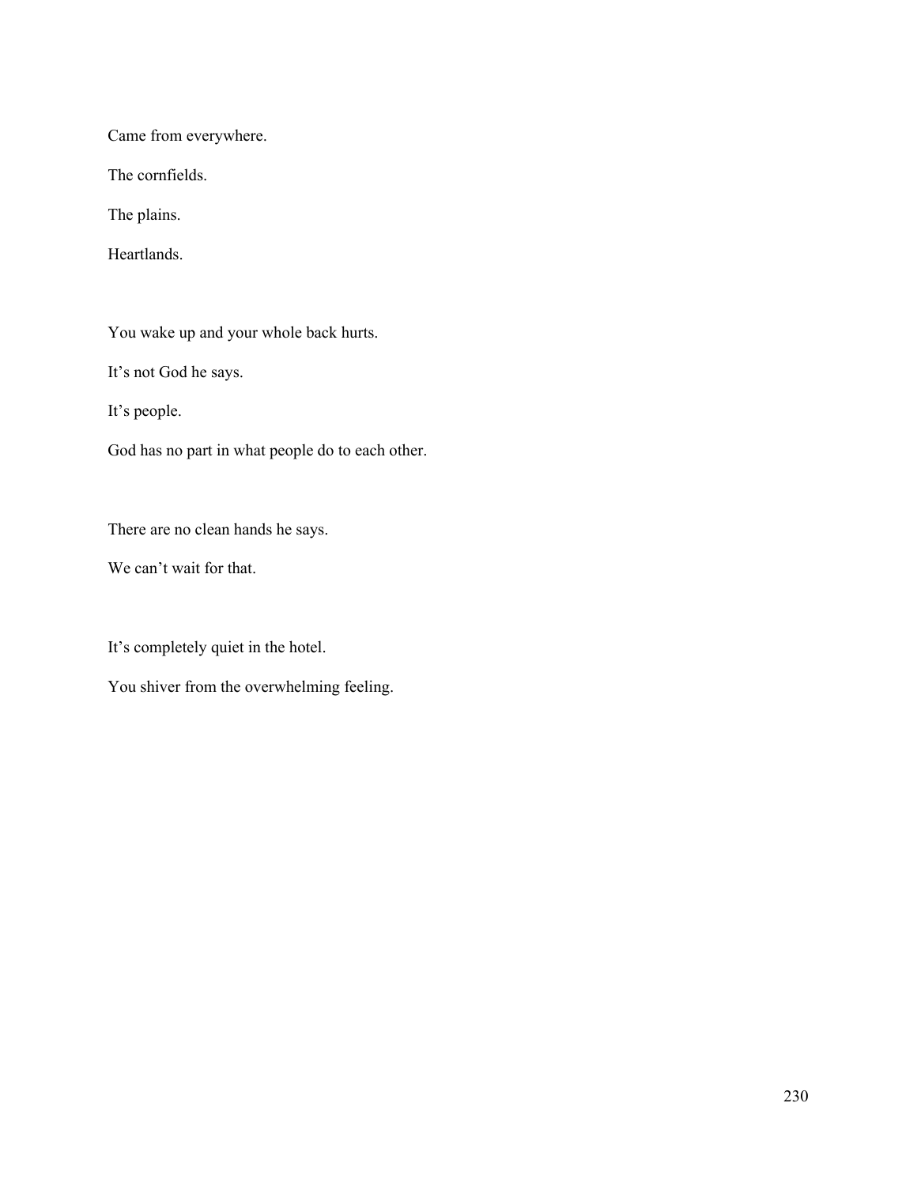Came from everywhere.

The cornfields.

The plains.

Heartlands.

You wake up and your whole back hurts.

It's not God he says.

It's people.

God has no part in what people do to each other.

There are no clean hands he says.

We can't wait for that.

It's completely quiet in the hotel.

You shiver from the overwhelming feeling.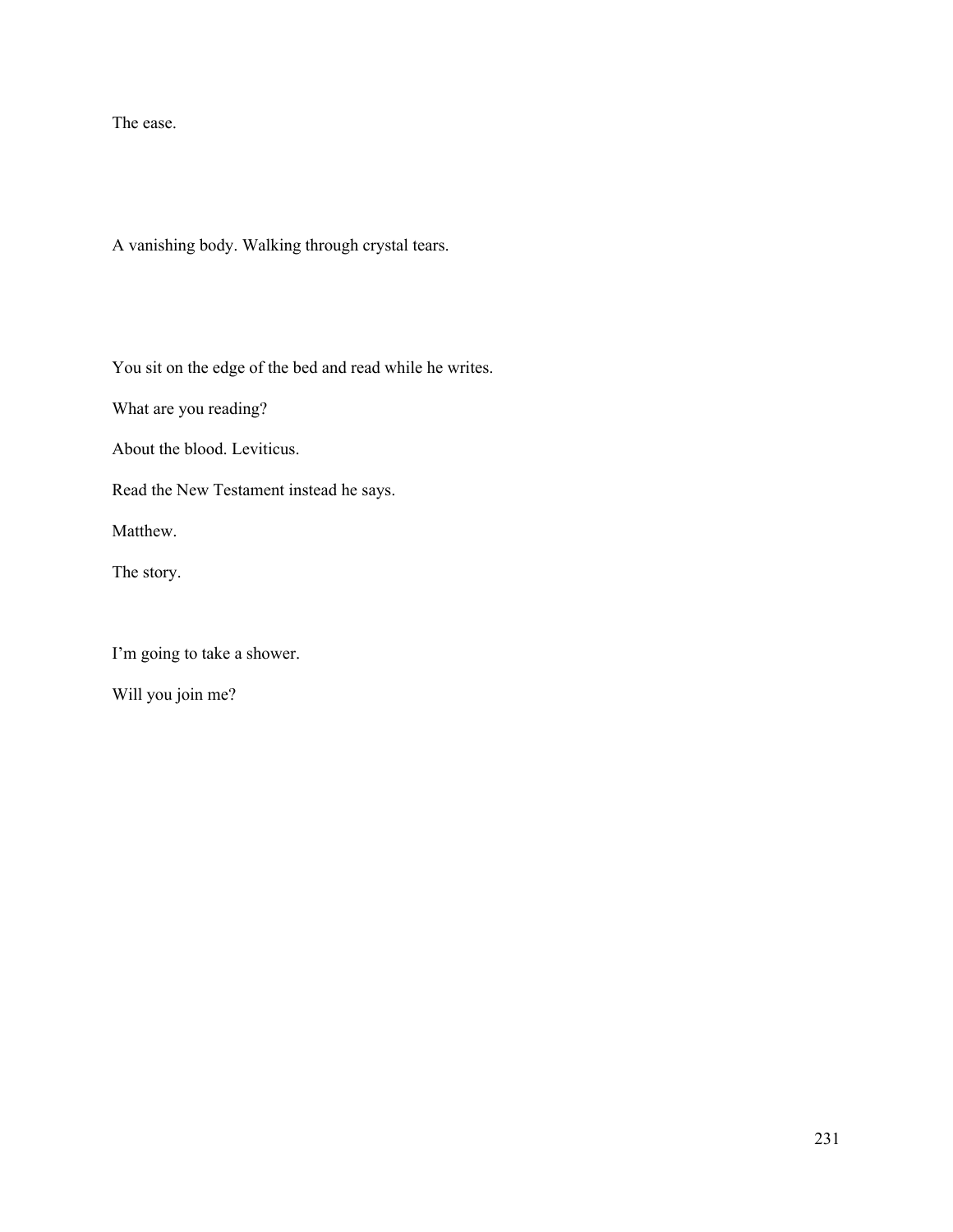The ease.

A vanishing body. Walking through crystal tears.

You sit on the edge of the bed and read while he writes.

What are you reading?

About the blood. Leviticus.

Read the New Testament instead he says.

Matthew.

The story.

I’m going to take a shower.

Will you join me?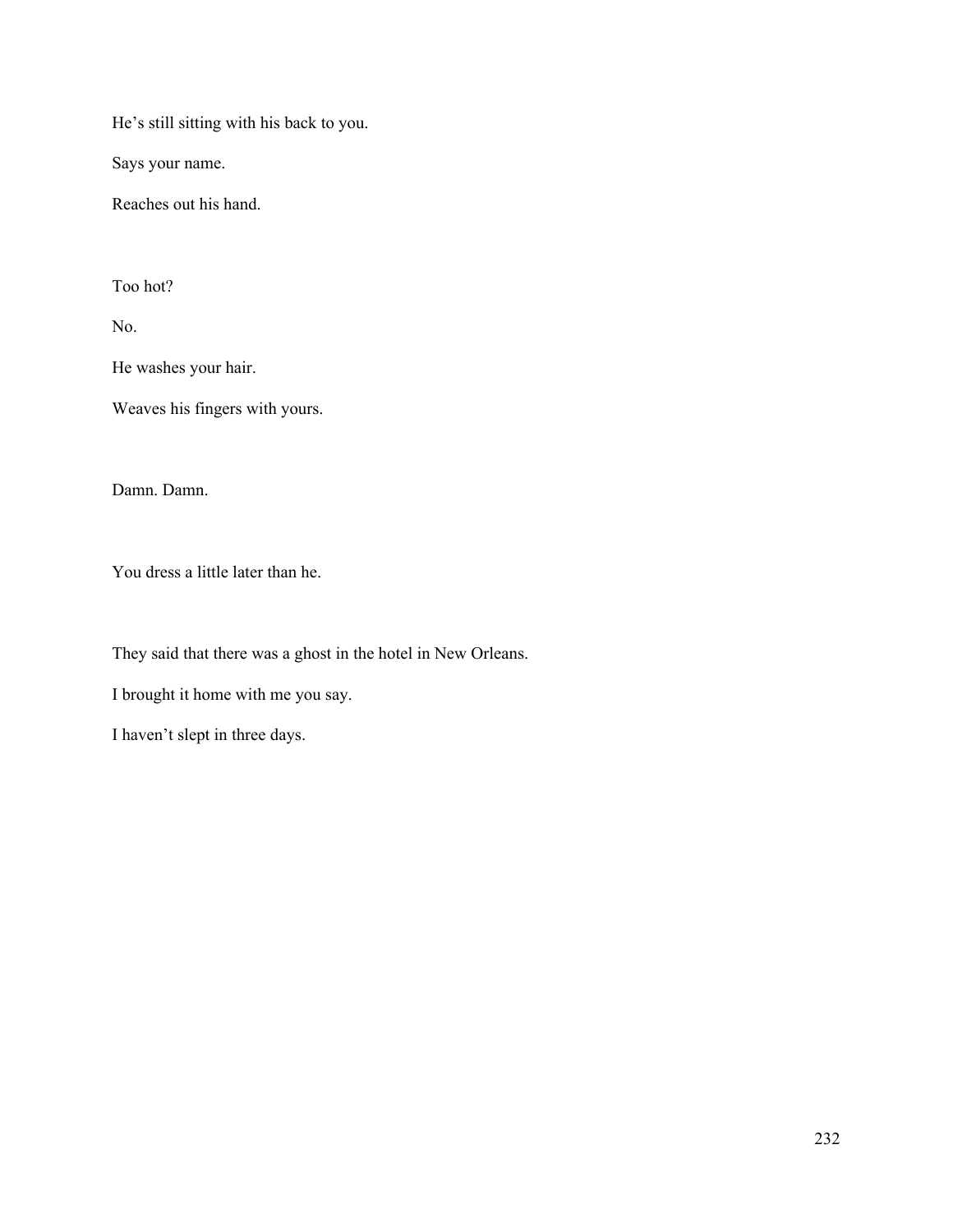He’s still sitting with his back to you.

Says your name.

Reaches out his hand.

Too hot?

No.

He washes your hair.

Weaves his fingers with yours.

Damn. Damn.

You dress a little later than he.

They said that there was a ghost in the hotel in New Orleans.

I brought it home with me you say.

I haven’t slept in three days.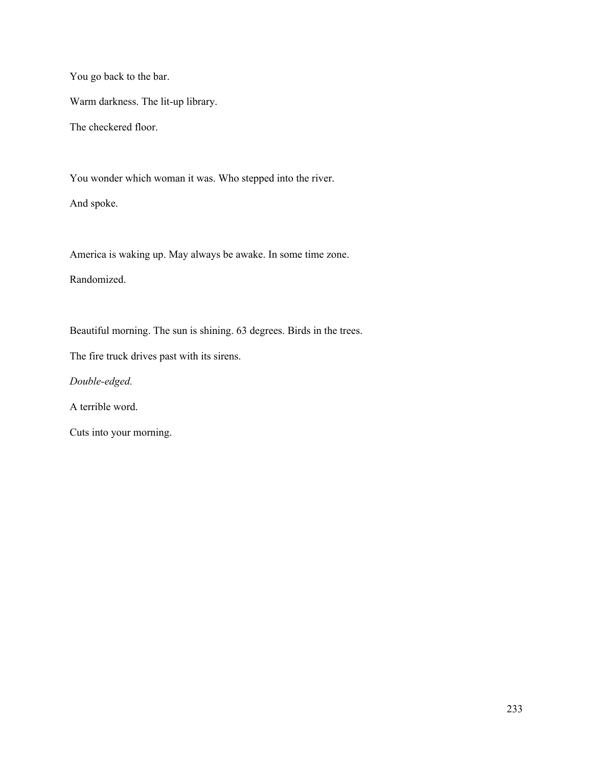You go back to the bar.

Warm darkness. The lit-up library.

The checkered floor.

You wonder which woman it was. Who stepped into the river.

And spoke.

America is waking up. May always be awake. In some time zone.

Randomized.

Beautiful morning. The sun is shining. 63 degrees. Birds in the trees.

The fire truck drives past with its sirens.

*Double-edged.*

A terrible word.

Cuts into your morning.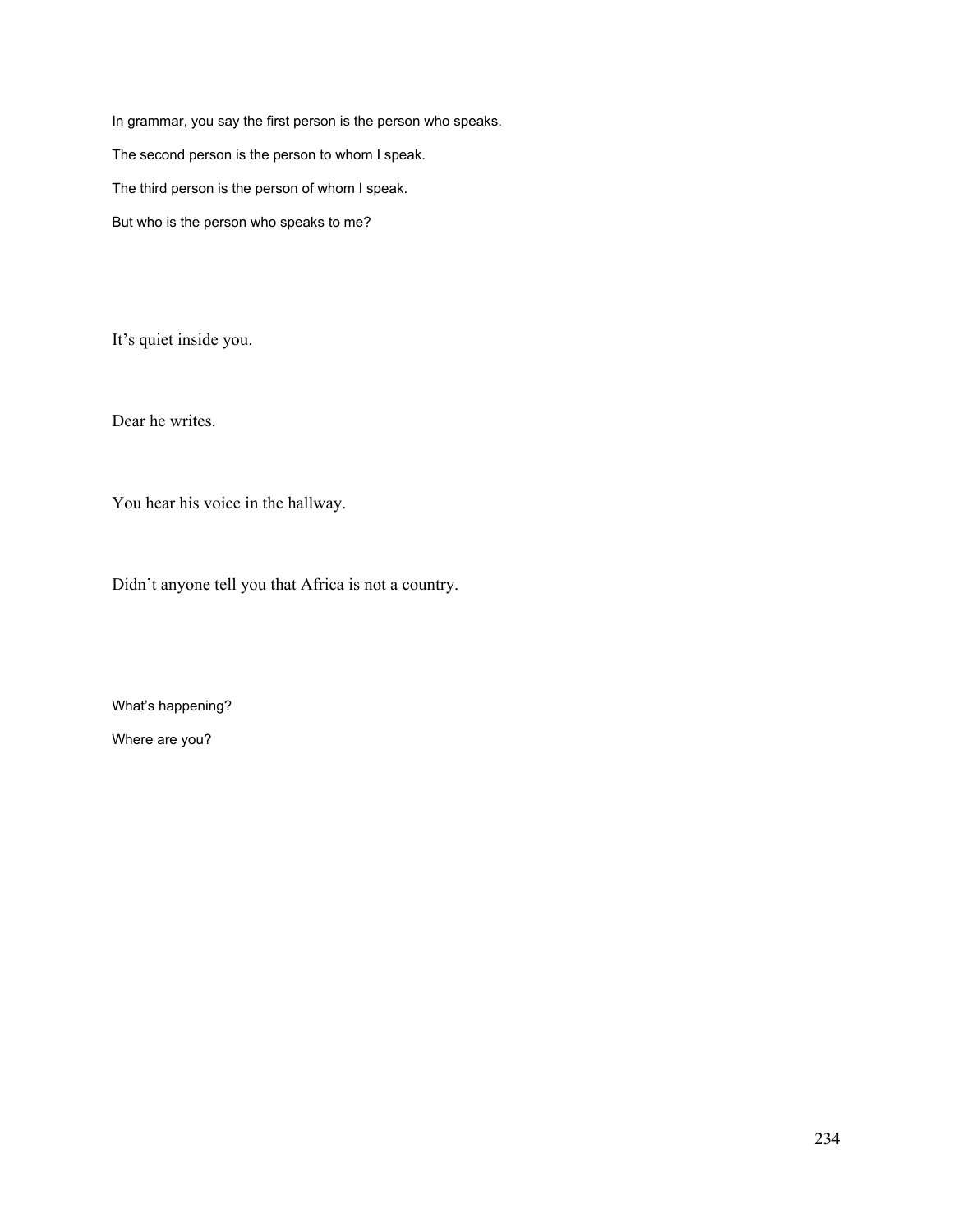In grammar, you say the first person is the person who speaks.

The second person is the person to whom I speak.

The third person is the person of whom I speak.

But who is the person who speaks to me?

It's quiet inside you.

Dear he writes.

You hear his voice in the hallway.

Didn't anyone tell you that Africa is not a country.

What's happening?

Where are you?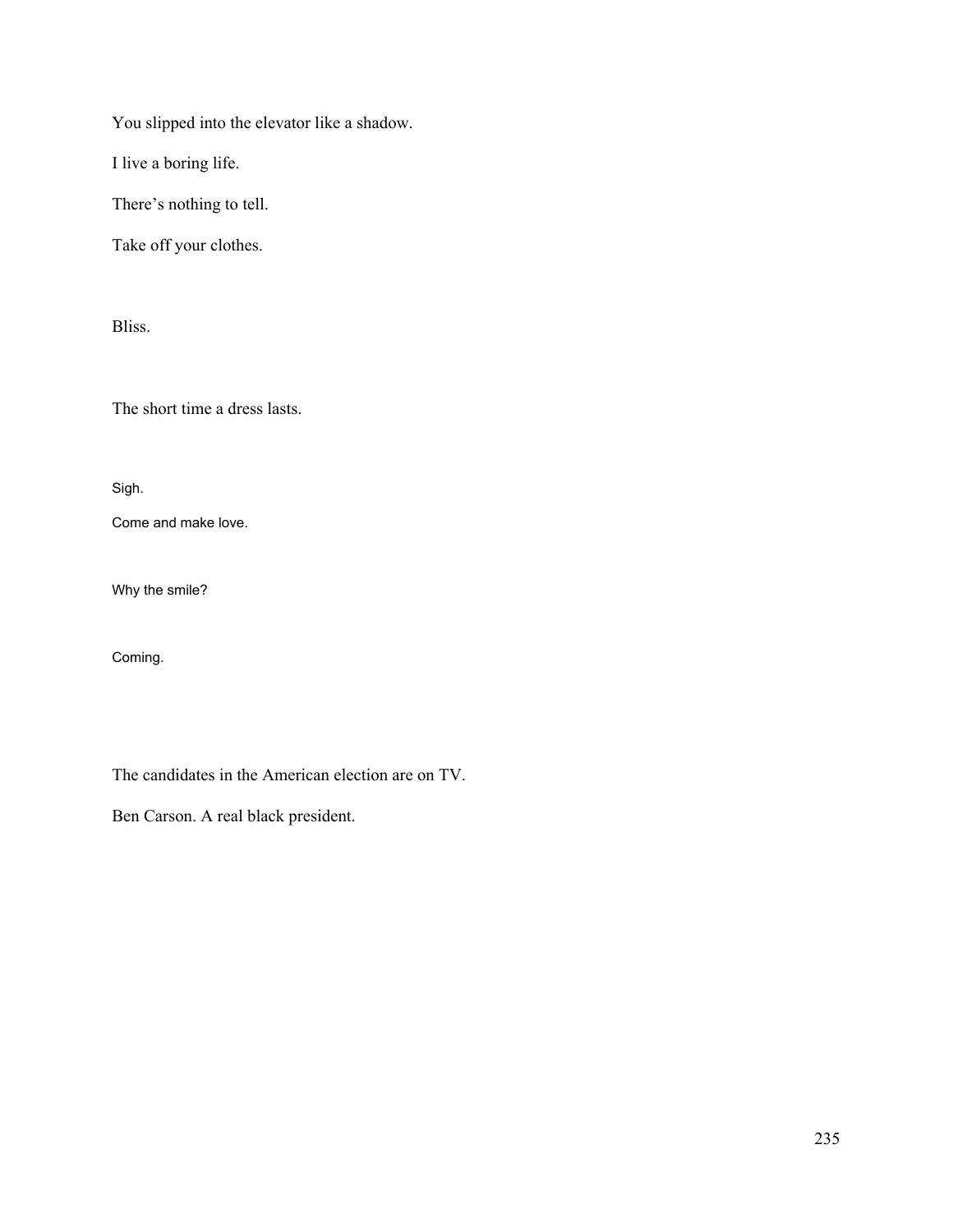You slipped into the elevator like a shadow.

I live a boring life.

There's nothing to tell.

Take off your clothes.

Bliss.

The short time a dress lasts.

Sigh.

Come and make love.

Why the smile?

Coming.

The candidates in the American election are on TV.

Ben Carson. A real black president.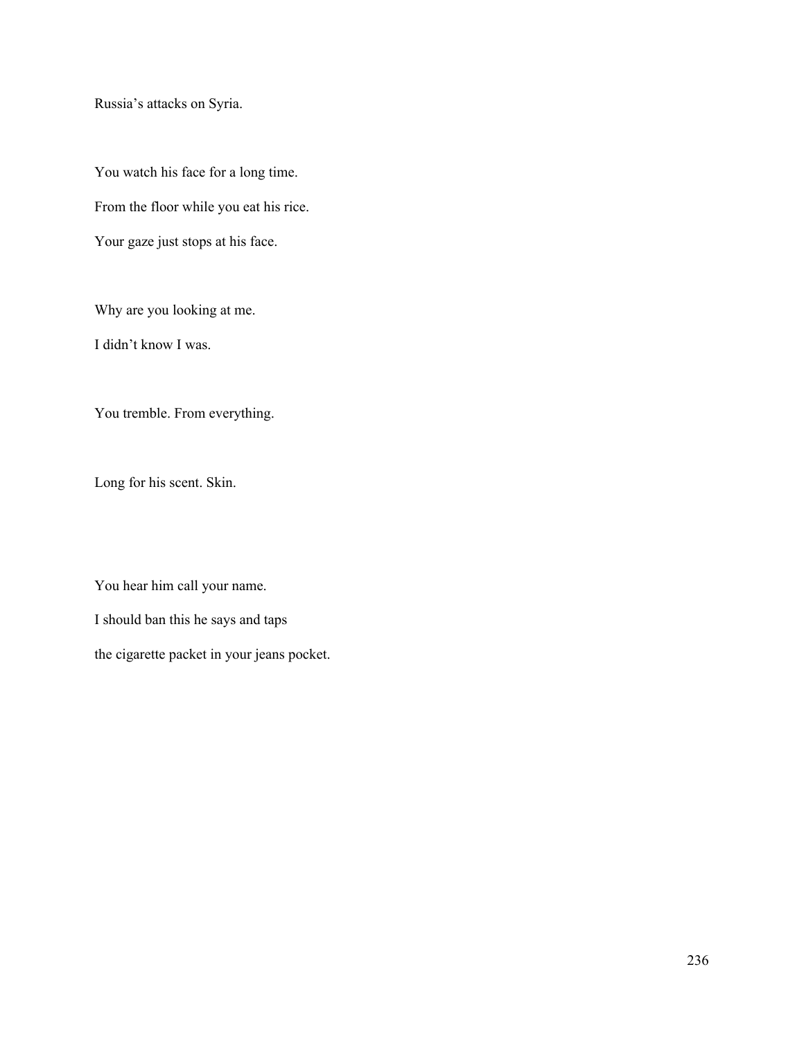Russia’s attacks on Syria.

You watch his face for a long time.

From the floor while you eat his rice.

Your gaze just stops at his face.

Why are you looking at me.

I didn’t know I was.

You tremble. From everything.

Long for his scent. Skin.

You hear him call your name.

I should ban this he says and taps

the cigarette packet in your jeans pocket.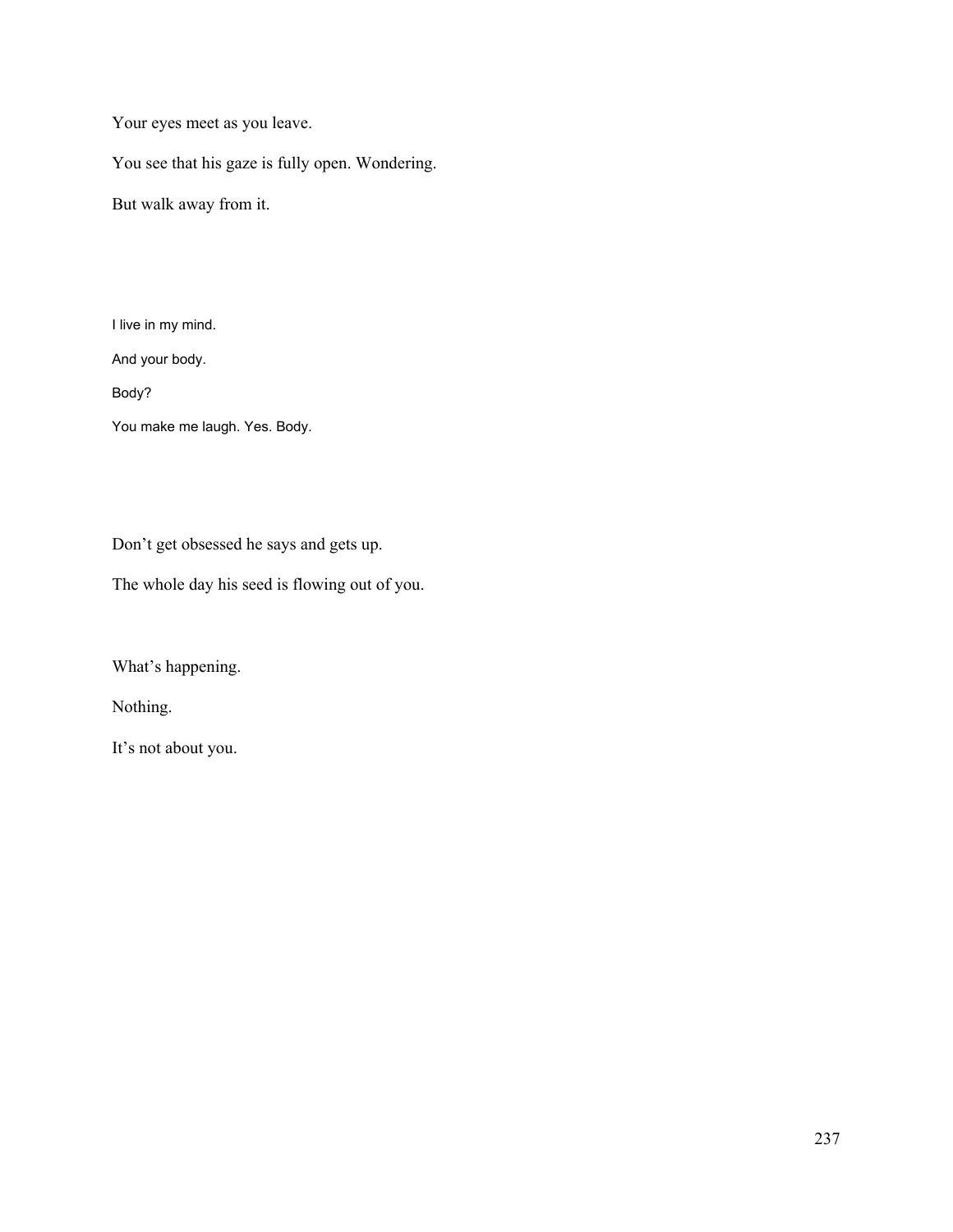Your eyes meet as you leave.

You see that his gaze is fully open. Wondering.

But walk away from it.

I live in my mind.

And your body.

Body?

You make me laugh. Yes. Body.

Don't get obsessed he says and gets up.

The whole day his seed is flowing out of you.

What's happening.

Nothing.

It's not about you.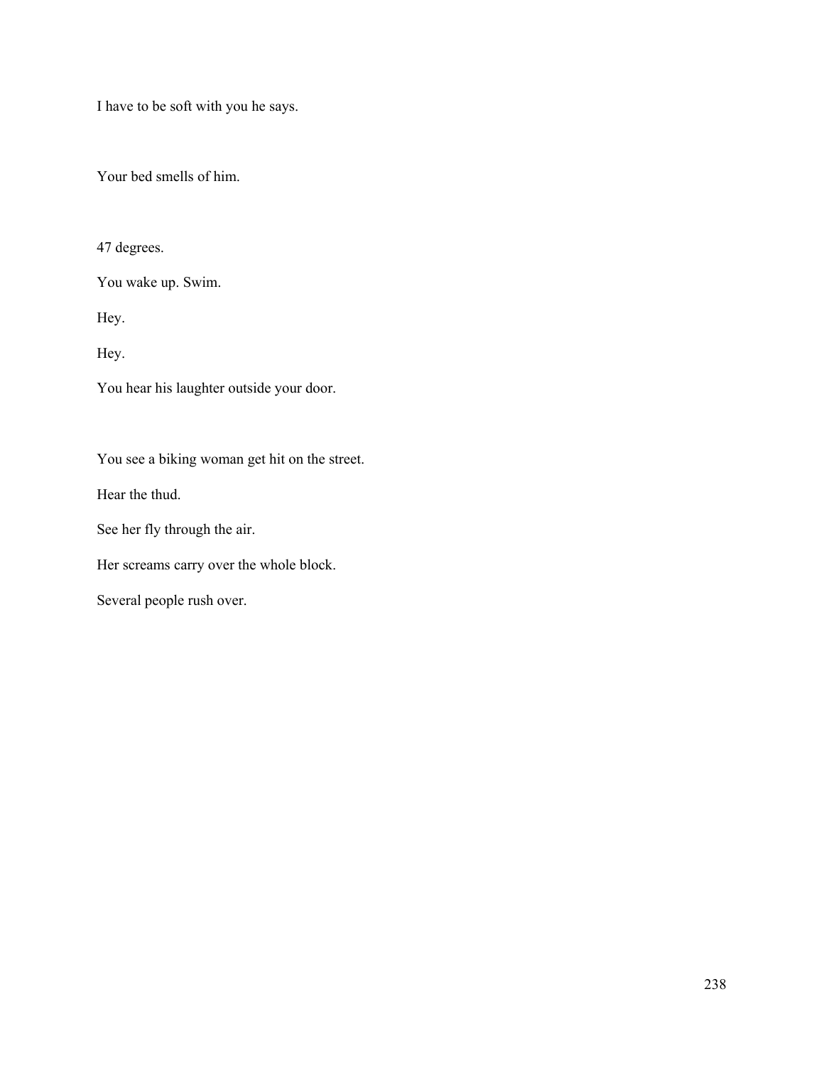I have to be soft with you he says.

Your bed smells of him.

47 degrees.

You wake up. Swim.

Hey.

Hey.

You hear his laughter outside your door.

You see a biking woman get hit on the street.

Hear the thud.

See her fly through the air.

Her screams carry over the whole block.

Several people rush over.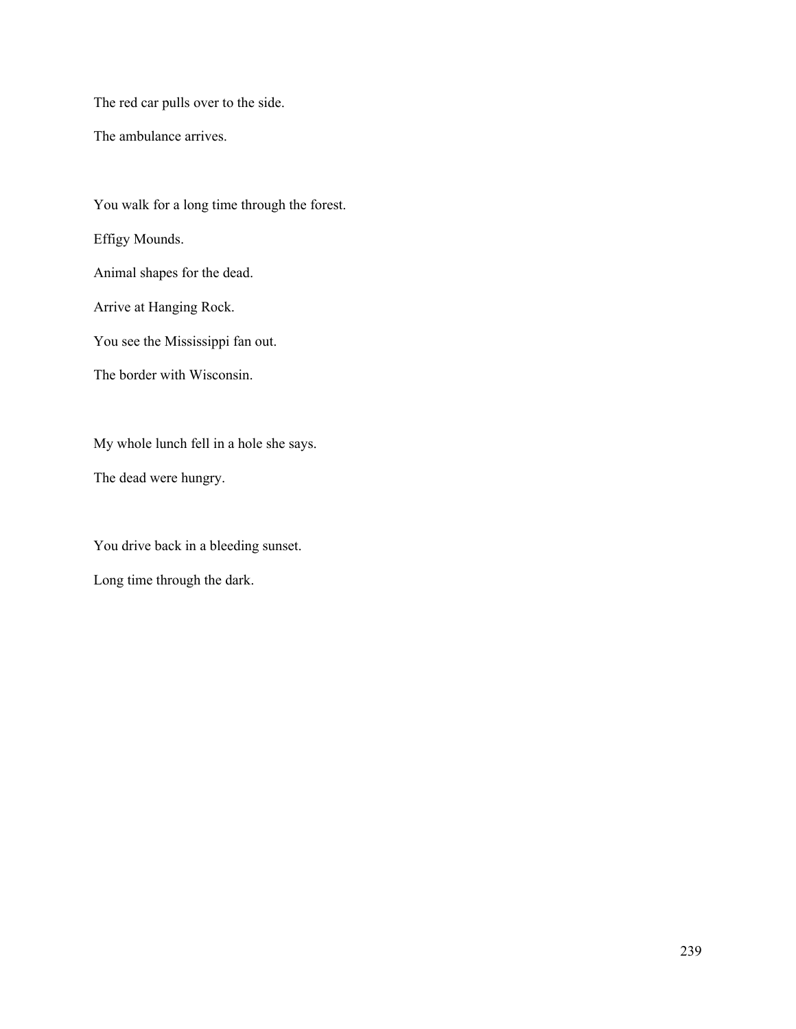The red car pulls over to the side.

The ambulance arrives.

You walk for a long time through the forest.

Effigy Mounds.

Animal shapes for the dead.

Arrive at Hanging Rock.

You see the Mississippi fan out.

The border with Wisconsin.

My whole lunch fell in a hole she says.

The dead were hungry.

You drive back in a bleeding sunset.

Long time through the dark.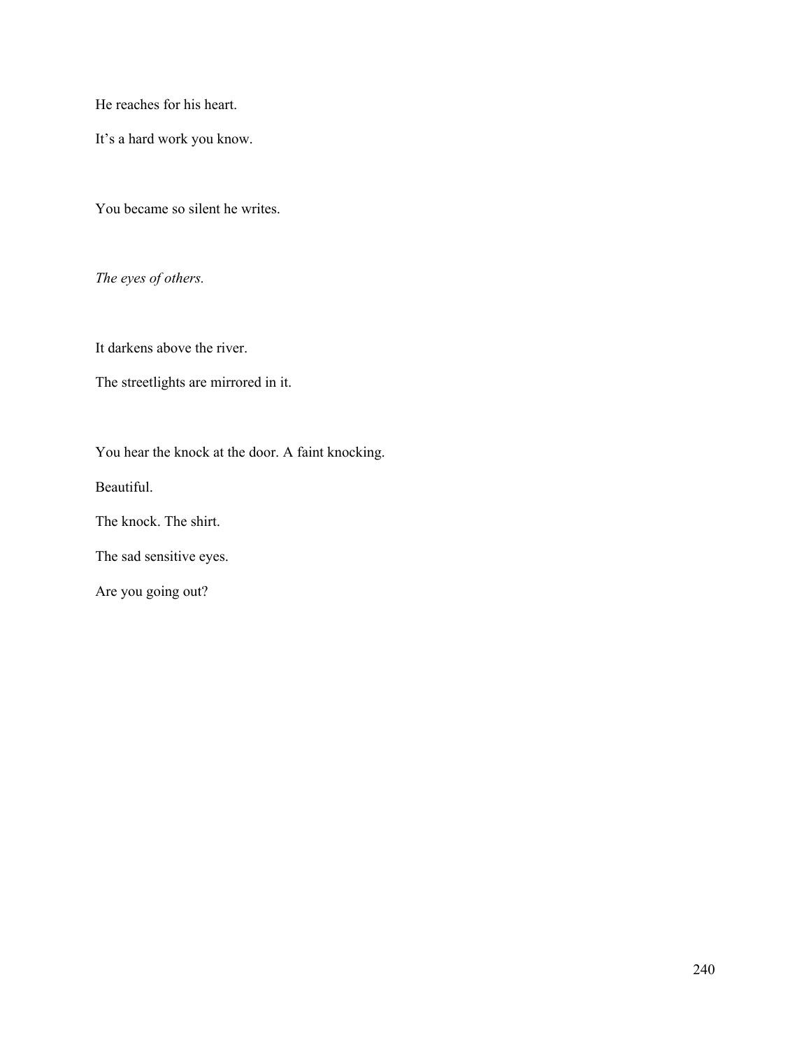He reaches for his heart.

It’s a hard work you know.

You became so silent he writes.

*The eyes of others.*

It darkens above the river.

The streetlights are mirrored in it.

You hear the knock at the door. A faint knocking.

Beautiful.

The knock. The shirt.

The sad sensitive eyes.

Are you going out?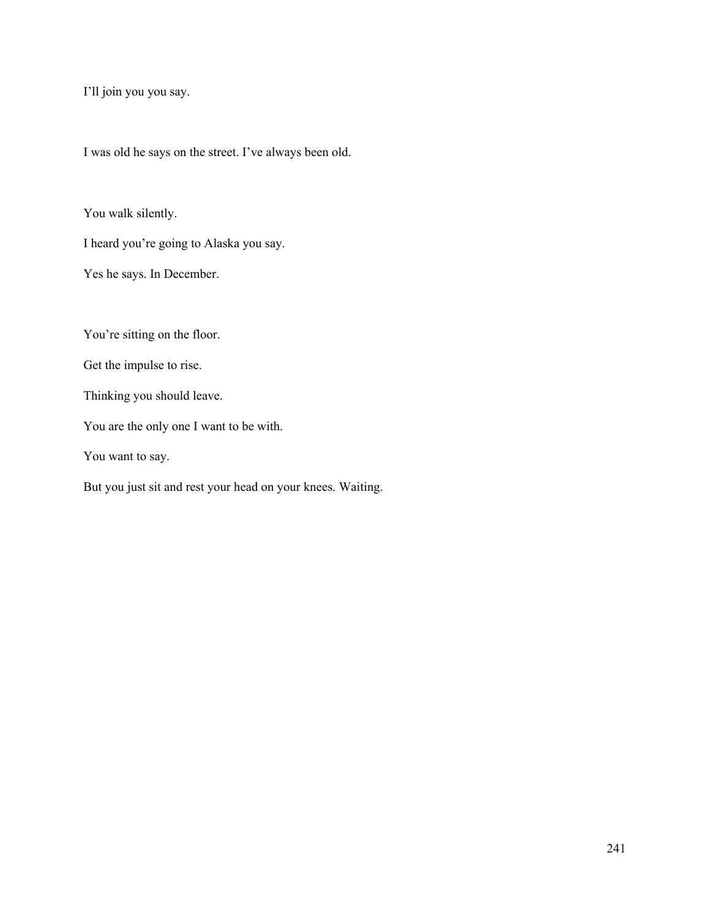I'll join you you say.

I was old he says on the street. I've always been old.

You walk silently.

I heard you're going to Alaska you say.

Yes he says. In December.

You're sitting on the floor.

Get the impulse to rise.

Thinking you should leave.

You are the only one I want to be with.

You want to say.

But you just sit and rest your head on your knees. Waiting.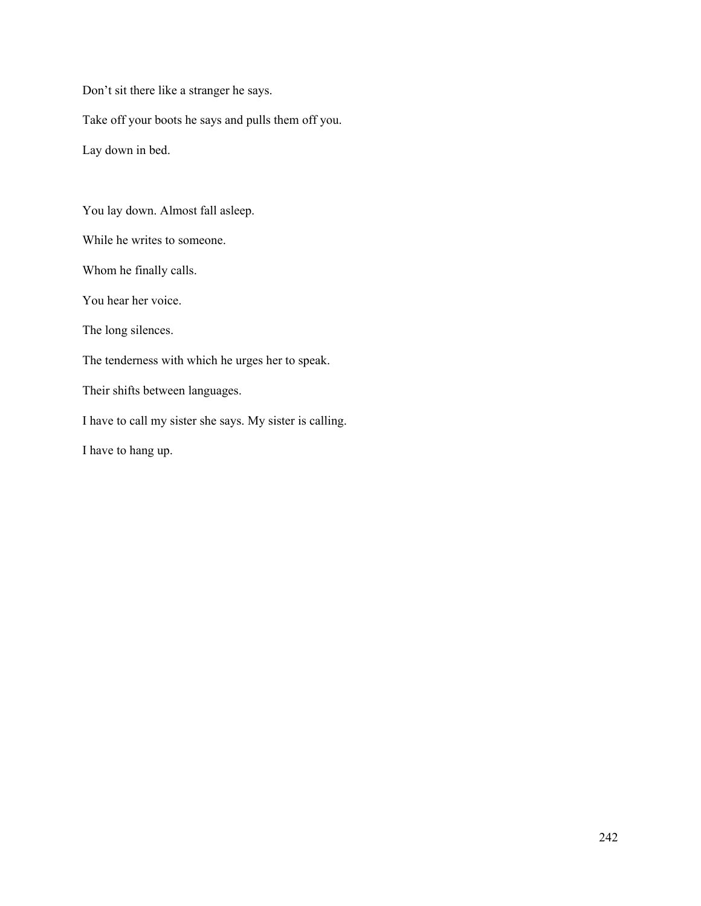Don't sit there like a stranger he says.

Take off your boots he says and pulls them off you.

Lay down in bed.

You lay down. Almost fall asleep.

While he writes to someone.

Whom he finally calls.

You hear her voice.

The long silences.

The tenderness with which he urges her to speak.

Their shifts between languages.

I have to call my sister she says. My sister is calling.

I have to hang up.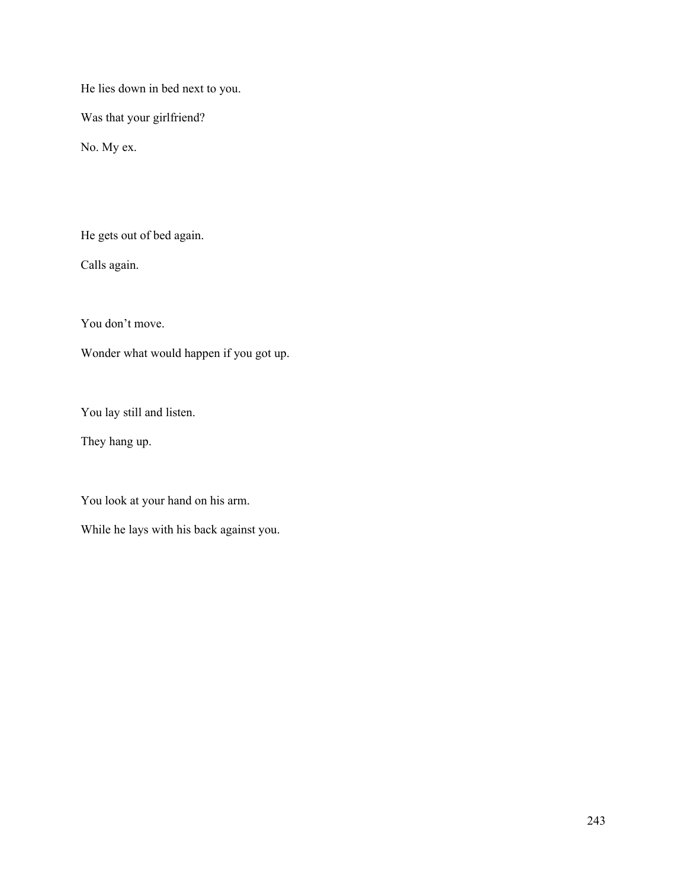He lies down in bed next to you.

Was that your girlfriend?

No. My ex.

He gets out of bed again.

Calls again.

You don't move.

Wonder what would happen if you got up.

You lay still and listen.

They hang up.

You look at your hand on his arm.

While he lays with his back against you.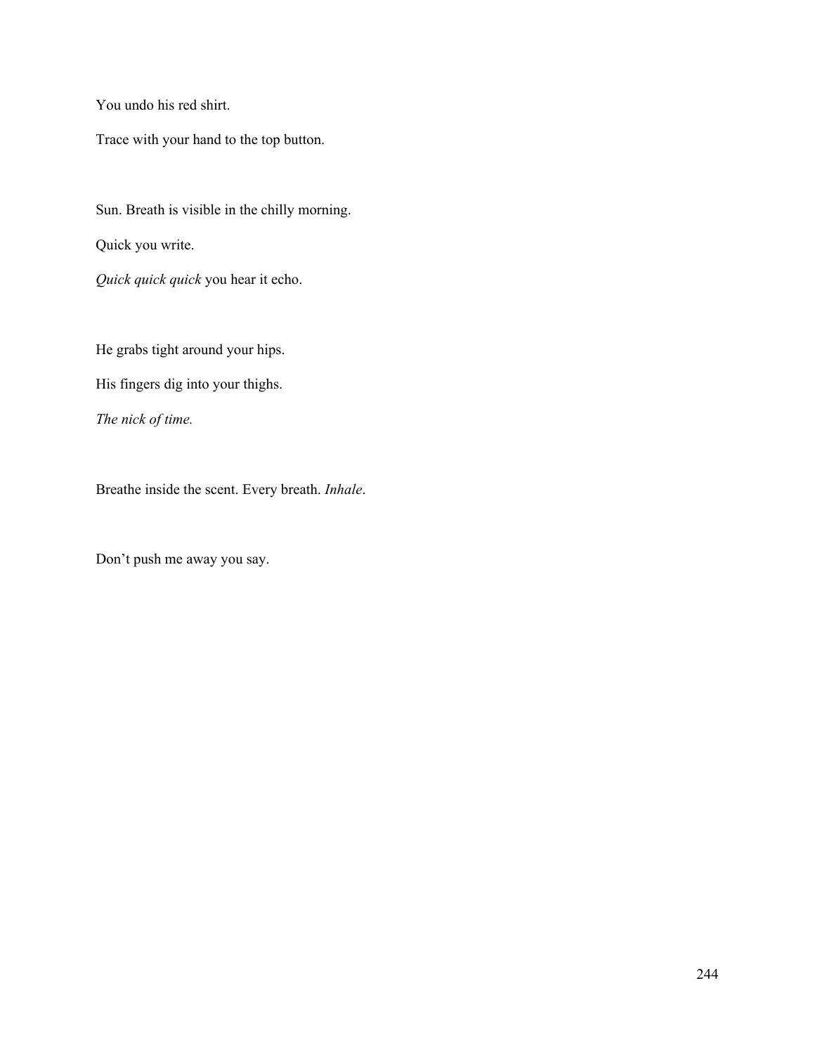You undo his red shirt.

Trace with your hand to the top button.

Sun. Breath is visible in the chilly morning.

Quick you write.

*Quick quick quick* you hear it echo.

He grabs tight around your hips.

His fingers dig into your thighs.

*The nick of time.*

Breathe inside the scent. Every breath. *Inhale*.

Don't push me away you say.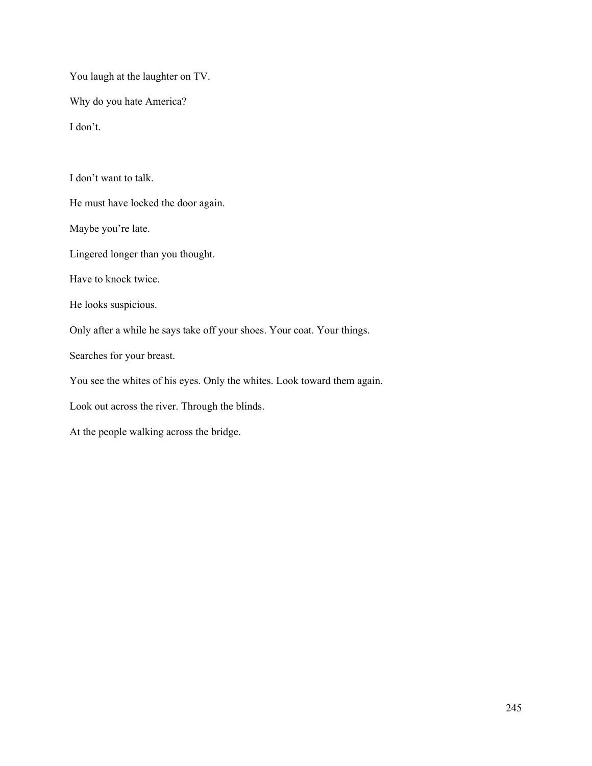You laugh at the laughter on TV.

Why do you hate America?

I don't.

I don't want to talk.

He must have locked the door again.

Maybe you're late.

Lingered longer than you thought.

Have to knock twice.

He looks suspicious.

Only after a while he says take off your shoes. Your coat. Your things.

Searches for your breast.

You see the whites of his eyes. Only the whites. Look toward them again.

Look out across the river. Through the blinds.

At the people walking across the bridge.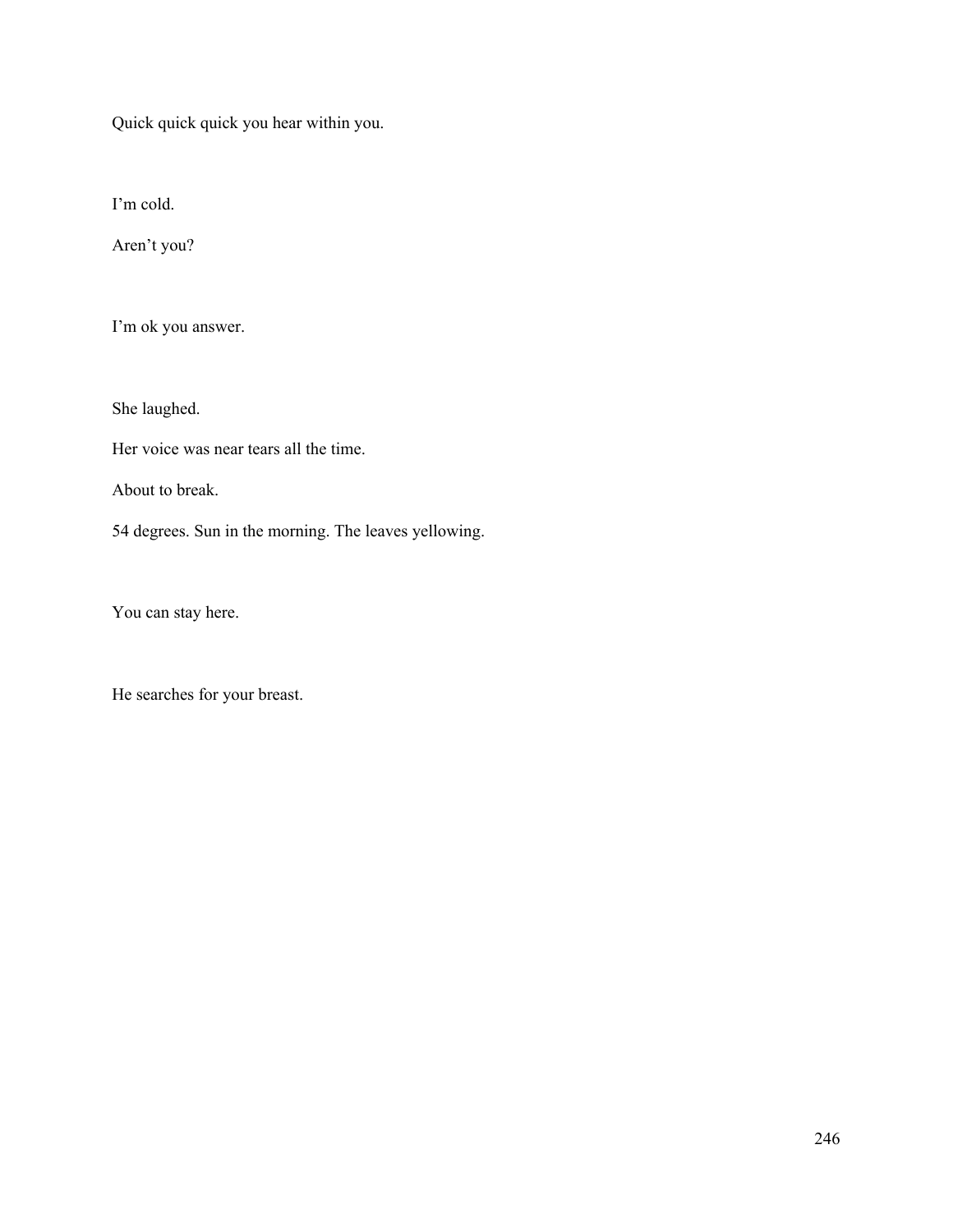Quick quick quick you hear within you.

I'm cold.

Aren't you?

I'm ok you answer.

She laughed.

Her voice was near tears all the time.

About to break.

54 degrees. Sun in the morning. The leaves yellowing.

You can stay here.

He searches for your breast.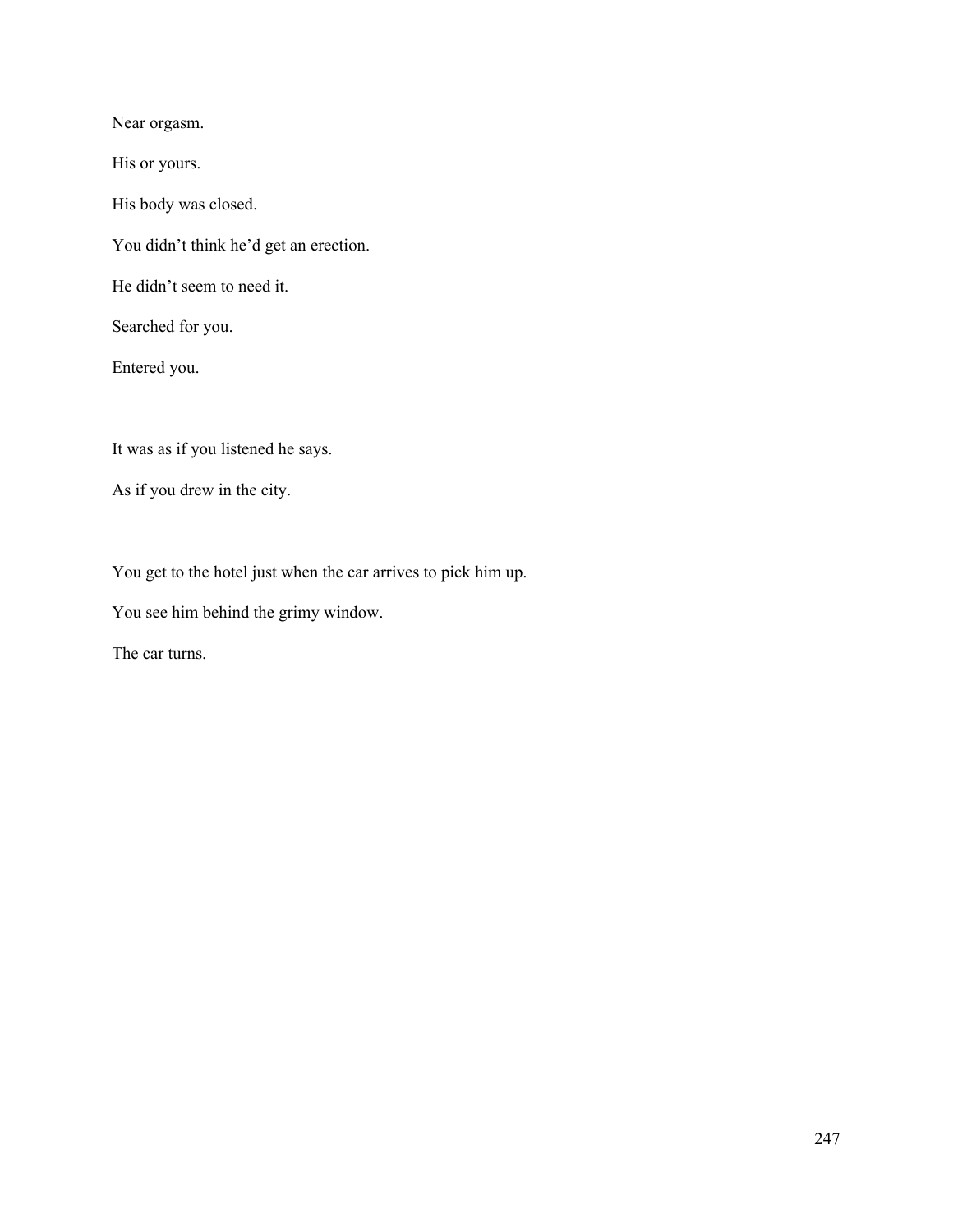Near orgasm.

His or yours.

His body was closed.

You didn't think he'd get an erection.

He didn't seem to need it.

Searched for you.

Entered you.

It was as if you listened he says.

As if you drew in the city.

You get to the hotel just when the car arrives to pick him up.

You see him behind the grimy window.

The car turns.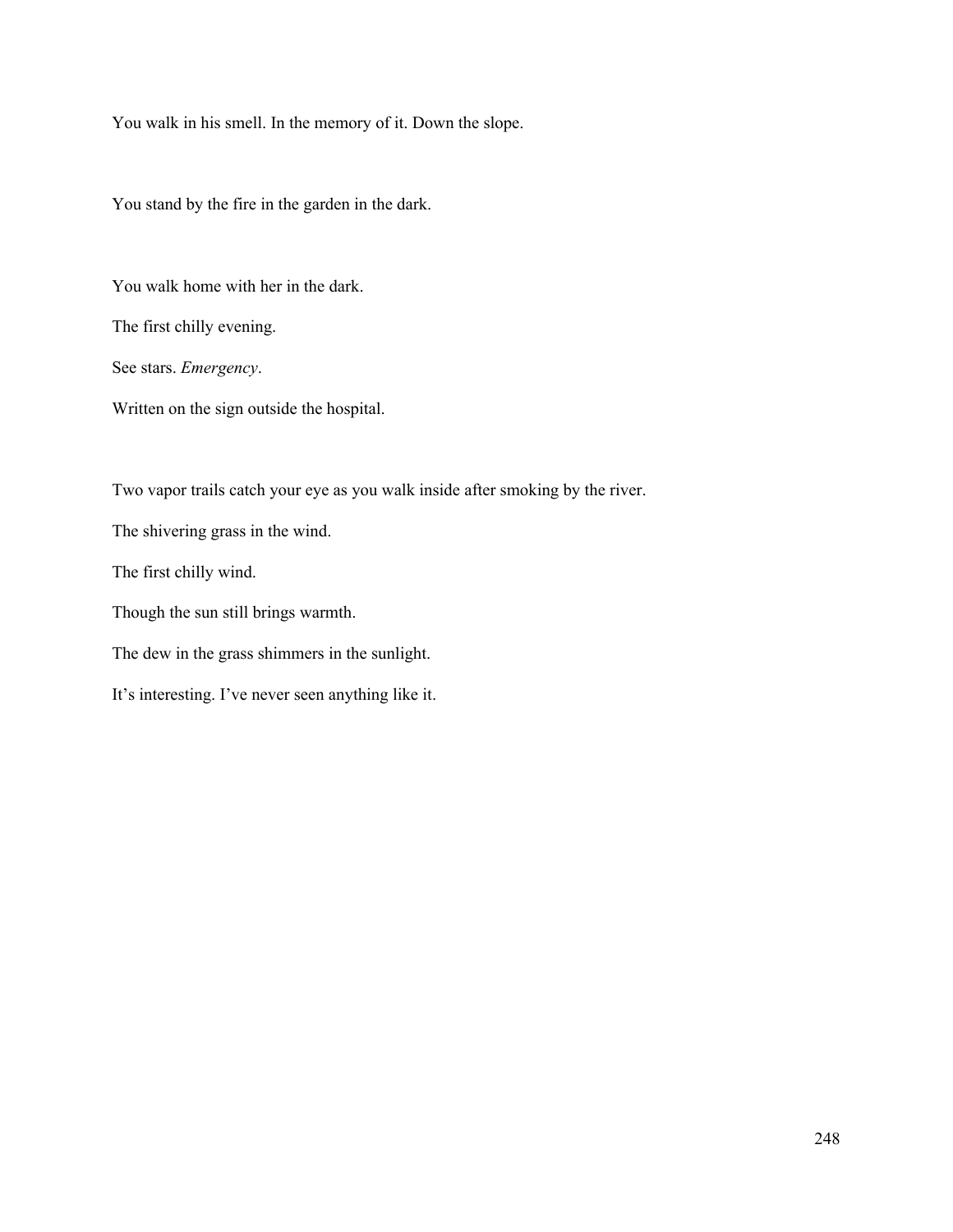You walk in his smell. In the memory of it. Down the slope.

You stand by the fire in the garden in the dark.

You walk home with her in the dark.

The first chilly evening.

See stars. *Emergency*.

Written on the sign outside the hospital.

Two vapor trails catch your eye as you walk inside after smoking by the river.

The shivering grass in the wind.

The first chilly wind.

Though the sun still brings warmth.

The dew in the grass shimmers in the sunlight.

It's interesting. I've never seen anything like it.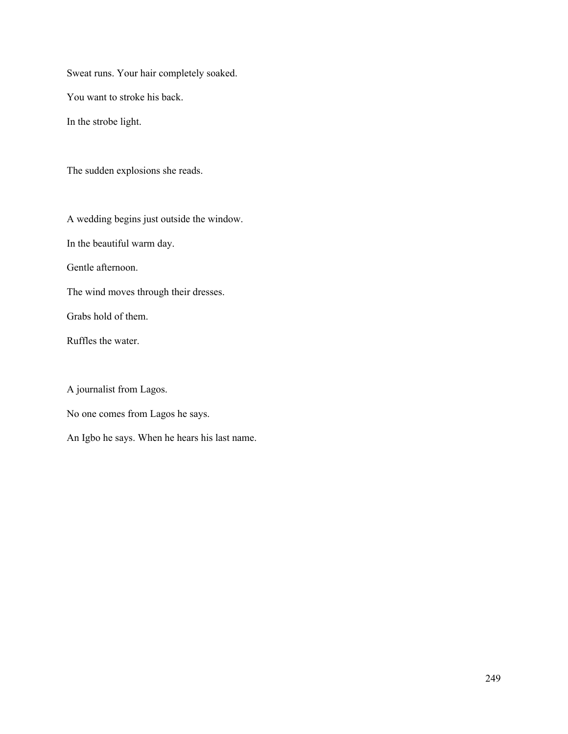Sweat runs. Your hair completely soaked.

You want to stroke his back.

In the strobe light.

The sudden explosions she reads.

A wedding begins just outside the window.

In the beautiful warm day.

Gentle afternoon.

The wind moves through their dresses.

Grabs hold of them.

Ruffles the water.

A journalist from Lagos.

No one comes from Lagos he says.

An Igbo he says. When he hears his last name.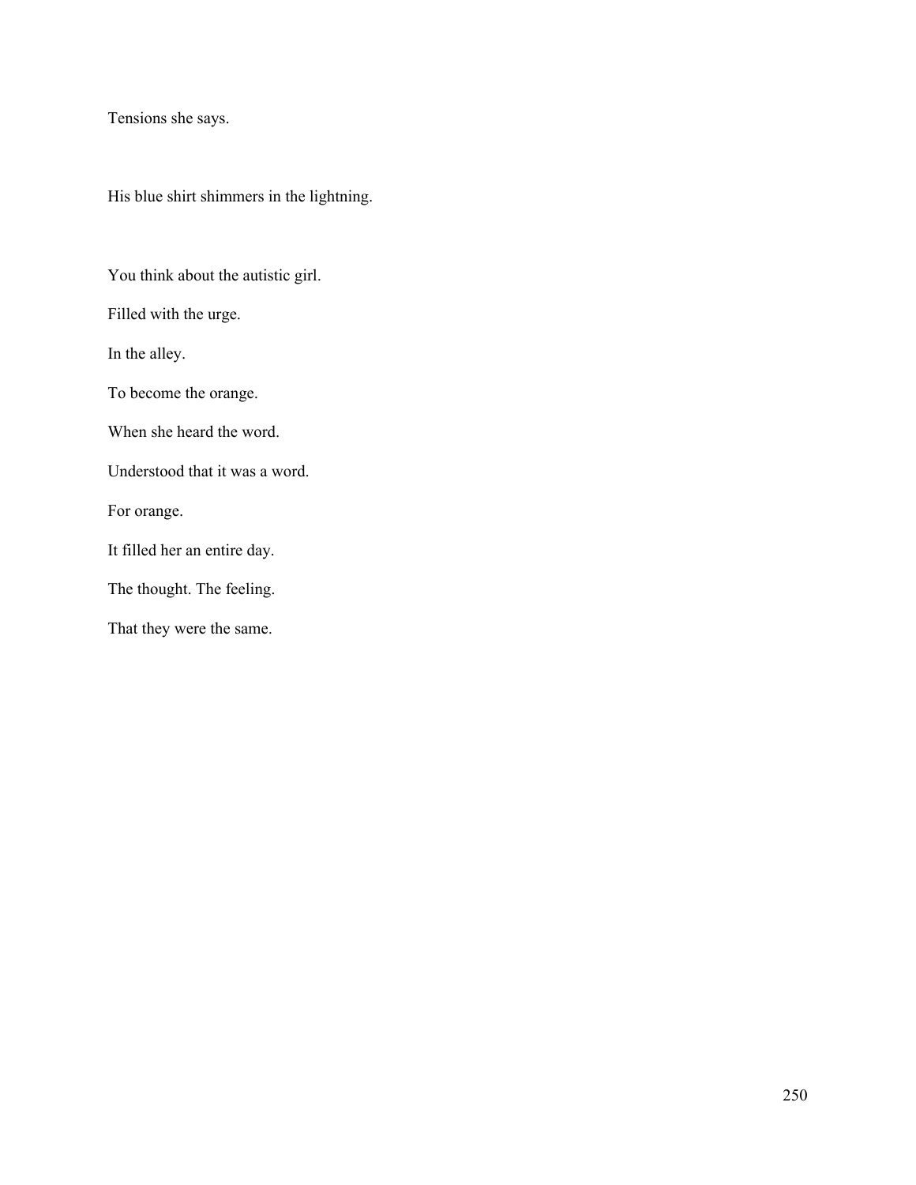Tensions she says.

His blue shirt shimmers in the lightning.

You think about the autistic girl.

Filled with the urge.

In the alley.

To become the orange.

When she heard the word.

Understood that it was a word.

For orange.

It filled her an entire day.

The thought. The feeling.

That they were the same.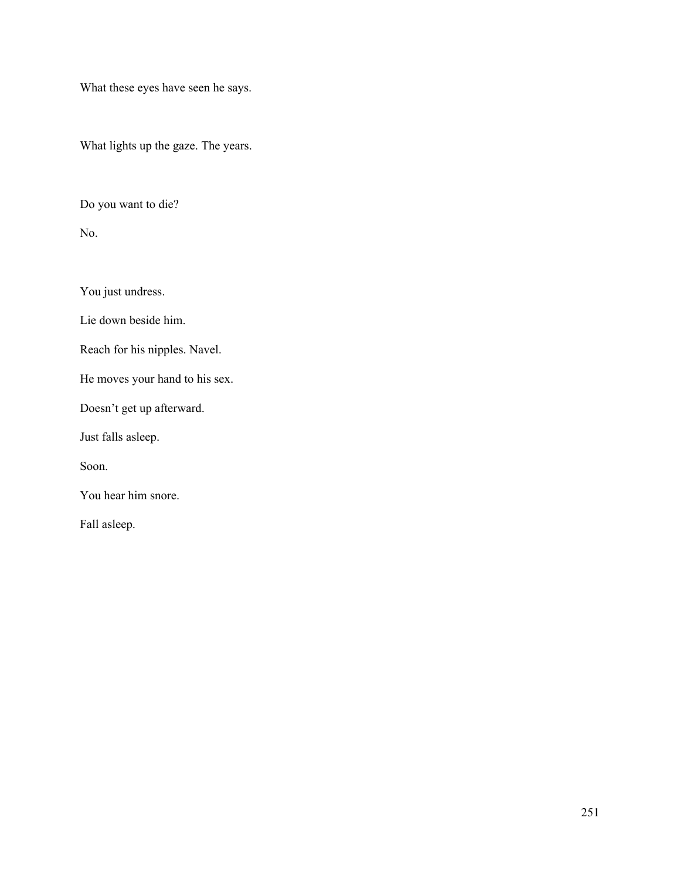What these eyes have seen he says.

What lights up the gaze. The years.

Do you want to die?

No.

You just undress.

Lie down beside him.

Reach for his nipples. Navel.

He moves your hand to his sex.

Doesn't get up afterward.

Just falls asleep.

Soon.

You hear him snore.

Fall asleep.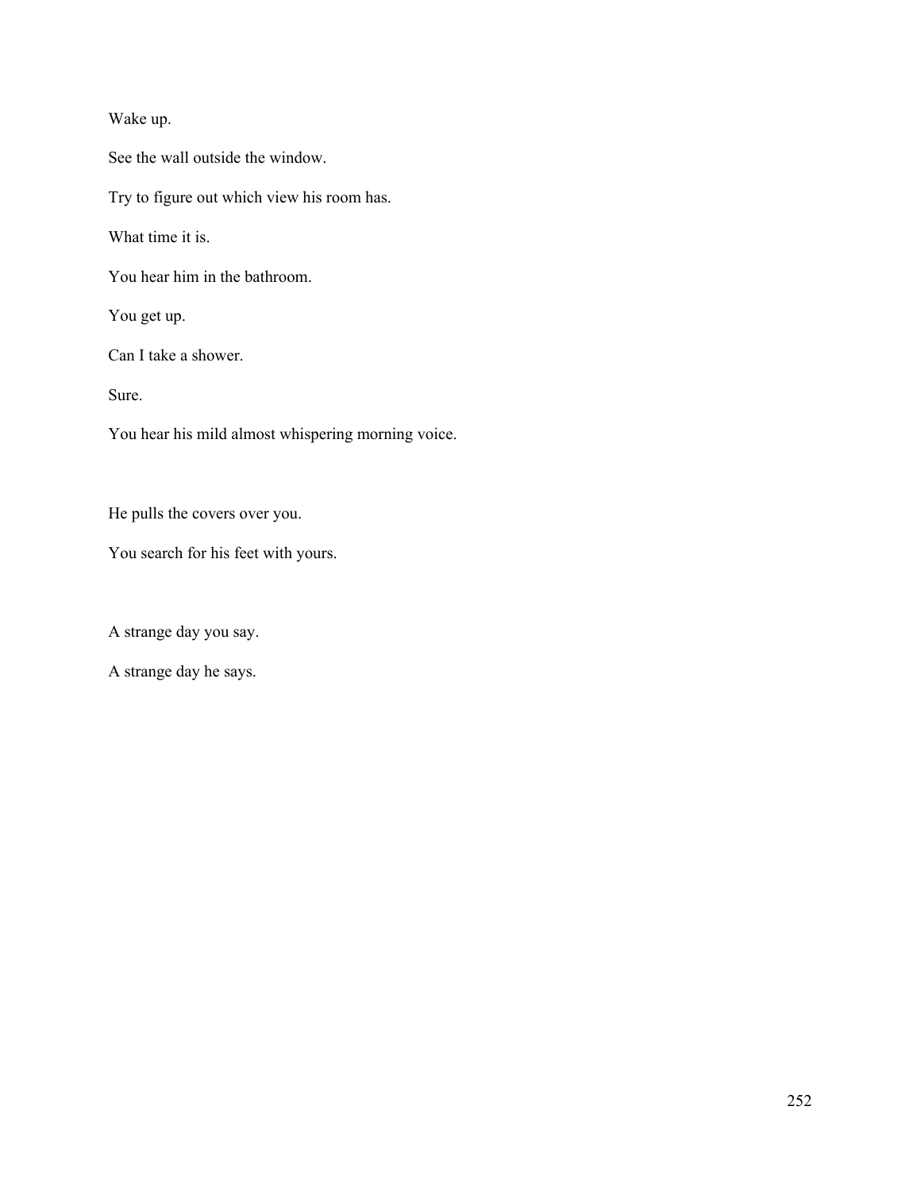Wake up.

See the wall outside the window.

Try to figure out which view his room has.

What time it is.

You hear him in the bathroom.

You get up.

Can I take a shower.

Sure.

You hear his mild almost whispering morning voice.

He pulls the covers over you.

You search for his feet with yours.

A strange day you say.

A strange day he says.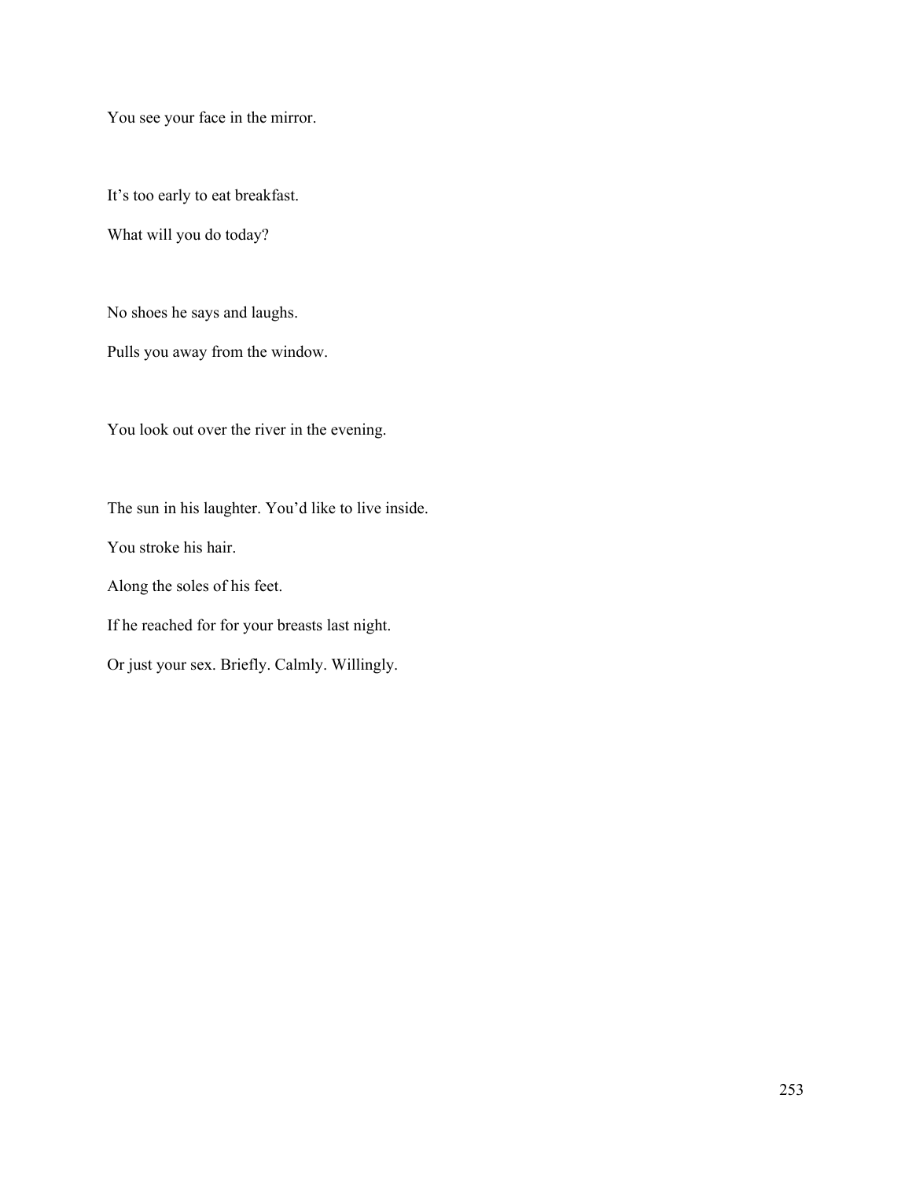You see your face in the mirror.

It's too early to eat breakfast.

What will you do today?

No shoes he says and laughs.

Pulls you away from the window.

You look out over the river in the evening.

The sun in his laughter. You'd like to live inside.

You stroke his hair.

Along the soles of his feet.

If he reached for for your breasts last night.

Or just your sex. Briefly. Calmly. Willingly.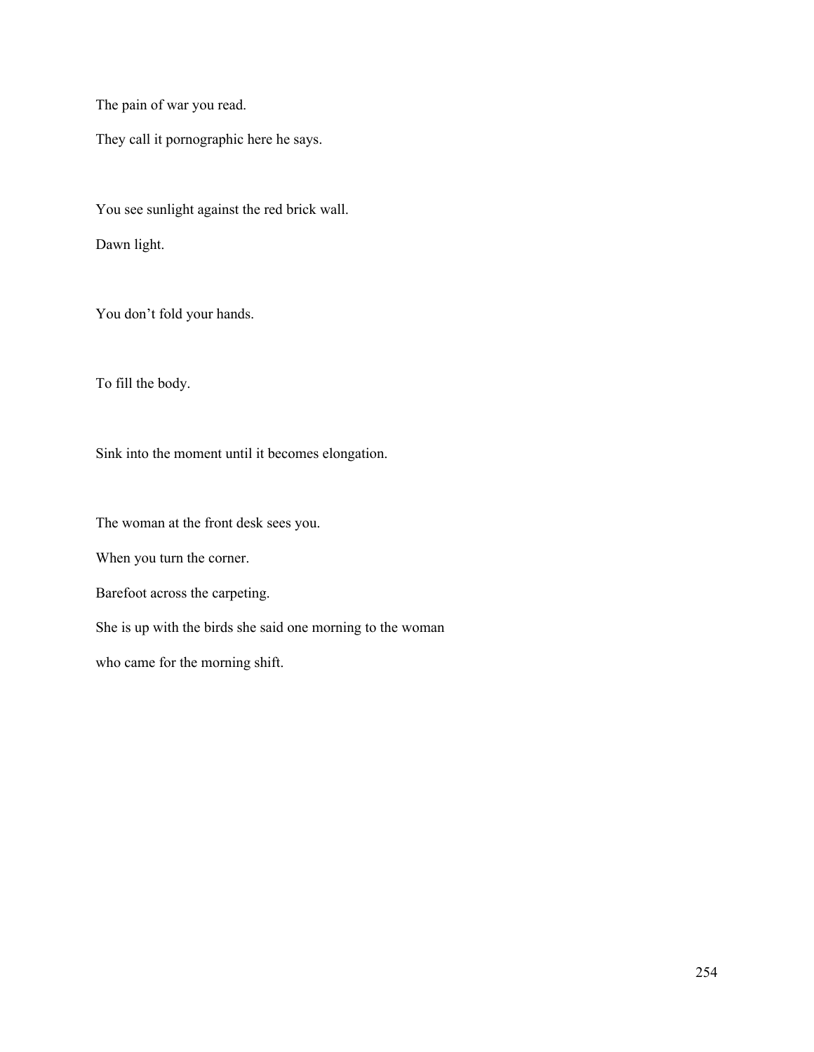The pain of war you read.

They call it pornographic here he says.

You see sunlight against the red brick wall.

Dawn light.

You don’t fold your hands.

To fill the body.

Sink into the moment until it becomes elongation.

The woman at the front desk sees you.

When you turn the corner.

Barefoot across the carpeting.

She is up with the birds she said one morning to the woman

who came for the morning shift.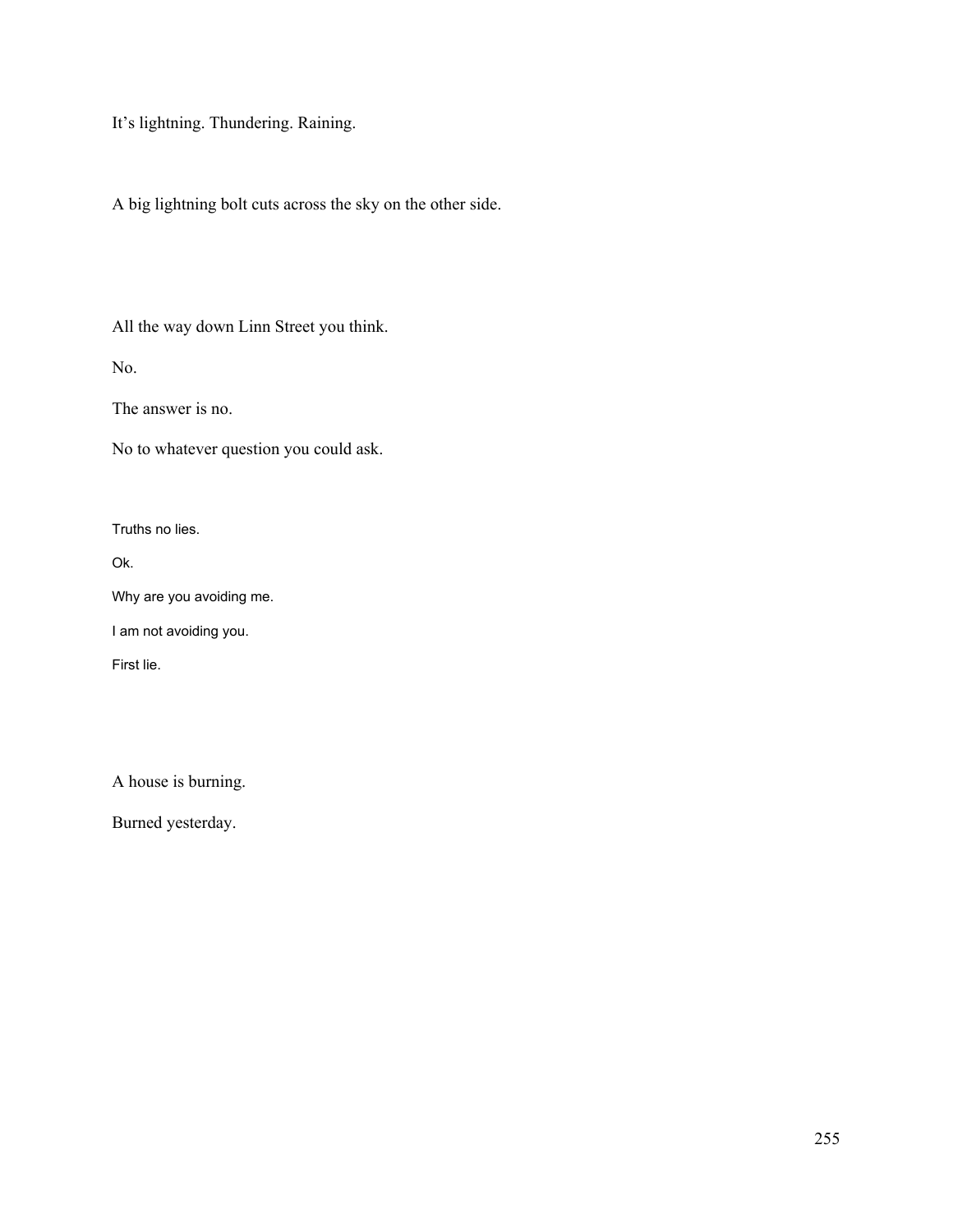It's lightning. Thundering. Raining.

A big lightning bolt cuts across the sky on the other side.

All the way down Linn Street you think.

No.

The answer is no.

No to whatever question you could ask.

Truths no lies.

Ok.

Why are you avoiding me.

I am not avoiding you.

First lie.

A house is burning.

Burned yesterday.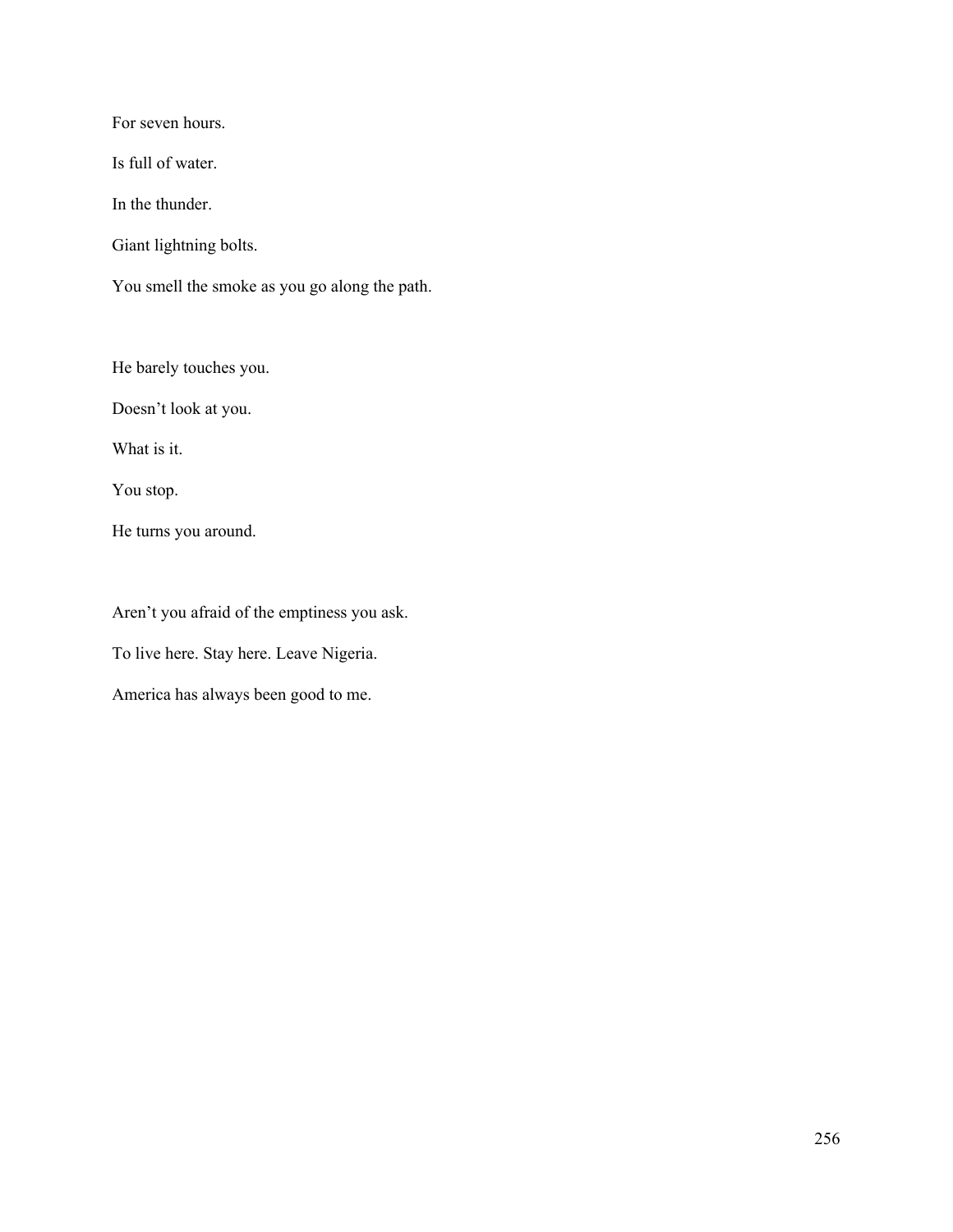For seven hours.

Is full of water.

In the thunder.

Giant lightning bolts.

You smell the smoke as you go along the path.

He barely touches you.

Doesn't look at you.

What is it.

You stop.

He turns you around.

Aren't you afraid of the emptiness you ask.

To live here. Stay here. Leave Nigeria.

America has always been good to me.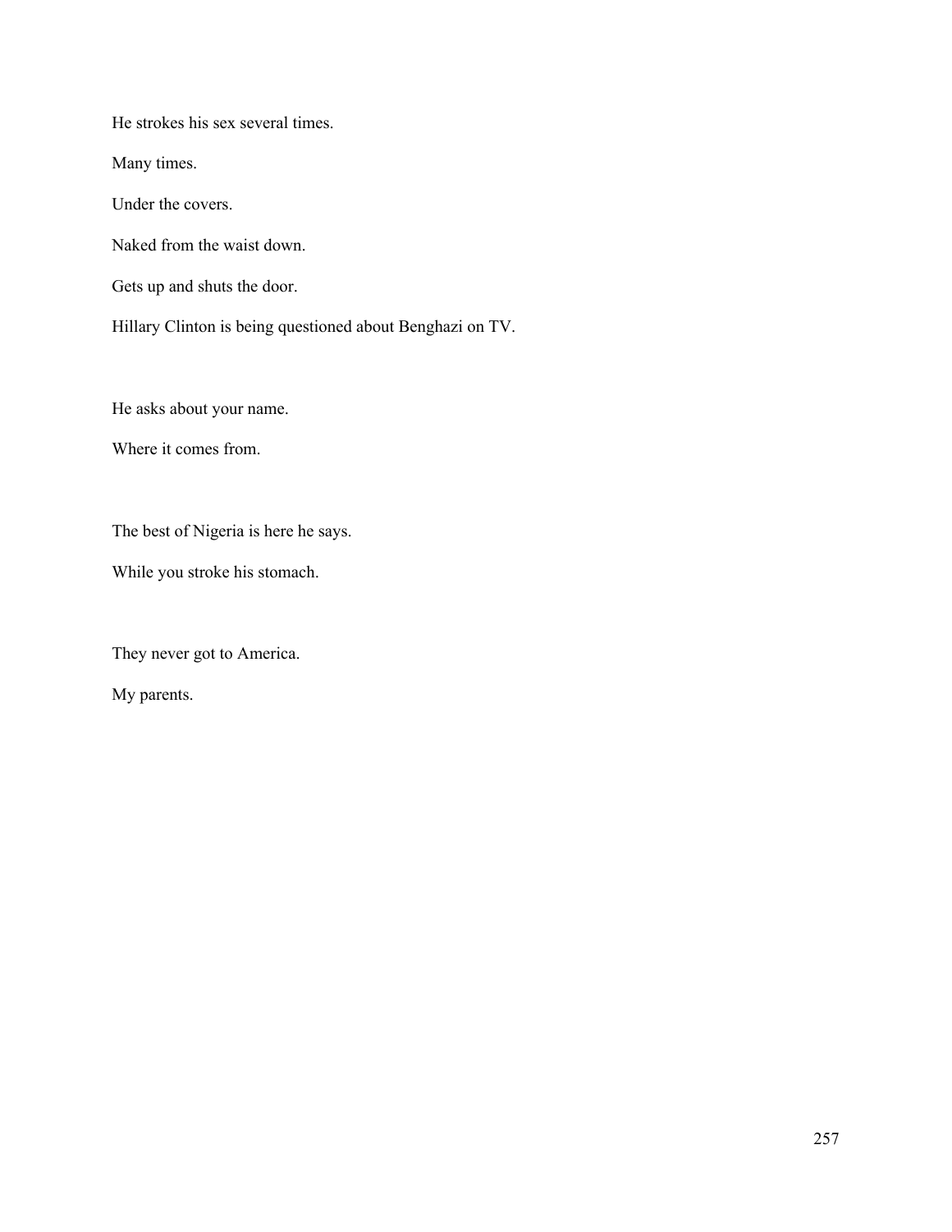He strokes his sex several times.

Many times.

Under the covers.

Naked from the waist down.

Gets up and shuts the door.

Hillary Clinton is being questioned about Benghazi on TV.

He asks about your name.

Where it comes from.

The best of Nigeria is here he says.

While you stroke his stomach.

They never got to America.

My parents.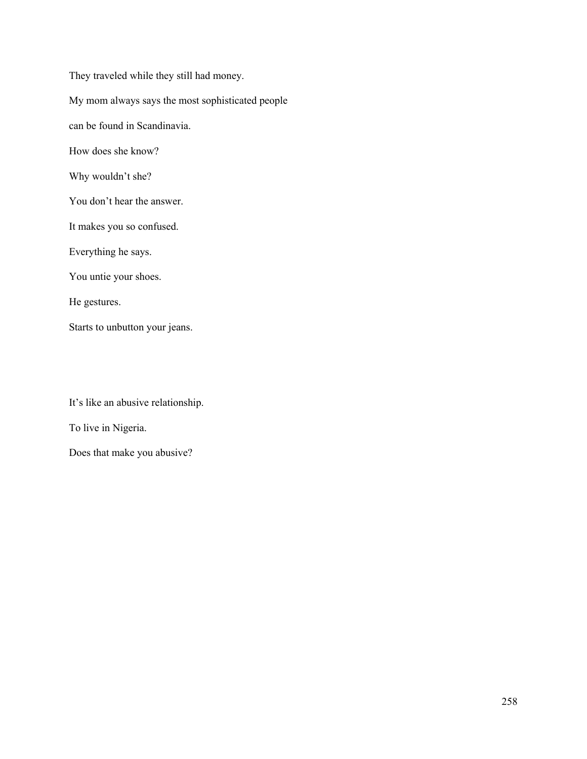They traveled while they still had money.

My mom always says the most sophisticated people

can be found in Scandinavia.

How does she know?

Why wouldn't she?

You don't hear the answer.

It makes you so confused.

Everything he says.

You untie your shoes.

He gestures.

Starts to unbutton your jeans.

It's like an abusive relationship.

To live in Nigeria.

Does that make you abusive?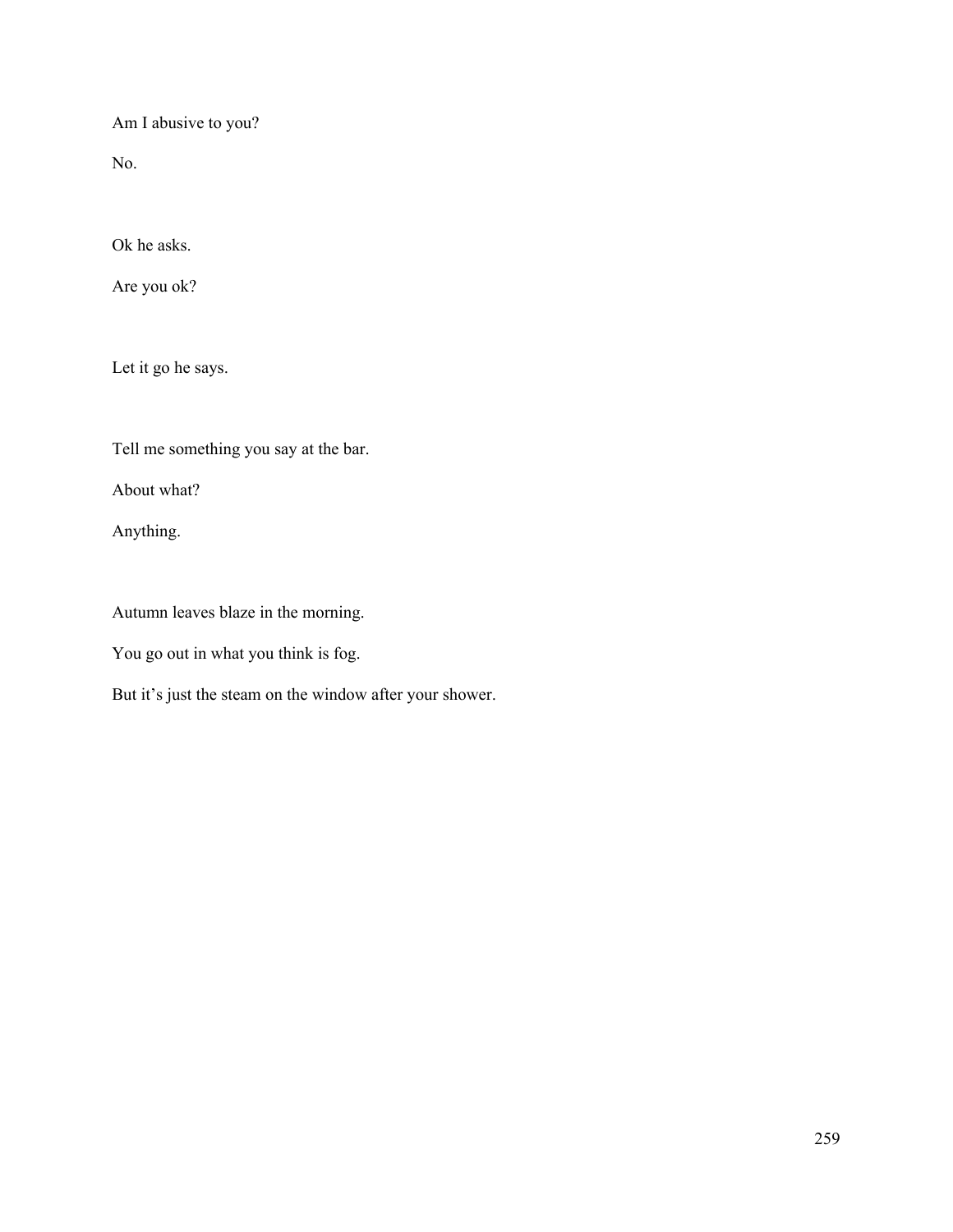Am I abusive to you?

No.

Ok he asks.

Are you ok?

Let it go he says.

Tell me something you say at the bar.

About what?

Anything.

Autumn leaves blaze in the morning.

You go out in what you think is fog.

But it's just the steam on the window after your shower.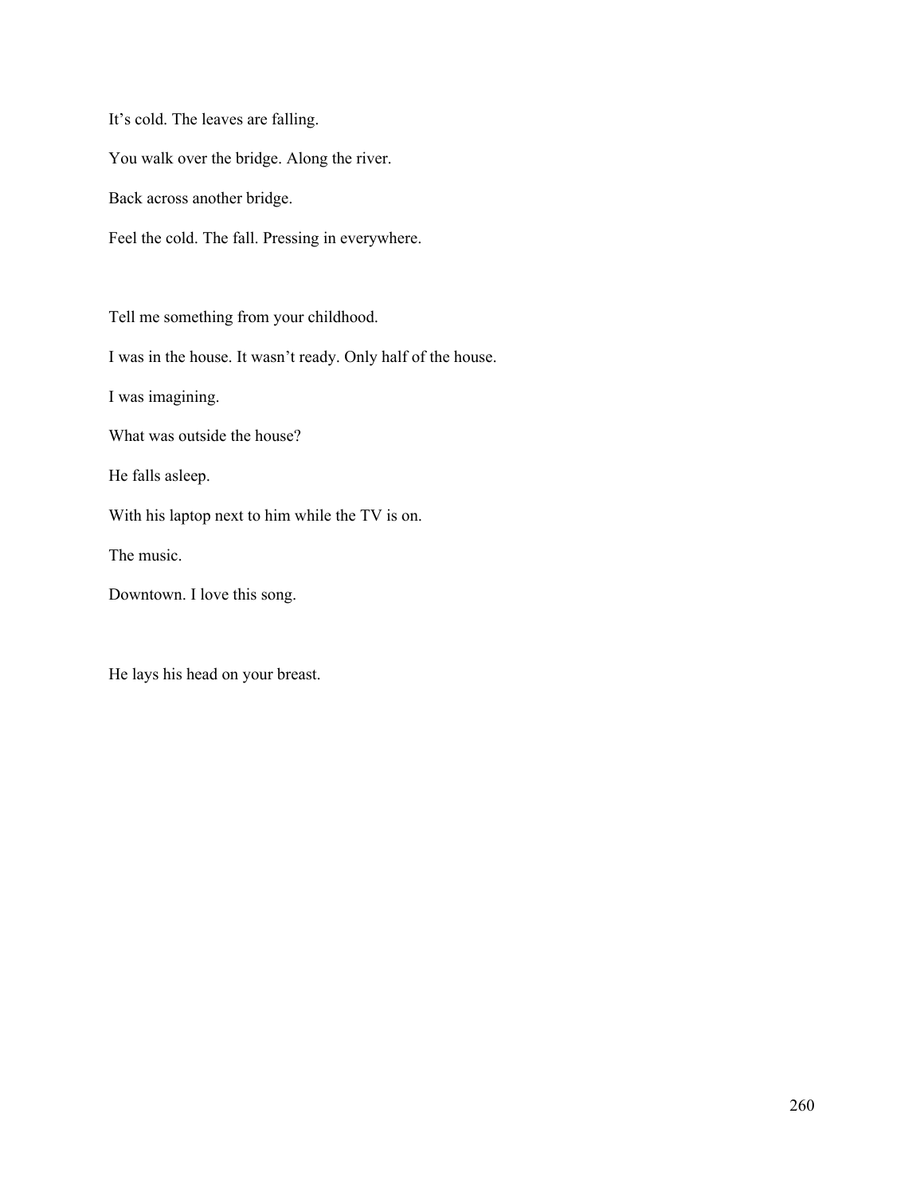It's cold. The leaves are falling.

You walk over the bridge. Along the river.

Back across another bridge.

Feel the cold. The fall. Pressing in everywhere.

Tell me something from your childhood.

I was in the house. It wasn't ready. Only half of the house.

I was imagining.

What was outside the house?

He falls asleep.

With his laptop next to him while the TV is on.

The music.

Downtown. I love this song.

He lays his head on your breast.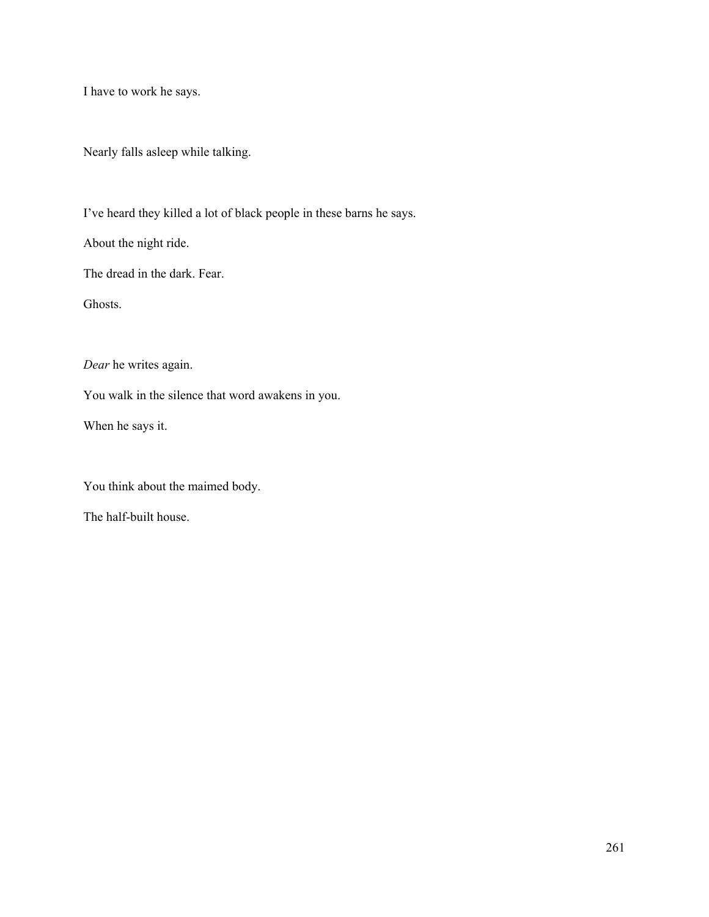I have to work he says.

Nearly falls asleep while talking.

I've heard they killed a lot of black people in these barns he says.

About the night ride.

The dread in the dark. Fear.

Ghosts.

*Dear* he writes again.

You walk in the silence that word awakens in you.

When he says it.

You think about the maimed body.

The half-built house.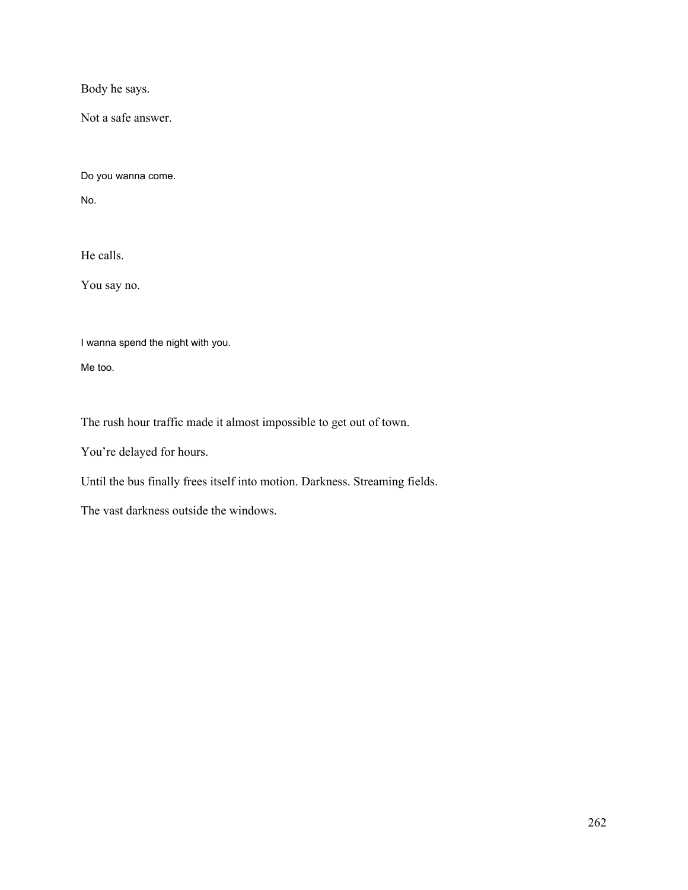Body he says.

Not a safe answer.

Do you wanna come.

No.

He calls.

You say no.

I wanna spend the night with you.

Me too.

The rush hour traffic made it almost impossible to get out of town.

You're delayed for hours.

Until the bus finally frees itself into motion. Darkness. Streaming fields.

The vast darkness outside the windows.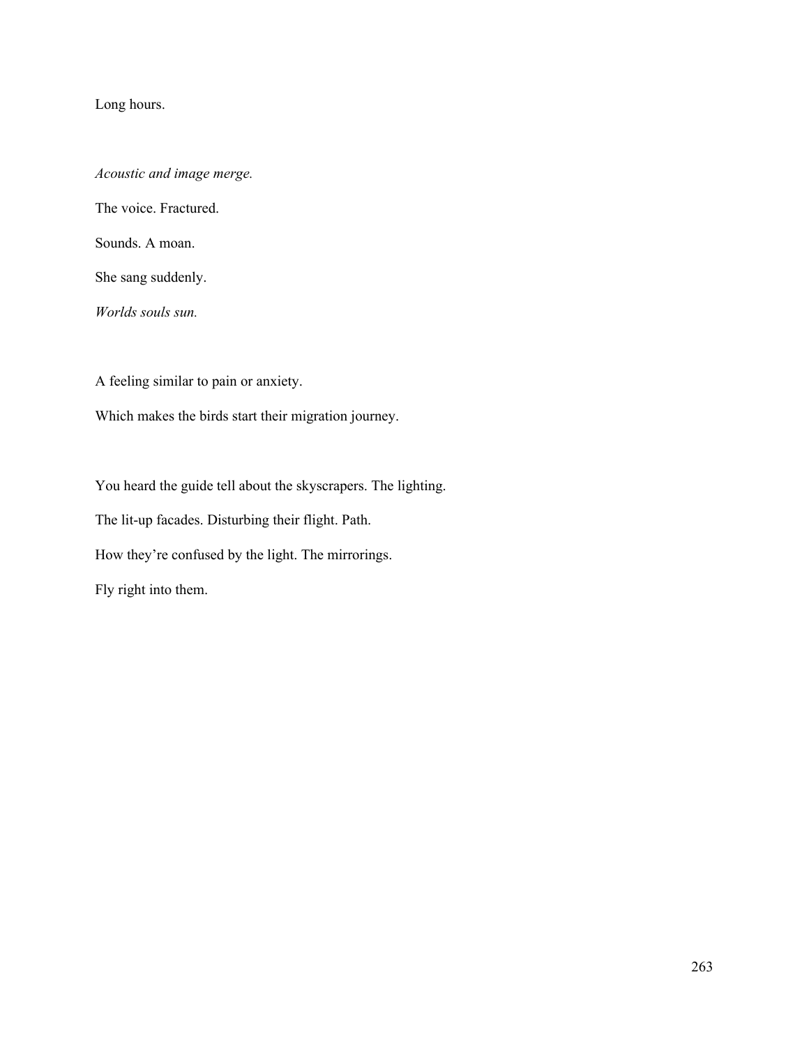Long hours.

*Acoustic and image merge.*

The voice. Fractured.

Sounds. A moan.

She sang suddenly.

*Worlds souls sun.*

A feeling similar to pain or anxiety.

Which makes the birds start their migration journey.

You heard the guide tell about the skyscrapers. The lighting.

The lit-up facades. Disturbing their flight. Path.

How they're confused by the light. The mirrorings.

Fly right into them.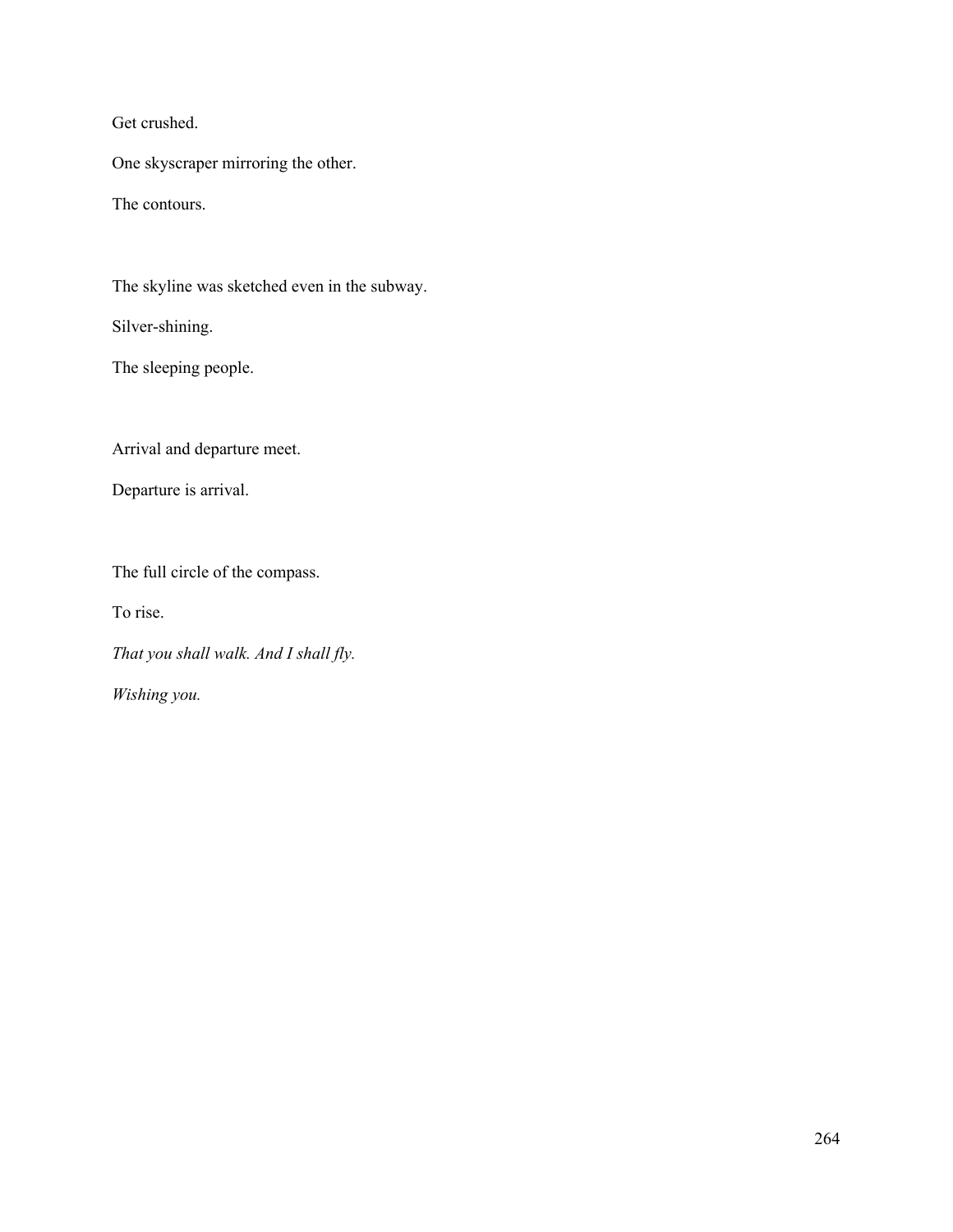Get crushed.

One skyscraper mirroring the other.

The contours.

The skyline was sketched even in the subway.

Silver-shining.

The sleeping people.

Arrival and departure meet.

Departure is arrival.

The full circle of the compass.

To rise.

*That you shall walk. And I shall fly.*

*Wishing you.*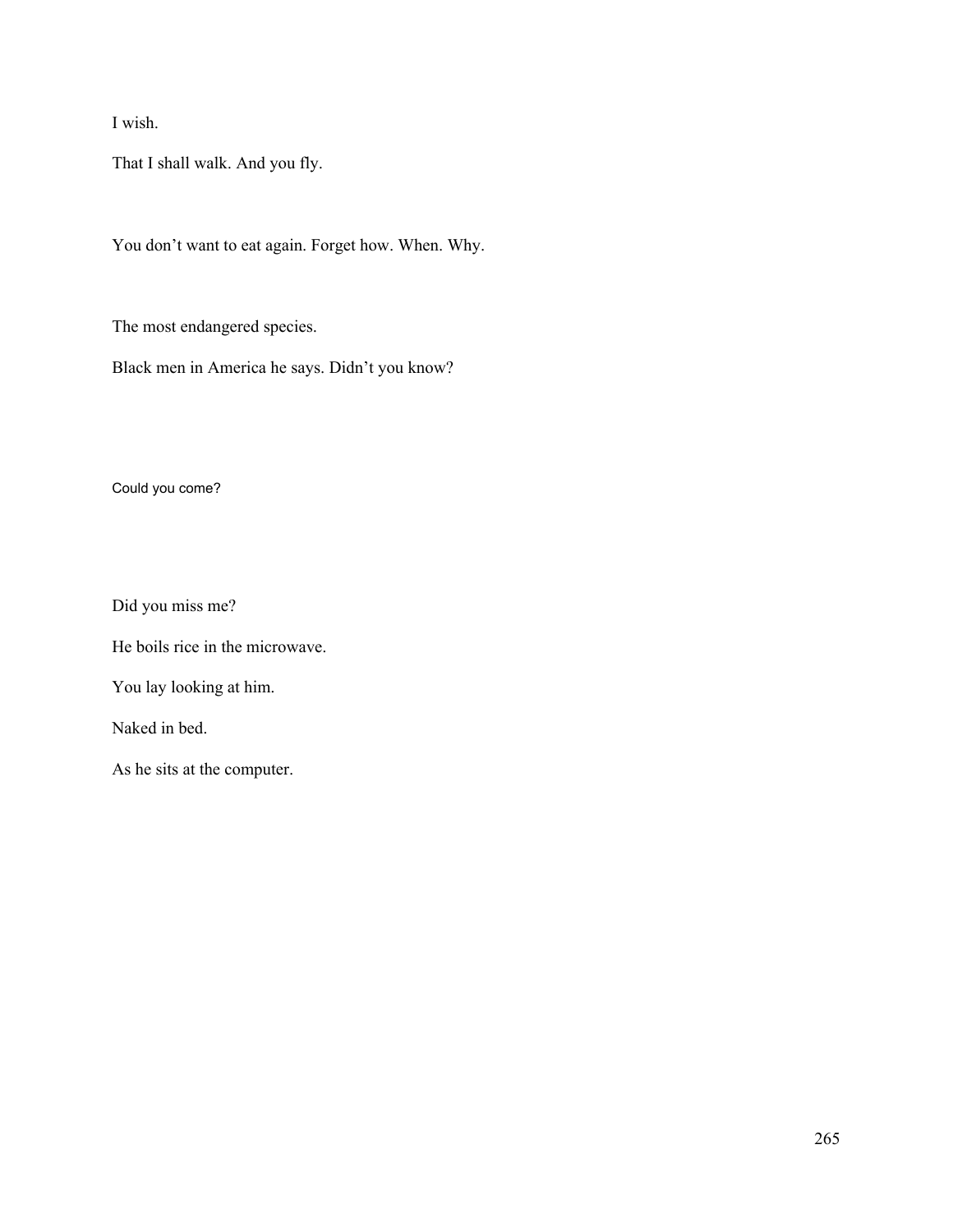I wish.

That I shall walk. And you fly.

You don't want to eat again. Forget how. When. Why.

The most endangered species.

Black men in America he says. Didn't you know?

Could you come?

Did you miss me?

He boils rice in the microwave.

You lay looking at him.

Naked in bed.

As he sits at the computer.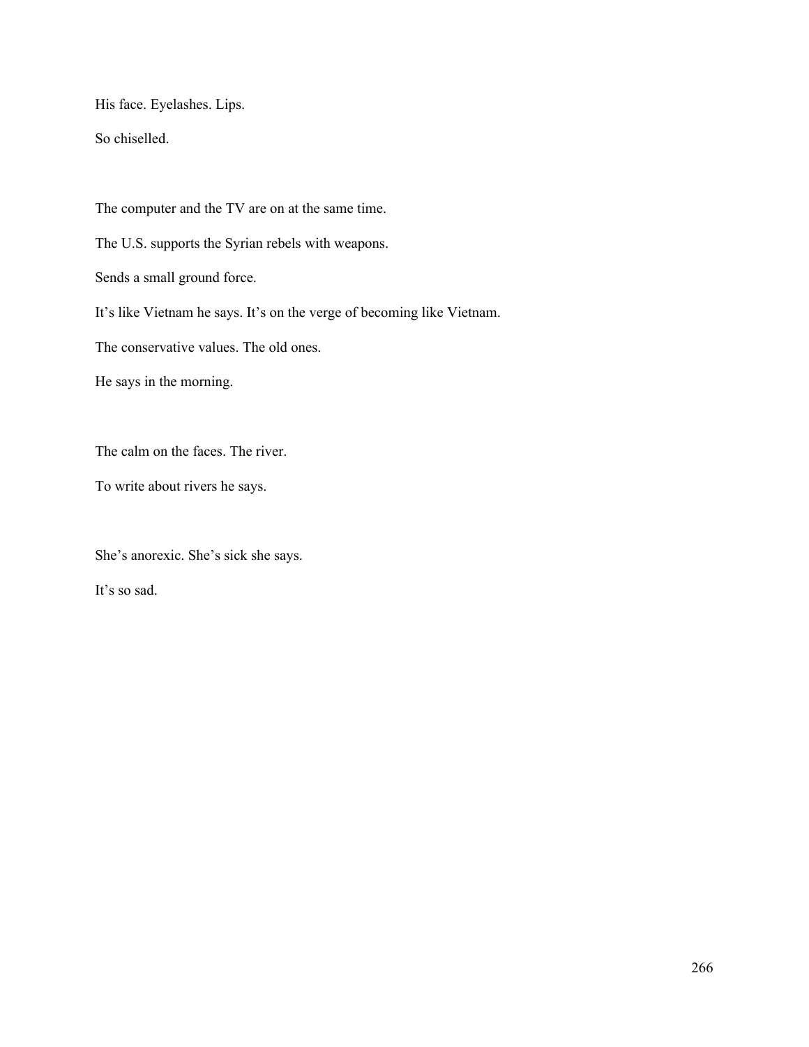His face. Eyelashes. Lips.

So chiselled.

The computer and the TV are on at the same time.

The U.S. supports the Syrian rebels with weapons.

Sends a small ground force.

It's like Vietnam he says. It's on the verge of becoming like Vietnam.

The conservative values. The old ones.

He says in the morning.

The calm on the faces. The river.

To write about rivers he says.

She's anorexic. She's sick she says.

It's so sad.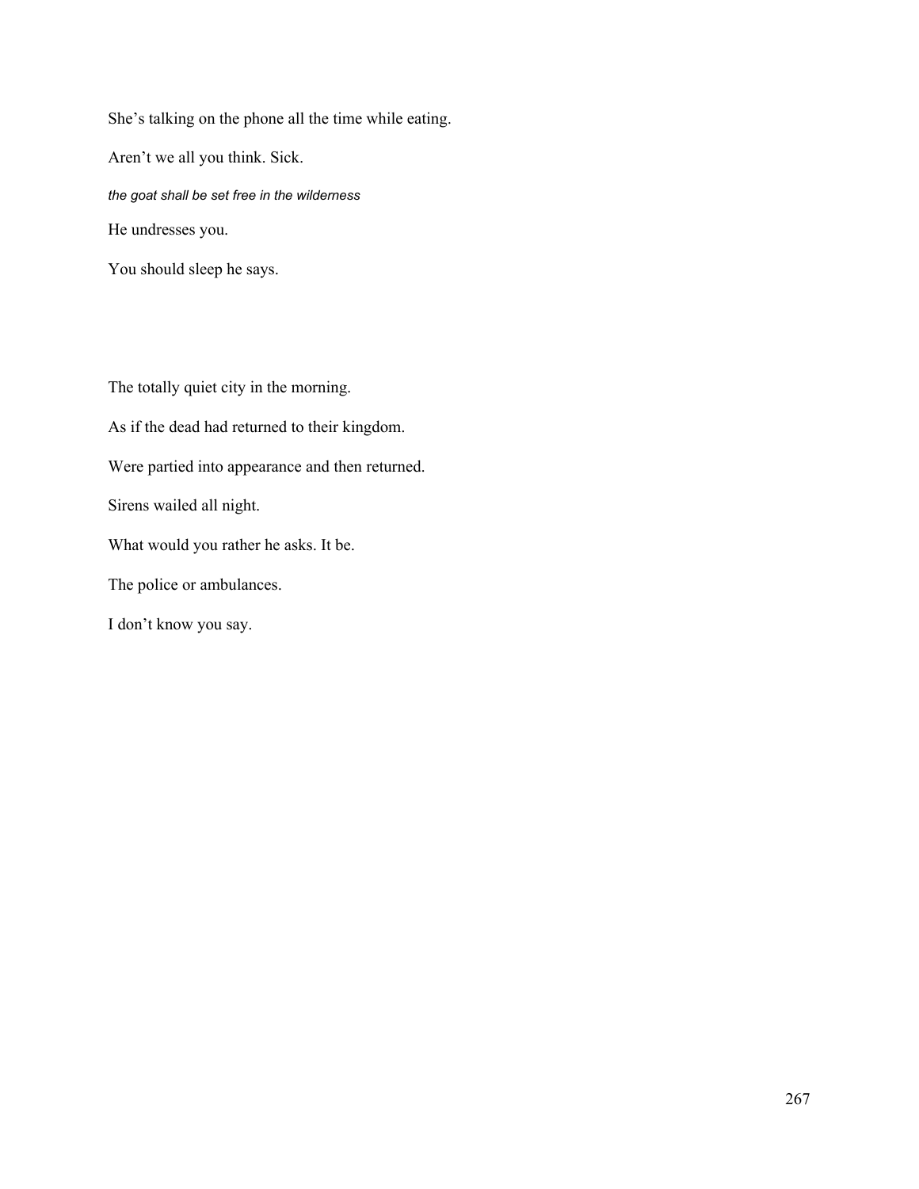She's talking on the phone all the time while eating.

Aren't we all you think. Sick.

*the goat shall be set free in the wilderness*

He undresses you.

You should sleep he says.

The totally quiet city in the morning.

As if the dead had returned to their kingdom.

Were partied into appearance and then returned.

Sirens wailed all night.

What would you rather he asks. It be.

The police or ambulances.

I don't know you say.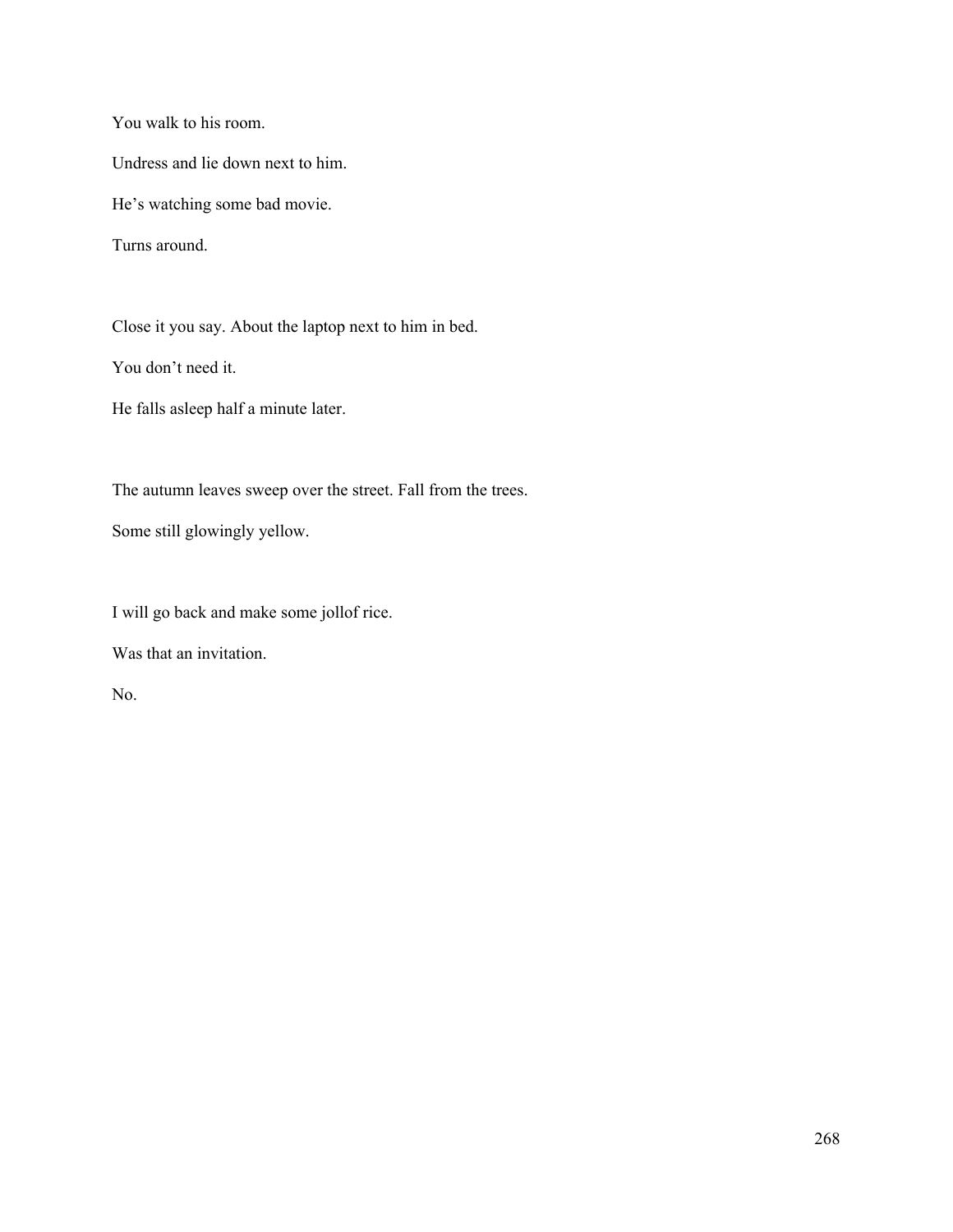You walk to his room.

Undress and lie down next to him.

He's watching some bad movie.

Turns around.

Close it you say. About the laptop next to him in bed.

You don't need it.

He falls asleep half a minute later.

The autumn leaves sweep over the street. Fall from the trees.

Some still glowingly yellow.

I will go back and make some jollof rice.

Was that an invitation.

No.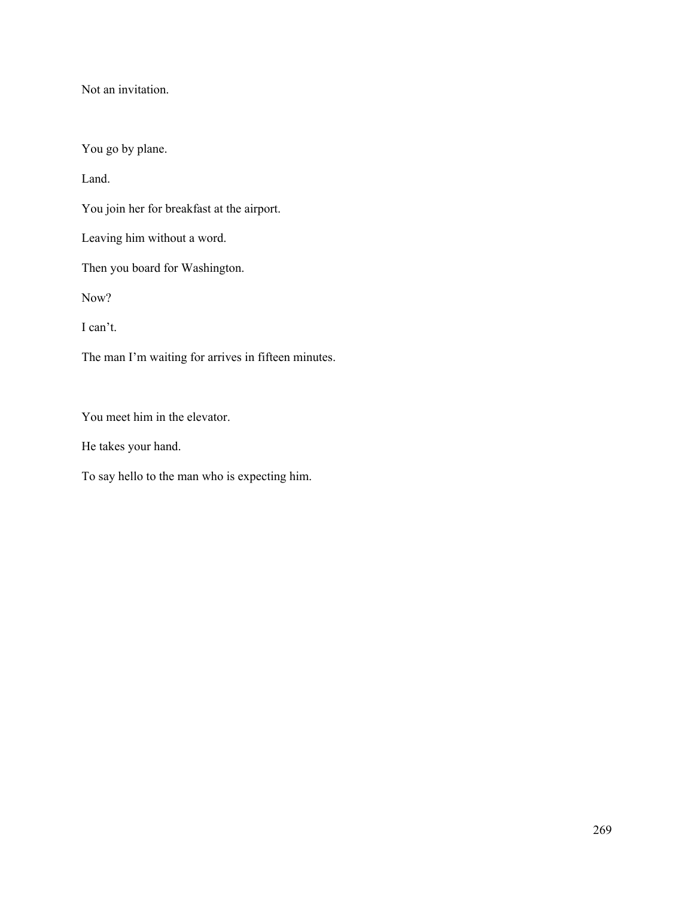Not an invitation.

You go by plane.

Land.

You join her for breakfast at the airport.

Leaving him without a word.

Then you board for Washington.

Now?

I can't.

The man I'm waiting for arrives in fifteen minutes.

You meet him in the elevator.

He takes your hand.

To say hello to the man who is expecting him.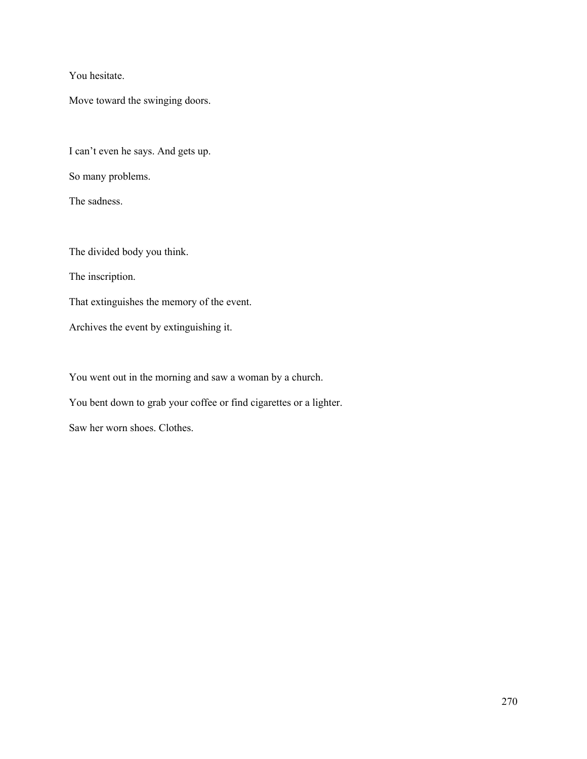You hesitate.

Move toward the swinging doors.

I can't even he says. And gets up.

So many problems.

The sadness.

The divided body you think.

The inscription.

That extinguishes the memory of the event.

Archives the event by extinguishing it.

You went out in the morning and saw a woman by a church.

You bent down to grab your coffee or find cigarettes or a lighter.

Saw her worn shoes. Clothes.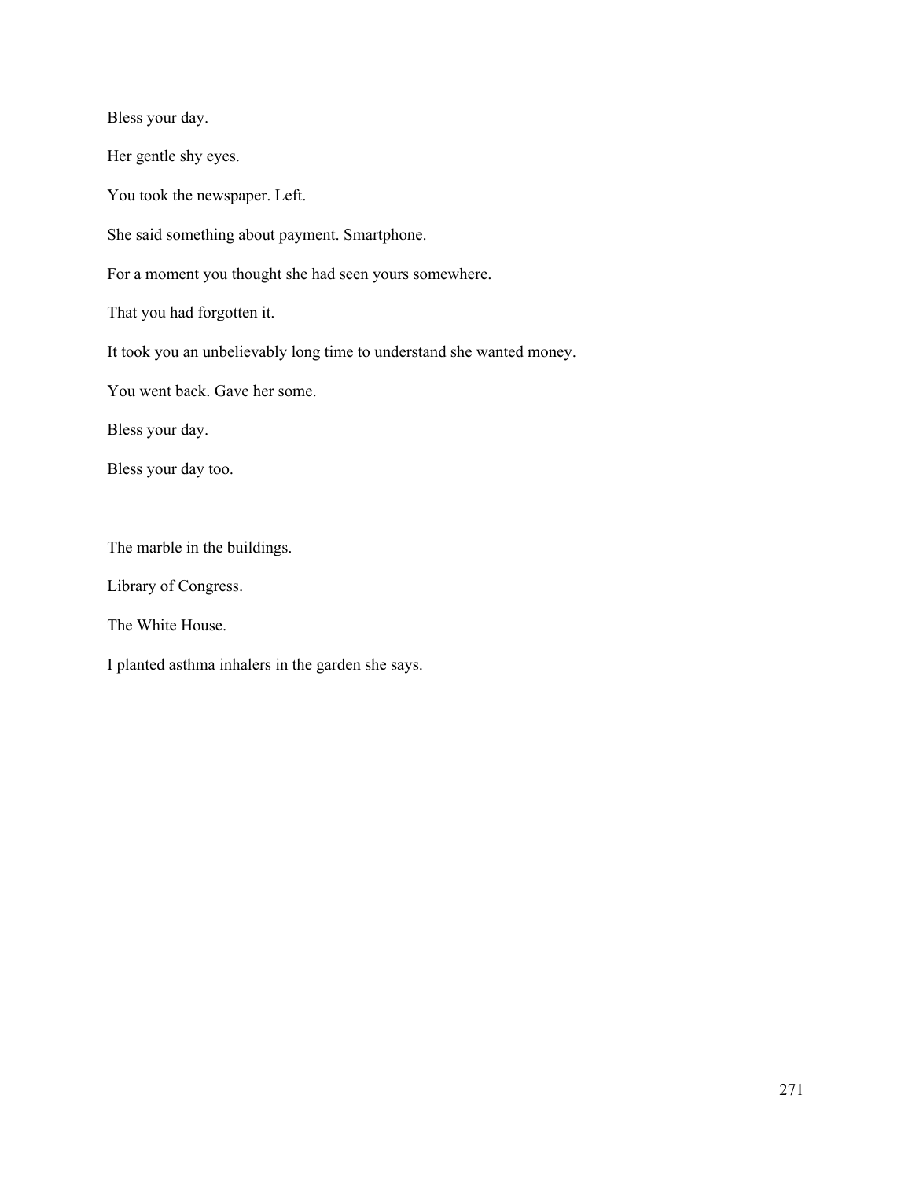Bless your day.

Her gentle shy eyes.

You took the newspaper. Left.

She said something about payment. Smartphone.

For a moment you thought she had seen yours somewhere.

That you had forgotten it.

It took you an unbelievably long time to understand she wanted money.

You went back. Gave her some.

Bless your day.

Bless your day too.

The marble in the buildings.

Library of Congress.

The White House.

I planted asthma inhalers in the garden she says.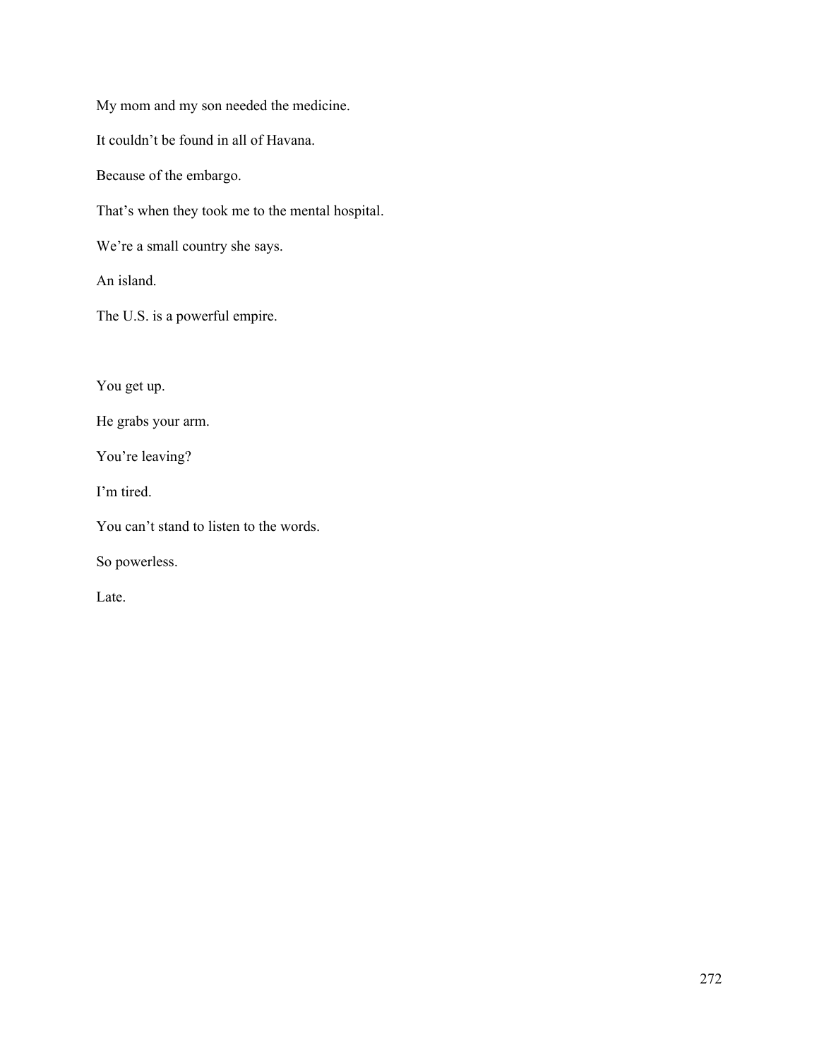My mom and my son needed the medicine.

It couldn't be found in all of Havana.

Because of the embargo.

That's when they took me to the mental hospital.

We're a small country she says.

An island.

The U.S. is a powerful empire.

You get up.

He grabs your arm.

You're leaving?

I'm tired.

You can't stand to listen to the words.

So powerless.

Late.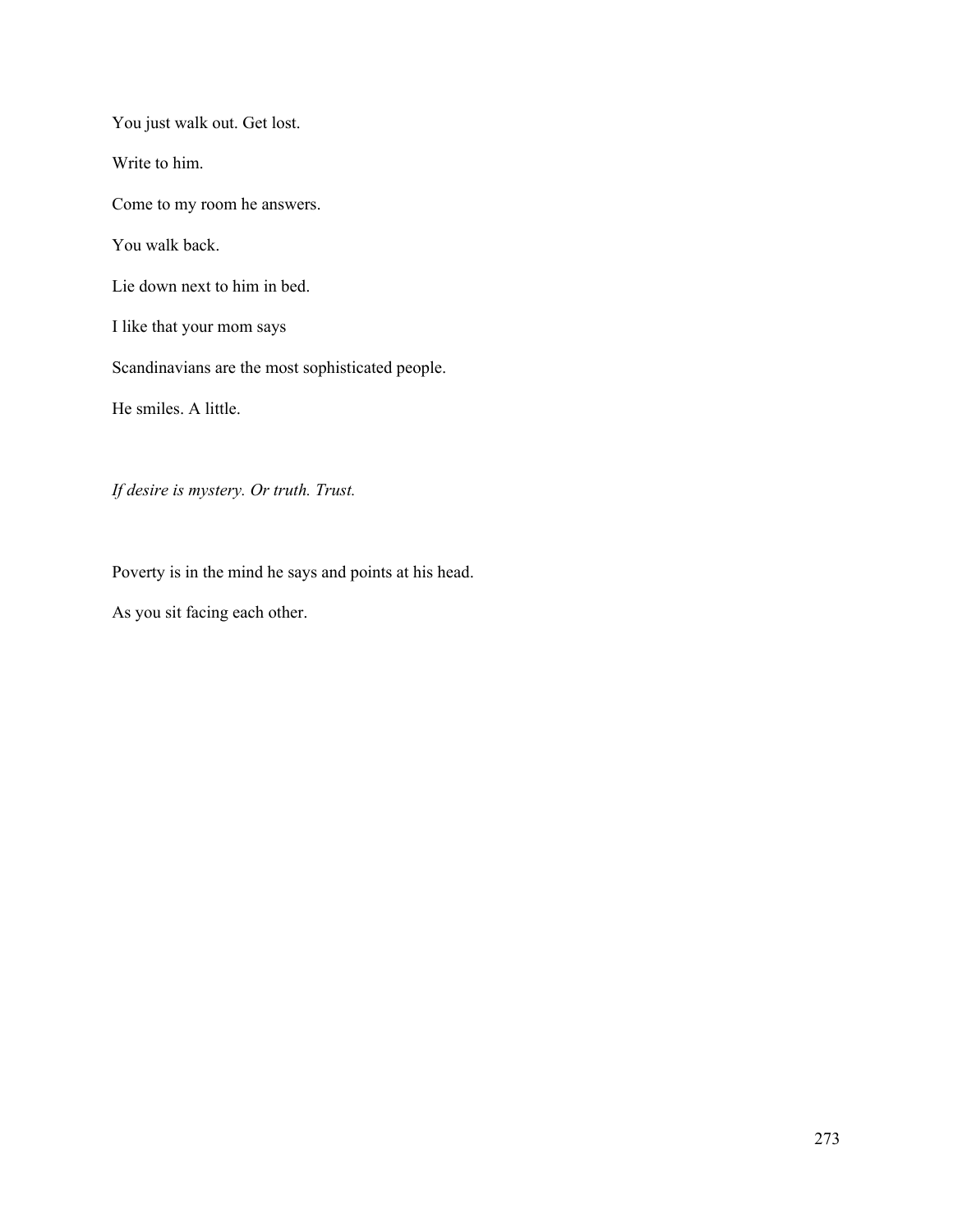You just walk out. Get lost.

Write to him.

Come to my room he answers.

You walk back.

Lie down next to him in bed.

I like that your mom says

Scandinavians are the most sophisticated people.

He smiles. A little.

*If desire is mystery. Or truth. Trust.*

Poverty is in the mind he says and points at his head.

As you sit facing each other.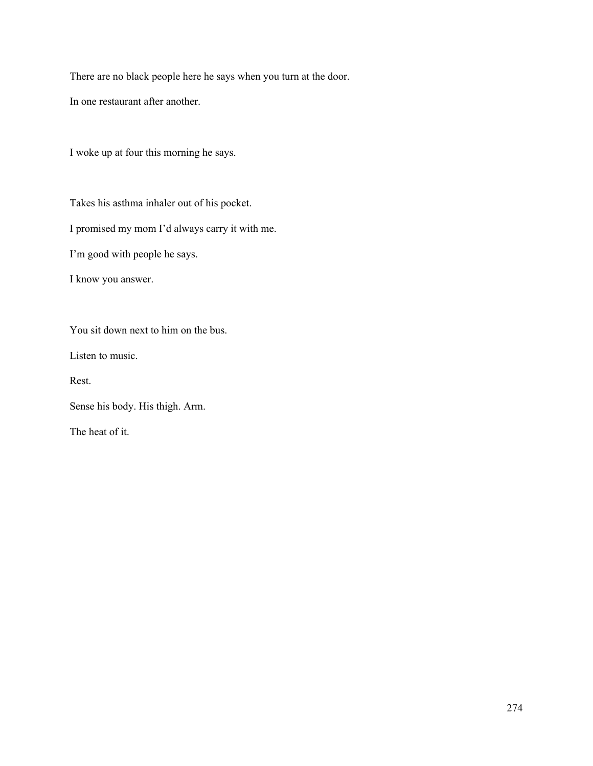There are no black people here he says when you turn at the door.

In one restaurant after another.

I woke up at four this morning he says.

Takes his asthma inhaler out of his pocket.

I promised my mom I'd always carry it with me.

I'm good with people he says.

I know you answer.

You sit down next to him on the bus.

Listen to music.

Rest.

Sense his body. His thigh. Arm.

The heat of it.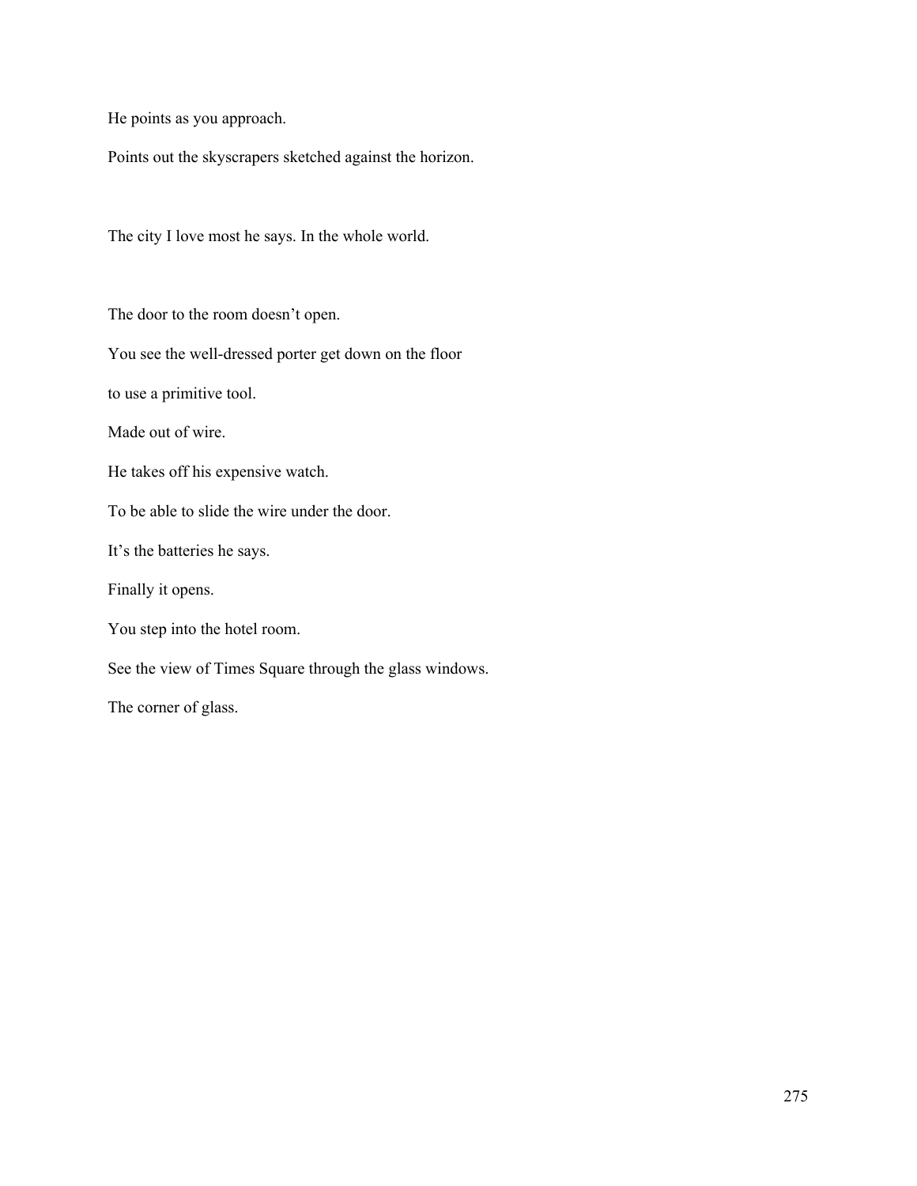He points as you approach.

Points out the skyscrapers sketched against the horizon.

The city I love most he says. In the whole world.

The door to the room doesn't open.

You see the well-dressed porter get down on the floor

to use a primitive tool.

Made out of wire.

He takes off his expensive watch.

To be able to slide the wire under the door.

It's the batteries he says.

Finally it opens.

You step into the hotel room.

See the view of Times Square through the glass windows.

The corner of glass.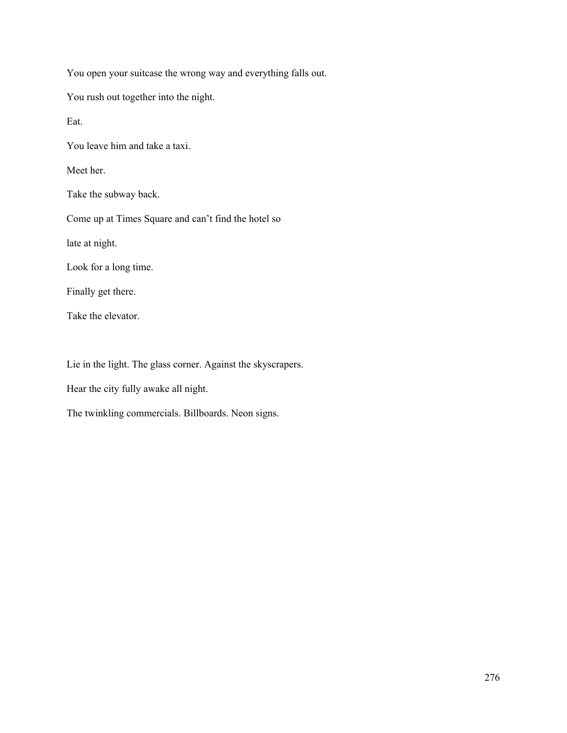You open your suitcase the wrong way and everything falls out.

You rush out together into the night.

Eat.

You leave him and take a taxi.

Meet her.

Take the subway back.

Come up at Times Square and can’t find the hotel so

late at night.

Look for a long time.

Finally get there.

Take the elevator.

Lie in the light. The glass corner. Against the skyscrapers.

Hear the city fully awake all night.

The twinkling commercials. Billboards. Neon signs.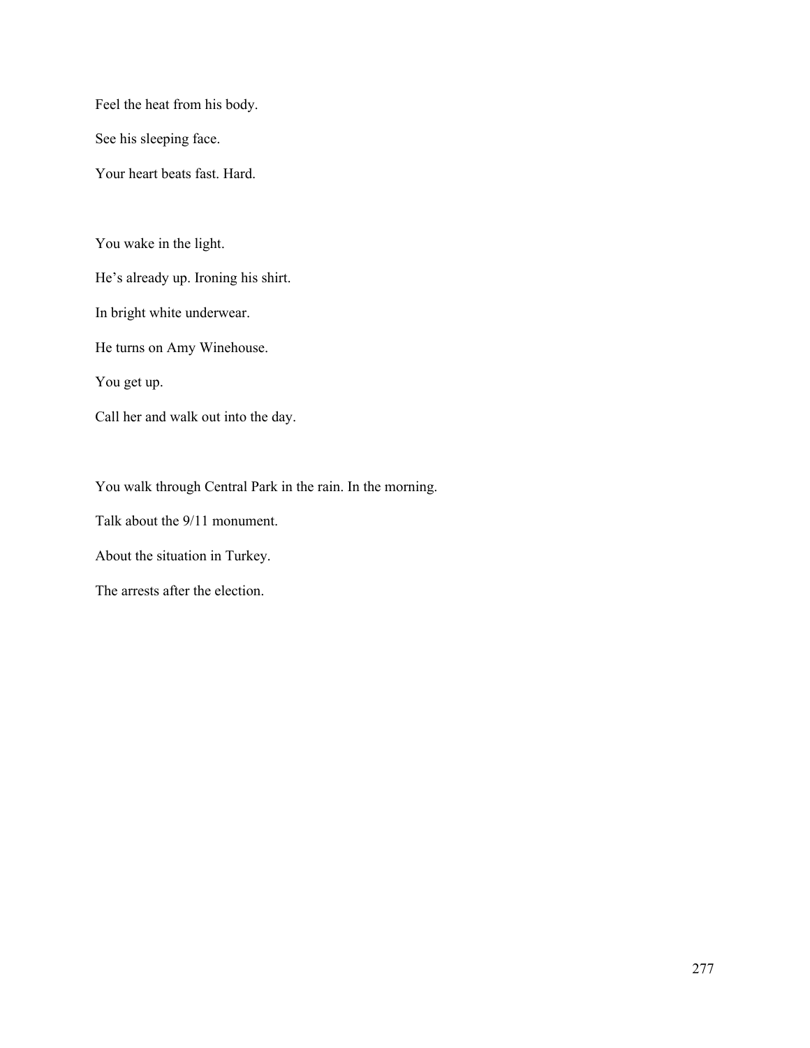Feel the heat from his body.

See his sleeping face.

Your heart beats fast. Hard.

You wake in the light.

He's already up. Ironing his shirt.

In bright white underwear.

He turns on Amy Winehouse.

You get up.

Call her and walk out into the day.

You walk through Central Park in the rain. In the morning.

Talk about the 9/11 monument.

About the situation in Turkey.

The arrests after the election.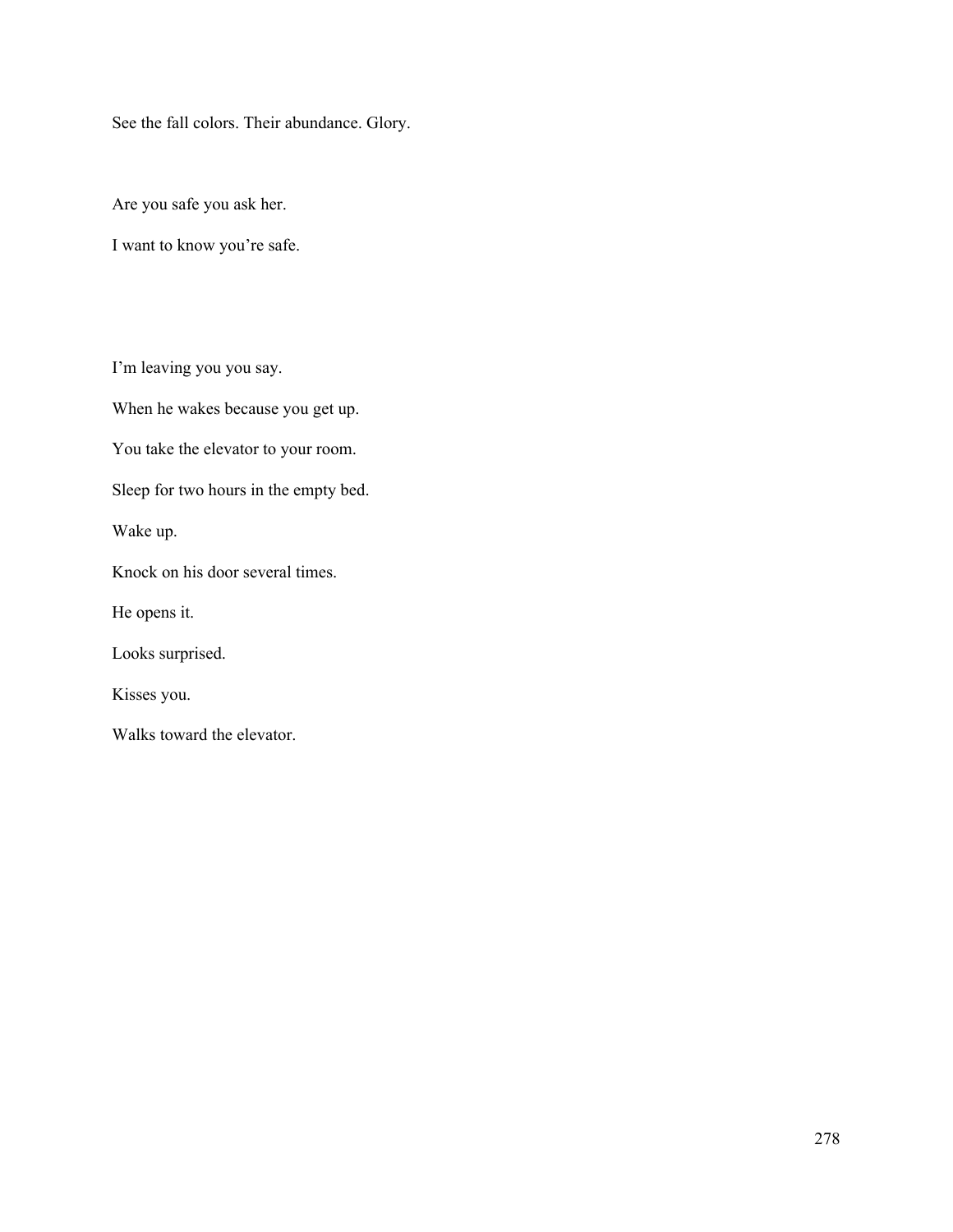See the fall colors. Their abundance. Glory.

Are you safe you ask her.

I want to know you're safe.

I'm leaving you you say.

When he wakes because you get up.

You take the elevator to your room.

Sleep for two hours in the empty bed.

Wake up.

Knock on his door several times.

He opens it.

Looks surprised.

Kisses you.

Walks toward the elevator.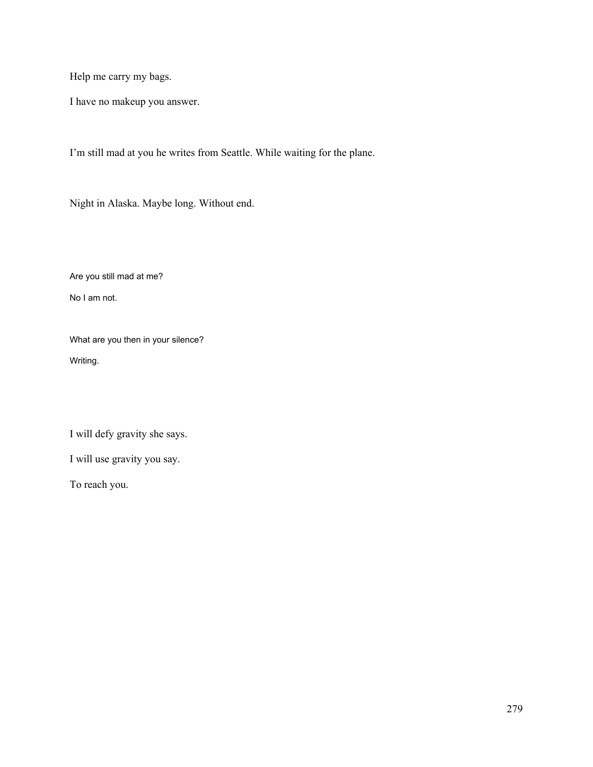Help me carry my bags.

I have no makeup you answer.

I'm still mad at you he writes from Seattle. While waiting for the plane.

Night in Alaska. Maybe long. Without end.

Are you still mad at me?

No I am not.

What are you then in your silence?

Writing.

I will defy gravity she says.

I will use gravity you say.

To reach you.